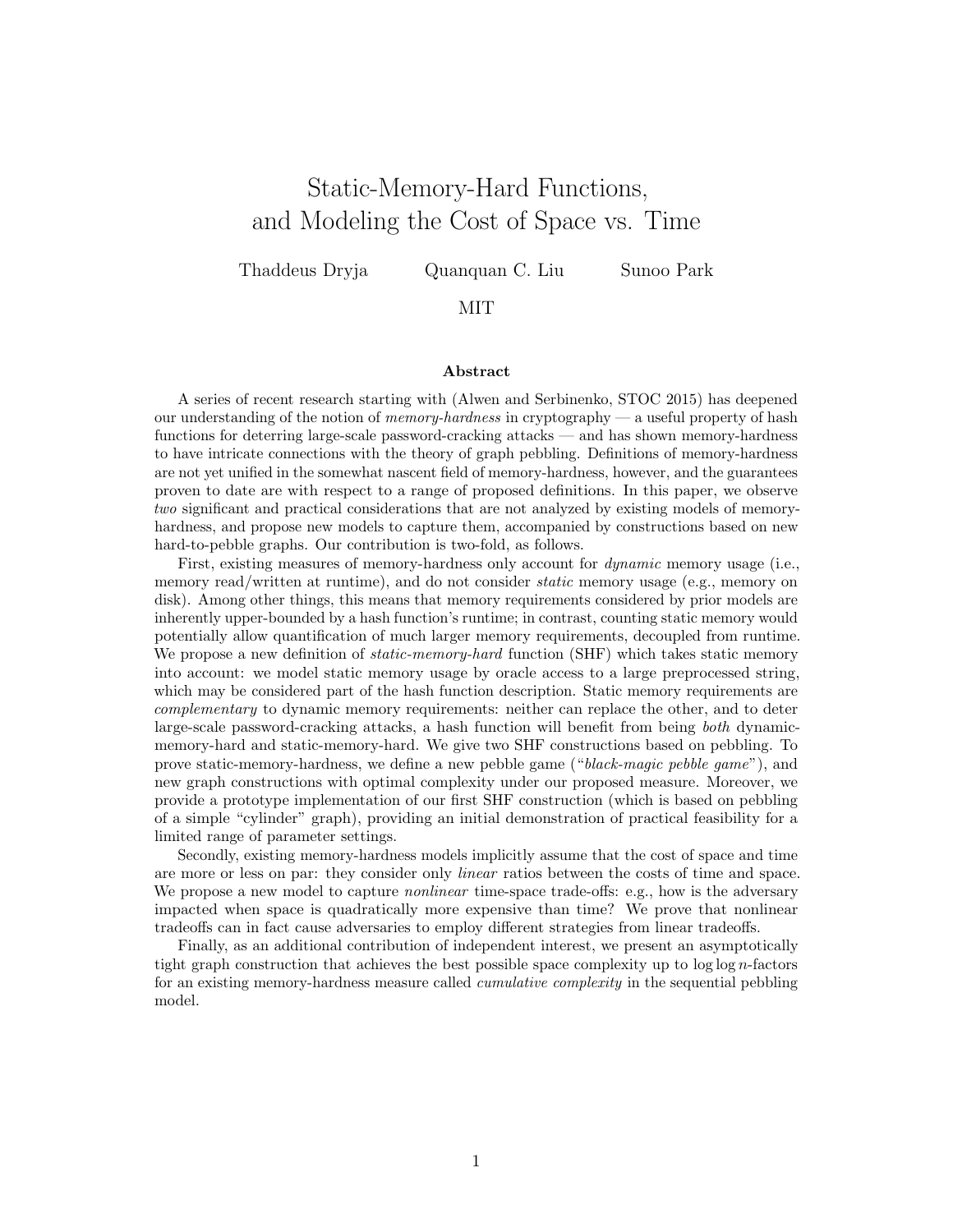# Static-Memory-Hard Functions, and Modeling the Cost of Space vs. Time

Thaddeus Dryja Quanquan C. Liu Sunoo Park

MIT

### Abstract

A series of recent research starting with (Alwen and Serbinenko, STOC 2015) has deepened our understanding of the notion of *memory-hardness* in cryptography — a useful property of hash functions for deterring large-scale password-cracking attacks — and has shown memory-hardness to have intricate connections with the theory of graph pebbling. Definitions of memory-hardness are not yet unified in the somewhat nascent field of memory-hardness, however, and the guarantees proven to date are with respect to a range of proposed definitions. In this paper, we observe *two* significant and practical considerations that are not analyzed by existing models of memory-hardness, and propose new models to capture them, accompanied by constructions based on new hard-to-pebble graphs. Our contribution is two-fold, as follows.

First, existing measures of memory-hardness only account for *dynamic* memory usage (i.e., memory read/written at runtime), and do not consider *static* memory usage (e.g., memory on disk). Among other things, this means that memory requirements considered by prior models are inherently upper-bounded by a hash function's runtime; in contrast, counting static memory would potentially allow quantification of much larger memory requirements, decoupled from runtime. We propose a new definition of *static-memory-hard* function (SHF) which takes static memory into account: we model static memory usage by oracle access to a large preprocessed string, which may be considered part of the hash function description. Static memory requirements are *complementary* to dynamic memory requirements: neither can replace the other, and to deter large-scale password-cracking attacks, a hash function will benefit from being *both* dynamic-memory-hard and static-memory-hard. We give two SHF constructions based on pebbling. To prove static-memory-hardness, we define a new pebble game ("*black-magic pebble game*"), and new graph constructions with optimal complexity under our proposed measure. Moreover, we provide a prototype implementation of our first SHF construction (which is based on pebbling of a simple "cylinder" graph), providing an initial demonstration of practical feasibility for a limited range of parameter settings.

Secondly, existing memory-hardness models implicitly assume that the cost of space and time are more or less on par: they consider only *linear* ratios between the costs of time and space. We propose a new model to capture *nonlinear* time-space trade-offs: e.g., how is the adversary impacted when space is quadratically more expensive than time? We prove that nonlinear tradeoffs can in fact cause adversaries to employ different strategies from linear tradeoffs.

Finally, as an additional contribution of independent interest, we present an asymptotically tight graph construction that achieves the best possible space complexity up to $\log \log n$-factors for an existing memory-hardness measure called *cumulative complexity* in the sequential pebbling model.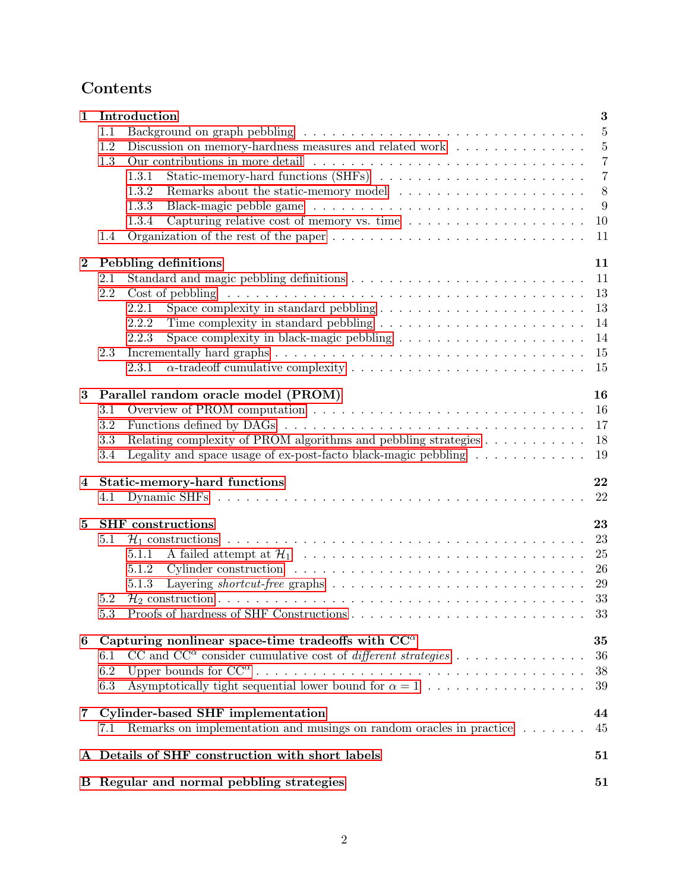# Contents

- 1 Introduction — 3
  - 1.1 Background on graph pebbling — 5
  - 1.2 Discussion on memory-hardness measures and related work — 5
  - 1.3 Our contributions in more detail — 7
    - 1.3.1 Static-memory-hard functions (SHFs) — 7
    - 1.3.2 Remarks about the static-memory model — 8
    - 1.3.3 Black-magic pebble game — 9
    - 1.3.4 Capturing relative cost of memory vs. time — 10
  - 1.4 Organization of the rest of the paper — 11
- 2 Pebbling definitions — 11
  - 2.1 Standard and magic pebbling definitions — 11
  - 2.2 Cost of pebbling — 13
    - 2.2.1 Space complexity in standard pebbling — 13
    - 2.2.2 Time complexity in standard pebbling — 14
    - 2.2.3 Space complexity in black-magic pebbling — 14
  - 2.3 Incrementally hard graphs — 15
    - 2.3.1 $\alpha$-tradeoff cumulative complexity — 15
- 3 Parallel random oracle model (PROM) — 16
  - 3.1 Overview of PROM computation — 16
  - 3.2 Functions defined by DAGs — 17
  - 3.3 Relating complexity of PROM algorithms and pebbling strategies — 18
  - 3.4 Legality and space usage of ex-post-facto black-magic pebbling — 19
- 4 Static-memory-hard functions — 22
  - 4.1 Dynamic SHFs — 22
- 5 SHF constructions — 23
  - 5.1 $\mathcal{H}_1$ constructions — 23
    - 5.1.1 A failed attempt at $\mathcal{H}_1$ — 25
    - 5.1.2 Cylinder construction — 26
    - 5.1.3 Layering *shortcut-free* graphs — 29
  - 5.2 $\mathcal{H}_2$ construction — 33
  - 5.3 Proofs of hardness of SHF Constructions — 33
- 6 Capturing nonlinear space-time tradeoffs with $\mathrm{CC}^\alpha$ — 35
  - 6.1 CC and $\mathrm{CC}^\alpha$ consider cumulative cost of *different strategies* — 36
  - 6.2 Upper bounds for $\mathrm{CC}^\alpha$ — 38
  - 6.3 Asymptotically tight sequential lower bound for $\alpha = 1$ — 39
- 7 Cylinder-based SHF implementation — 44
  - 7.1 Remarks on implementation and musings on random oracles in practice — 45
- A Details of SHF construction with short labels — 51
- B Regular and normal pebbling strategies — 51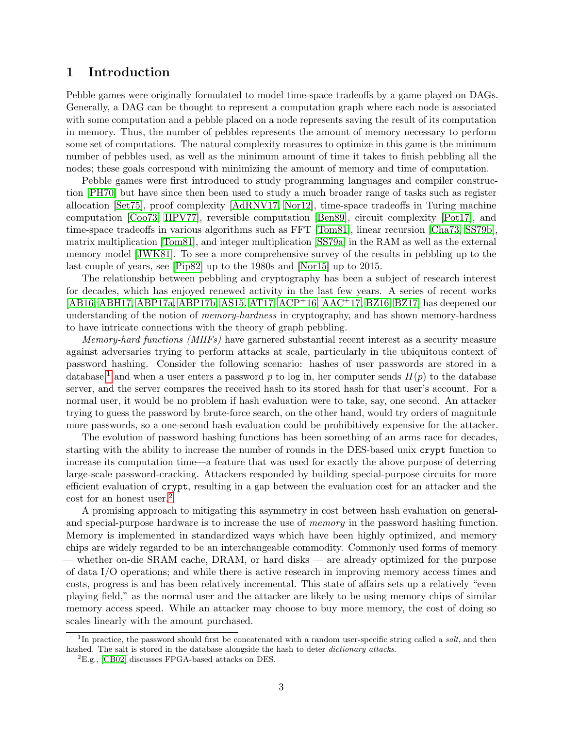## 1 Introduction

Pebble games were originally formulated to model time-space tradeoffs by a game played on DAGs. Generally, a DAG can be thought to represent a computation graph where each node is associated with some computation and a pebble placed on a node represents saving the result of its computation in memory. Thus, the number of pebbles represents the amount of memory necessary to perform some set of computations. The natural complexity measures to optimize in this game is the minimum number of pebbles used, as well as the minimum amount of time it takes to finish pebbling all the nodes; these goals correspond with minimizing the amount of memory and time of computation.

Pebble games were first introduced to study programming languages and compiler construction [PH70] but have since then been used to study a much broader range of tasks such as register allocation [Set75], proof complexity [AdRNV17, Nor12], time-space tradeoffs in Turing machine computation [Coo73, HPV77], reversible computation [Ben89], circuit complexity [Pot17], and time-space tradeoffs in various algorithms such as FFT [Tom81], linear recursion [Cha73, SS79b], matrix multiplication [Tom81], and integer multiplication [SS79a] in the RAM as well as the external memory model [JWK81]. To see a more comprehensive survey of the results in pebbling up to the last couple of years, see [Pip82] up to the 1980s and [Nor15] up to 2015.

The relationship between pebbling and cryptography has been a subject of research interest for decades, which has enjoyed renewed activity in the last few years. A series of recent works [AB16, ABH17, ABP17a, ABP17b, AS15, AT17, ACP+16, AAC+17, BZ16, BZ17] has deepened our understanding of the notion of *memory-hardness* in cryptography, and has shown memory-hardness to have intricate connections with the theory of graph pebbling.

*Memory-hard functions (MHFs)* have garnered substantial recent interest as a security measure against adversaries trying to perform attacks at scale, particularly in the ubiquitous context of password hashing. Consider the following scenario: hashes of user passwords are stored in a database,[1] and when a user enters a password $p$ to log in, her computer sends $H(p)$ to the database server, and the server compares the received hash to its stored hash for that user's account. For a normal user, it would be no problem if hash evaluation were to take, say, one second. An attacker trying to guess the password by brute-force search, on the other hand, would try orders of magnitude more passwords, so a one-second hash evaluation could be prohibitively expensive for the attacker.

The evolution of password hashing functions has been something of an arms race for decades, starting with the ability to increase the number of rounds in the DES-based unix `crypt` function to increase its computation time—a feature that was used for exactly the above purpose of deterring large-scale password-cracking. Attackers responded by building special-purpose circuits for more efficient evaluation of `crypt`, resulting in a gap between the evaluation cost for an attacker and the cost for an honest user.[2]

A promising approach to mitigating this asymmetry in cost between hash evaluation on general- and special-purpose hardware is to increase the use of *memory* in the password hashing function. Memory is implemented in standardized ways which have been highly optimized, and memory chips are widely regarded to be an interchangeable commodity. Commonly used forms of memory — whether on-die SRAM cache, DRAM, or hard disks — are already optimized for the purpose of data I/O operations; and while there is active research in improving memory access times and costs, progress is and has been relatively incremental. This state of affairs sets up a relatively "even playing field," as the normal user and the attacker are likely to be using memory chips of similar memory access speed. While an attacker may choose to buy more memory, the cost of doing so scales linearly with the amount purchased.

[1] In practice, the password should first be concatenated with a random user-specific string called a *salt*, and then hashed. The salt is stored in the database alongside the hash to deter *dictionary attacks*.

[2] E.g., [CB02] discusses FPGA-based attacks on DES.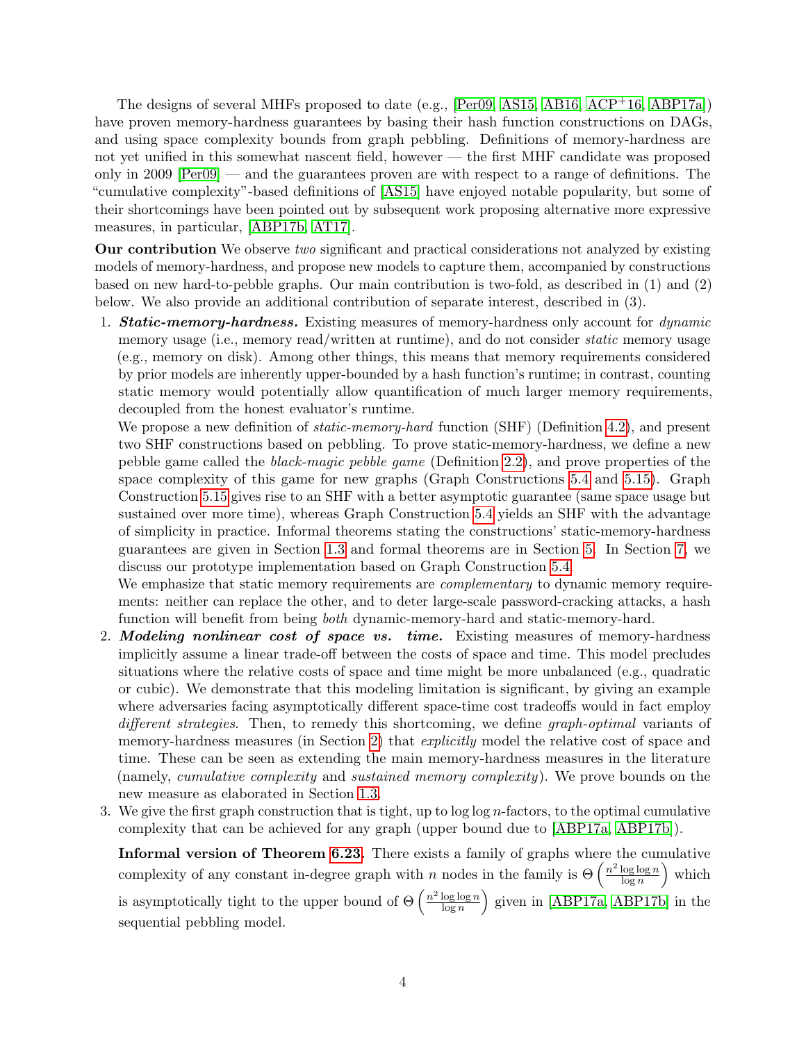The designs of several MHFs proposed to date (e.g., [Per09, AS15, AB16, ACP+16, ABP17a]) have proven memory-hardness guarantees by basing their hash function constructions on DAGs, and using space complexity bounds from graph pebbling. Definitions of memory-hardness are not yet unified in this somewhat nascent field, however — the first MHF candidate was proposed only in 2009 [Per09] — and the guarantees proven are with respect to a range of definitions. The "cumulative complexity"-based definitions of [AS15] have enjoyed notable popularity, but some of their shortcomings have been pointed out by subsequent work proposing alternative more expressive measures, in particular, [ABP17b, AT17].

**Our contribution** We observe *two* significant and practical considerations not analyzed by existing models of memory-hardness, and propose new models to capture them, accompanied by constructions based on new hard-to-pebble graphs. Our main contribution is two-fold, as described in (1) and (2) below. We also provide an additional contribution of separate interest, described in (3).

1. ***Static-memory-hardness.*** Existing measures of memory-hardness only account for *dynamic* memory usage (i.e., memory read/written at runtime), and do not consider *static* memory usage (e.g., memory on disk). Among other things, this means that memory requirements considered by prior models are inherently upper-bounded by a hash function's runtime; in contrast, counting static memory would potentially allow quantification of much larger memory requirements, decoupled from the honest evaluator's runtime.

   We propose a new definition of *static-memory-hard* function (SHF) (Definition 4.2), and present two SHF constructions based on pebbling. To prove static-memory-hardness, we define a new pebble game called the *black-magic pebble game* (Definition 2.2), and prove properties of the space complexity of this game for new graphs (Graph Constructions 5.4 and 5.15). Graph Construction 5.15 gives rise to an SHF with a better asymptotic guarantee (same space usage but sustained over more time), whereas Graph Construction 5.4 yields an SHF with the advantage of simplicity in practice. Informal theorems stating the constructions' static-memory-hardness guarantees are given in Section 1.3 and formal theorems are in Section 5. In Section 7, we discuss our prototype implementation based on Graph Construction 5.4.

   We emphasize that static memory requirements are *complementary* to dynamic memory requirements: neither can replace the other, and to deter large-scale password-cracking attacks, a hash function will benefit from being *both* dynamic-memory-hard and static-memory-hard.

2. ***Modeling nonlinear cost of space vs. time.*** Existing measures of memory-hardness implicitly assume a linear trade-off between the costs of space and time. This model precludes situations where the relative costs of space and time might be more unbalanced (e.g., quadratic or cubic). We demonstrate that this modeling limitation is significant, by giving an example where adversaries facing asymptotically different space-time cost tradeoffs would in fact employ *different strategies*. Then, to remedy this shortcoming, we define *graph-optimal* variants of memory-hardness measures (in Section 2) that *explicitly* model the relative cost of space and time. These can be seen as extending the main memory-hardness measures in the literature (namely, *cumulative complexity* and *sustained memory complexity*). We prove bounds on the new measure as elaborated in Section 1.3.

3. We give the first graph construction that is tight, up to $\log\log n$-factors, to the optimal cumulative complexity that can be achieved for any graph (upper bound due to [ABP17a, ABP17b]).

   **Informal version of Theorem 6.23.** There exists a family of graphs where the cumulative complexity of any constant in-degree graph with $n$ nodes in the family is $\Theta\left(\frac{n^2 \log\log n}{\log n}\right)$ which is asymptotically tight to the upper bound of $\Theta\left(\frac{n^2 \log\log n}{\log n}\right)$ given in [ABP17a, ABP17b] in the sequential pebbling model.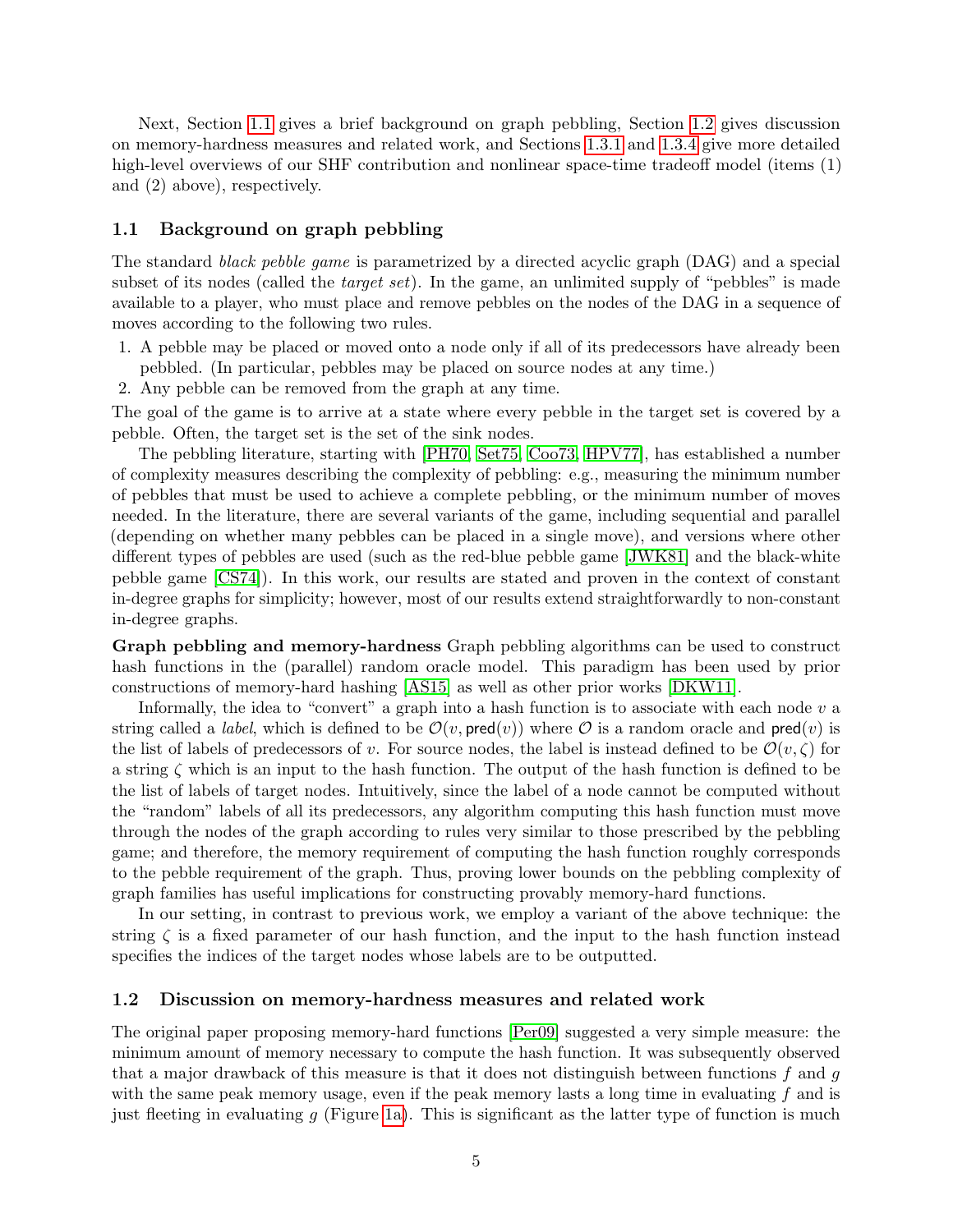Next, Section 1.1 gives a brief background on graph pebbling, Section 1.2 gives discussion on memory-hardness measures and related work, and Sections 1.3.1 and 1.3.4 give more detailed high-level overviews of our SHF contribution and nonlinear space-time tradeoff model (items (1) and (2) above), respectively.

## 1.1 Background on graph pebbling

The standard *black pebble game* is parametrized by a directed acyclic graph (DAG) and a special subset of its nodes (called the *target set*). In the game, an unlimited supply of "pebbles" is made available to a player, who must place and remove pebbles on the nodes of the DAG in a sequence of moves according to the following two rules.

1. A pebble may be placed or moved onto a node only if all of its predecessors have already been pebbled. (In particular, pebbles may be placed on source nodes at any time.)
2. Any pebble can be removed from the graph at any time.

The goal of the game is to arrive at a state where every pebble in the target set is covered by a pebble. Often, the target set is the set of the sink nodes.

The pebbling literature, starting with [PH70, Set75, Coo73, HPV77], has established a number of complexity measures describing the complexity of pebbling: e.g., measuring the minimum number of pebbles that must be used to achieve a complete pebbling, or the minimum number of moves needed. In the literature, there are several variants of the game, including sequential and parallel (depending on whether many pebbles can be placed in a single move), and versions where other different types of pebbles are used (such as the red-blue pebble game [JWK81] and the black-white pebble game [CS74]). In this work, our results are stated and proven in the context of constant in-degree graphs for simplicity; however, most of our results extend straightforwardly to non-constant in-degree graphs.

**Graph pebbling and memory-hardness** Graph pebbling algorithms can be used to construct hash functions in the (parallel) random oracle model. This paradigm has been used by prior constructions of memory-hard hashing [AS15] as well as other prior works [DKW11].

Informally, the idea to "convert" a graph into a hash function is to associate with each node $v$ a string called a *label*, which is defined to be $\mathcal{O}(v, \mathsf{pred}(v))$ where $\mathcal{O}$ is a random oracle and $\mathsf{pred}(v)$ is the list of labels of predecessors of $v$. For source nodes, the label is instead defined to be $\mathcal{O}(v, \zeta)$ for a string $\zeta$ which is an input to the hash function. The output of the hash function is defined to be the list of labels of target nodes. Intuitively, since the label of a node cannot be computed without the "random" labels of all its predecessors, any algorithm computing this hash function must move through the nodes of the graph according to rules very similar to those prescribed by the pebbling game; and therefore, the memory requirement of computing the hash function roughly corresponds to the pebble requirement of the graph. Thus, proving lower bounds on the pebbling complexity of graph families has useful implications for constructing provably memory-hard functions.

In our setting, in contrast to previous work, we employ a variant of the above technique: the string $\zeta$ is a fixed parameter of our hash function, and the input to the hash function instead specifies the indices of the target nodes whose labels are to be outputted.

## 1.2 Discussion on memory-hardness measures and related work

The original paper proposing memory-hard functions [Per09] suggested a very simple measure: the minimum amount of memory necessary to compute the hash function. It was subsequently observed that a major drawback of this measure is that it does not distinguish between functions $f$ and $g$ with the same peak memory usage, even if the peak memory lasts a long time in evaluating $f$ and is just fleeting in evaluating $g$ (Figure 1a). This is significant as the latter type of function is much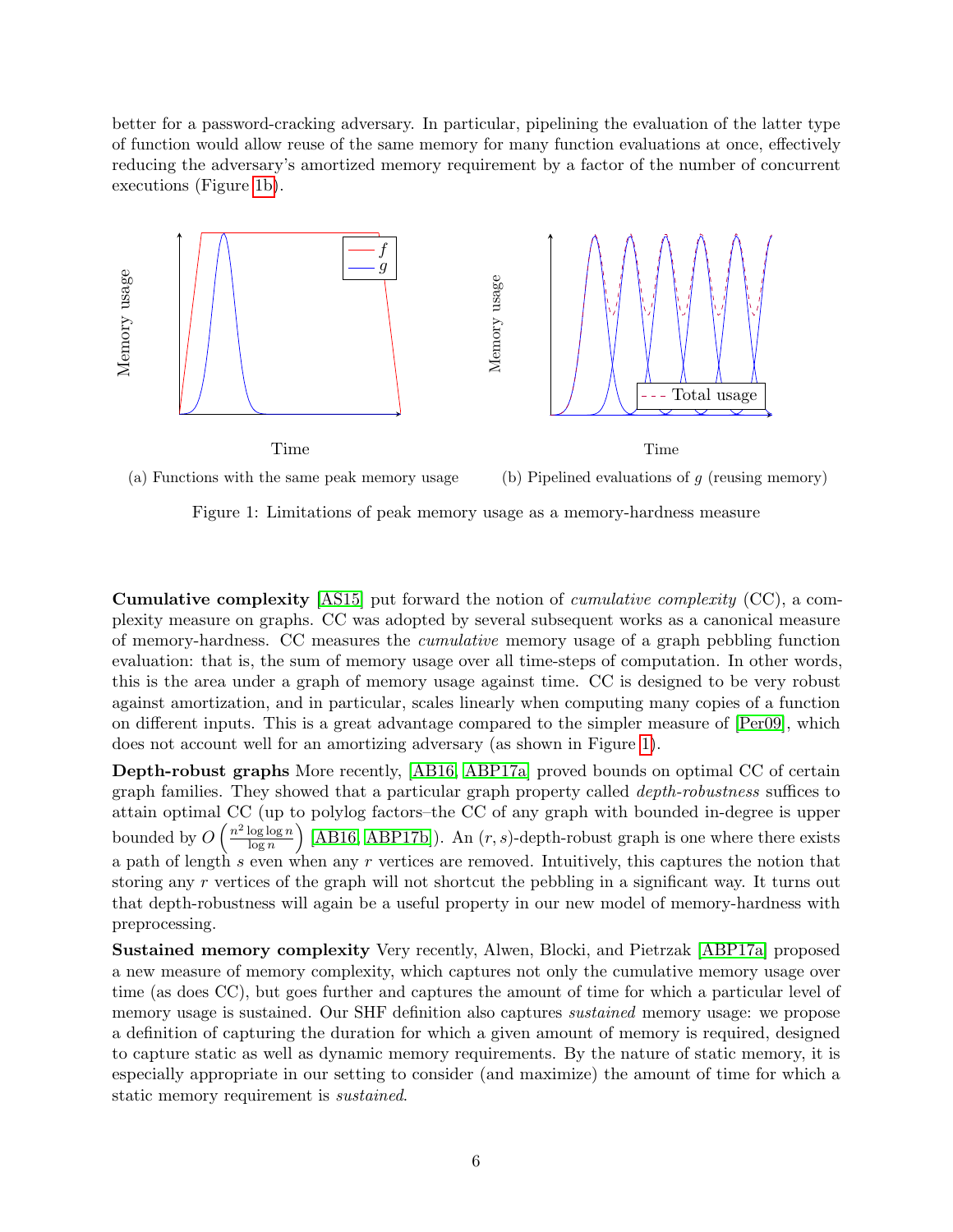better for a password-cracking adversary. In particular, pipelining the evaluation of the latter type of function would allow reuse of the same memory for many function evaluations at once, effectively reducing the adversary's amortized memory requirement by a factor of the number of concurrent executions (Figure 1b).

Memory usage

$f$

$g$

Time

(a) Functions with the same peak memory usage

Memory usage

Total usage

Time

(b) Pipelined evaluations of $g$ (reusing memory)

Figure 1: Limitations of peak memory usage as a memory-hardness measure

**Cumulative complexity** [AS15] put forward the notion of *cumulative complexity* (CC), a complexity measure on graphs. CC was adopted by several subsequent works as a canonical measure of memory-hardness. CC measures the *cumulative* memory usage of a graph pebbling function evaluation: that is, the sum of memory usage over all time-steps of computation. In other words, this is the area under a graph of memory usage against time. CC is designed to be very robust against amortization, and in particular, scales linearly when computing many copies of a function on different inputs. This is a great advantage compared to the simpler measure of [Per09], which does not account well for an amortizing adversary (as shown in Figure 1).

**Depth-robust graphs** More recently, [AB16, ABP17a] proved bounds on optimal CC of certain graph families. They showed that a particular graph property called *depth-robustness* suffices to attain optimal CC (up to polylog factors–the CC of any graph with bounded in-degree is upper bounded by $O\left(\frac{n^2 \log\log n}{\log n}\right)$ [AB16, ABP17b]). An $(r, s)$-depth-robust graph is one where there exists a path of length $s$ even when any $r$ vertices are removed. Intuitively, this captures the notion that storing any $r$ vertices of the graph will not shortcut the pebbling in a significant way. It turns out that depth-robustness will again be a useful property in our new model of memory-hardness with preprocessing.

**Sustained memory complexity** Very recently, Alwen, Blocki, and Pietrzak [ABP17a] proposed a new measure of memory complexity, which captures not only the cumulative memory usage over time (as does CC), but goes further and captures the amount of time for which a particular level of memory usage is sustained. Our SHF definition also captures *sustained* memory usage: we propose a definition of capturing the duration for which a given amount of memory is required, designed to capture static as well as dynamic memory requirements. By the nature of static memory, it is especially appropriate in our setting to consider (and maximize) the amount of time for which a static memory requirement is *sustained*.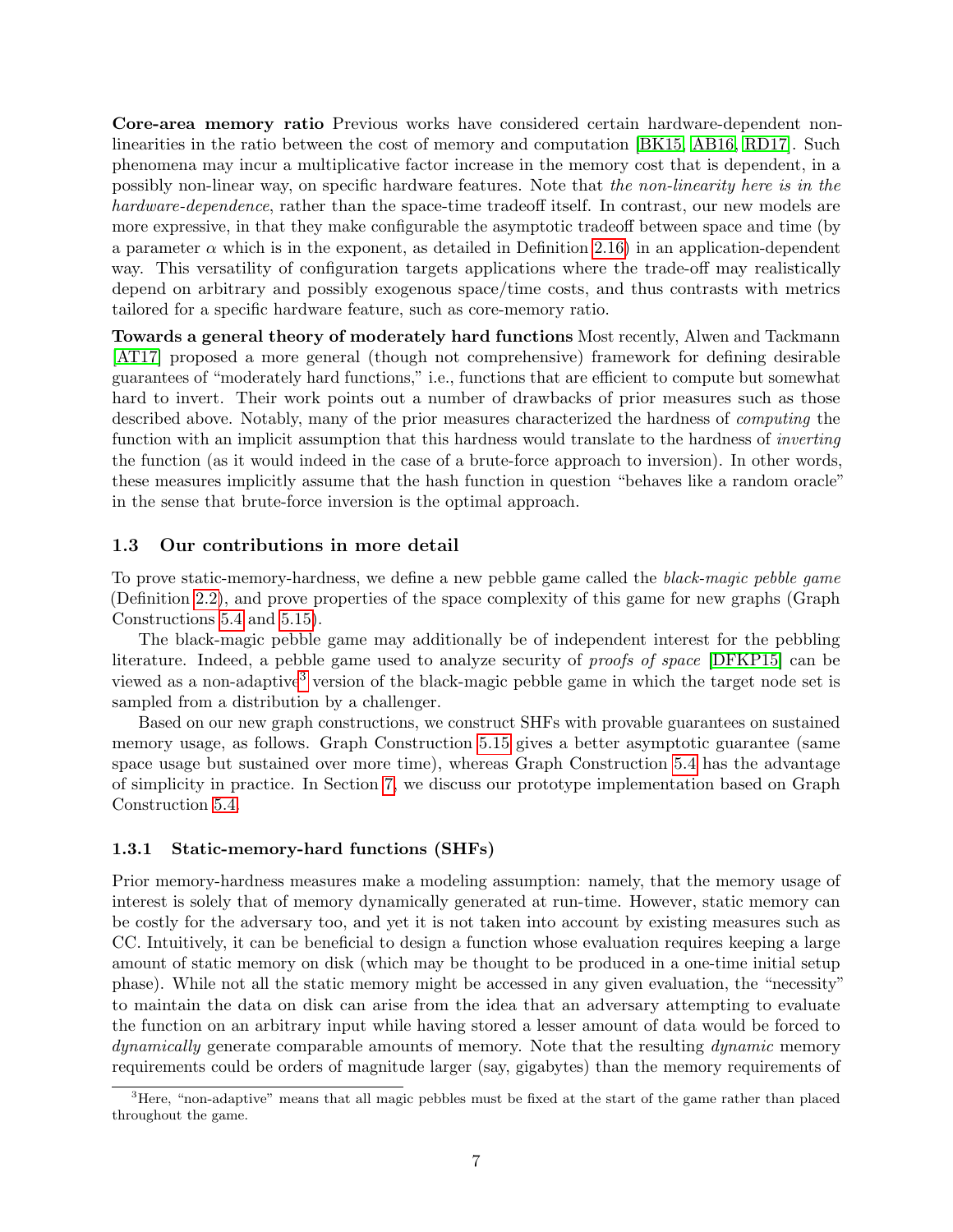**Core-area memory ratio** Previous works have considered certain hardware-dependent non-linearities in the ratio between the cost of memory and computation [BK15, AB16, RD17]. Such phenomena may incur a multiplicative factor increase in the memory cost that is dependent, in a possibly non-linear way, on specific hardware features. Note that *the non-linearity here is in the hardware-dependence*, rather than the space-time tradeoff itself. In contrast, our new models are more expressive, in that they make configurable the asymptotic tradeoff between space and time (by a parameter $\alpha$ which is in the exponent, as detailed in Definition 2.16) in an application-dependent way. This versatility of configuration targets applications where the trade-off may realistically depend on arbitrary and possibly exogenous space/time costs, and thus contrasts with metrics tailored for a specific hardware feature, such as core-memory ratio.

**Towards a general theory of moderately hard functions** Most recently, Alwen and Tackmann [AT17] proposed a more general (though not comprehensive) framework for defining desirable guarantees of "moderately hard functions," i.e., functions that are efficient to compute but somewhat hard to invert. Their work points out a number of drawbacks of prior measures such as those described above. Notably, many of the prior measures characterized the hardness of *computing* the function with an implicit assumption that this hardness would translate to the hardness of *inverting* the function (as it would indeed in the case of a brute-force approach to inversion). In other words, these measures implicitly assume that the hash function in question "behaves like a random oracle" in the sense that brute-force inversion is the optimal approach.

## 1.3 Our contributions in more detail

To prove static-memory-hardness, we define a new pebble game called the *black-magic pebble game* (Definition 2.2), and prove properties of the space complexity of this game for new graphs (Graph Constructions 5.4 and 5.15).

The black-magic pebble game may additionally be of independent interest for the pebbling literature. Indeed, a pebble game used to analyze security of *proofs of space* [DFKP15] can be viewed as a non-adaptive[3] version of the black-magic pebble game in which the target node set is sampled from a distribution by a challenger.

Based on our new graph constructions, we construct SHFs with provable guarantees on sustained memory usage, as follows. Graph Construction 5.15 gives a better asymptotic guarantee (same space usage but sustained over more time), whereas Graph Construction 5.4 has the advantage of simplicity in practice. In Section 7, we discuss our prototype implementation based on Graph Construction 5.4.

### 1.3.1 Static-memory-hard functions (SHFs)

Prior memory-hardness measures make a modeling assumption: namely, that the memory usage of interest is solely that of memory dynamically generated at run-time. However, static memory can be costly for the adversary too, and yet it is not taken into account by existing measures such as CC. Intuitively, it can be beneficial to design a function whose evaluation requires keeping a large amount of static memory on disk (which may be thought to be produced in a one-time initial setup phase). While not all the static memory might be accessed in any given evaluation, the "necessity" to maintain the data on disk can arise from the idea that an adversary attempting to evaluate the function on an arbitrary input while having stored a lesser amount of data would be forced to *dynamically* generate comparable amounts of memory. Note that the resulting *dynamic* memory requirements could be orders of magnitude larger (say, gigabytes) than the memory requirements of

[3] Here, "non-adaptive" means that all magic pebbles must be fixed at the start of the game rather than placed throughout the game.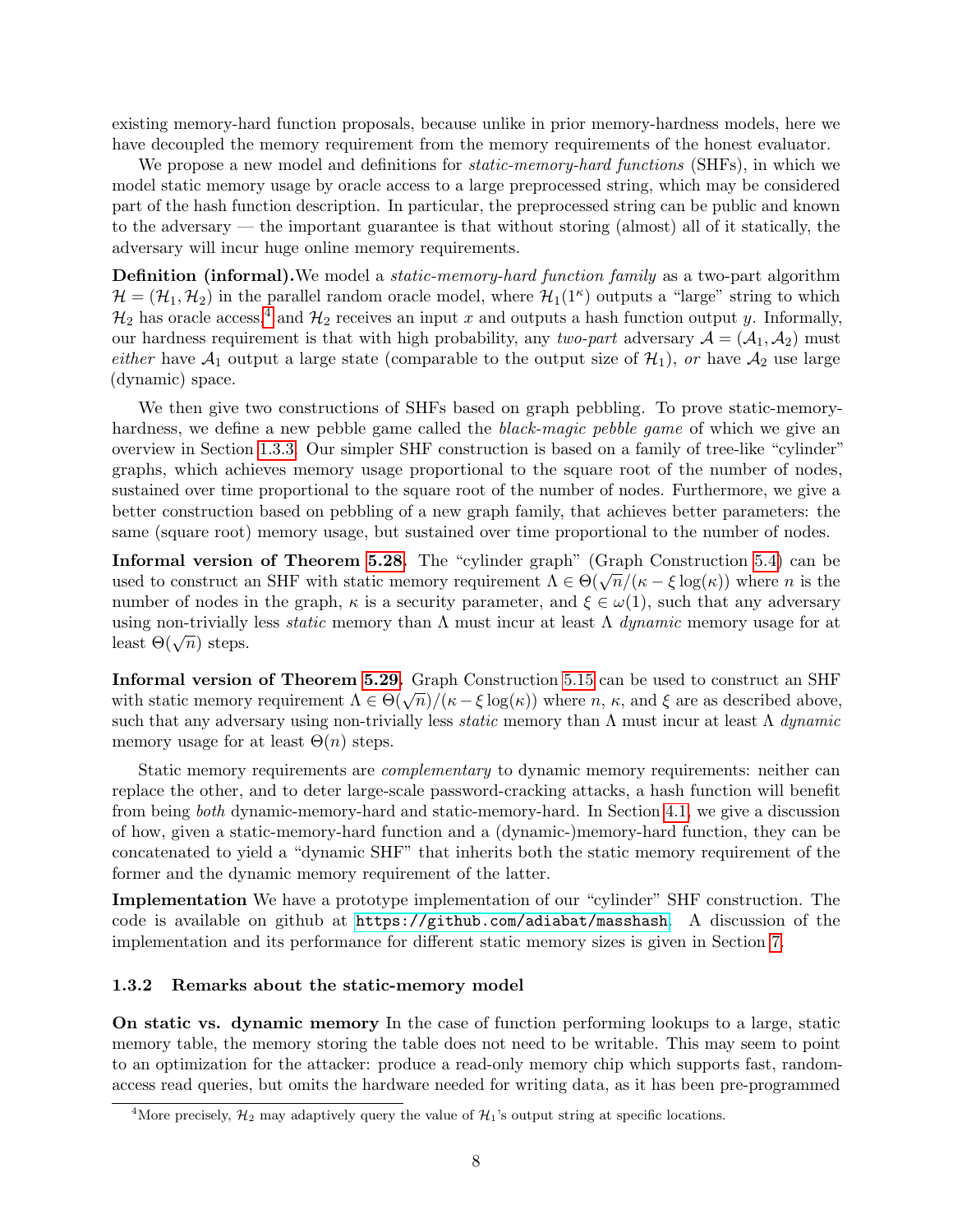existing memory-hard function proposals, because unlike in prior memory-hardness models, here we have decoupled the memory requirement from the memory requirements of the honest evaluator.

We propose a new model and definitions for *static-memory-hard functions* (SHFs), in which we model static memory usage by oracle access to a large preprocessed string, which may be considered part of the hash function description. In particular, the preprocessed string can be public and known to the adversary — the important guarantee is that without storing (almost) all of it statically, the adversary will incur huge online memory requirements.

**Definition (informal).** We model a *static-memory-hard function family* as a two-part algorithm $\mathcal{H} = (\mathcal{H}_1, \mathcal{H}_2)$ in the parallel random oracle model, where $\mathcal{H}_1(1^\kappa)$ outputs a "large" string to which $\mathcal{H}_2$ has oracle access,[4] and $\mathcal{H}_2$ receives an input $x$ and outputs a hash function output $y$. Informally, our hardness requirement is that with high probability, any *two-part* adversary $\mathcal{A} = (\mathcal{A}_1, \mathcal{A}_2)$ must *either* have $\mathcal{A}_1$ output a large state (comparable to the output size of $\mathcal{H}_1$), *or* have $\mathcal{A}_2$ use large (dynamic) space.

We then give two constructions of SHFs based on graph pebbling. To prove static-memory-hardness, we define a new pebble game called the *black-magic pebble game* of which we give an overview in Section 1.3.3. Our simpler SHF construction is based on a family of tree-like "cylinder" graphs, which achieves memory usage proportional to the square root of the number of nodes, sustained over time proportional to the square root of the number of nodes. Furthermore, we give a better construction based on pebbling of a new graph family, that achieves better parameters: the same (square root) memory usage, but sustained over time proportional to the number of nodes.

**Informal version of Theorem 5.28.** The "cylinder graph" (Graph Construction 5.4) can be used to construct an SHF with static memory requirement $\Lambda \in \Theta(\sqrt{n}/(\kappa - \xi \log(\kappa))$ where $n$ is the number of nodes in the graph, $\kappa$ is a security parameter, and $\xi \in \omega(1)$, such that any adversary using non-trivially less *static* memory than $\Lambda$ must incur at least $\Lambda$ *dynamic* memory usage for at least $\Theta(\sqrt{n})$ steps.

**Informal version of Theorem 5.29.** Graph Construction 5.15 can be used to construct an SHF with static memory requirement $\Lambda \in \Theta(\sqrt{n})/(\kappa - \xi \log(\kappa))$ where $n$, $\kappa$, and $\xi$ are as described above, such that any adversary using non-trivially less *static* memory than $\Lambda$ must incur at least $\Lambda$ *dynamic* memory usage for at least $\Theta(n)$ steps.

Static memory requirements are *complementary* to dynamic memory requirements: neither can replace the other, and to deter large-scale password-cracking attacks, a hash function will benefit from being *both* dynamic-memory-hard and static-memory-hard. In Section 4.1, we give a discussion of how, given a static-memory-hard function and a (dynamic-)memory-hard function, they can be concatenated to yield a "dynamic SHF" that inherits both the static memory requirement of the former and the dynamic memory requirement of the latter.

**Implementation** We have a prototype implementation of our "cylinder" SHF construction. The code is available on github at `https://github.com/adiabat/masshash`. A discussion of the implementation and its performance for different static memory sizes is given in Section 7.

### 1.3.2 Remarks about the static-memory model

**On static vs. dynamic memory** In the case of function performing lookups to a large, static memory table, the memory storing the table does not need to be writable. This may seem to point to an optimization for the attacker: produce a read-only memory chip which supports fast, random-access read queries, but omits the hardware needed for writing data, as it has been pre-programmed

[4] More precisely, $\mathcal{H}_2$ may adaptively query the value of $\mathcal{H}_1$'s output string at specific locations.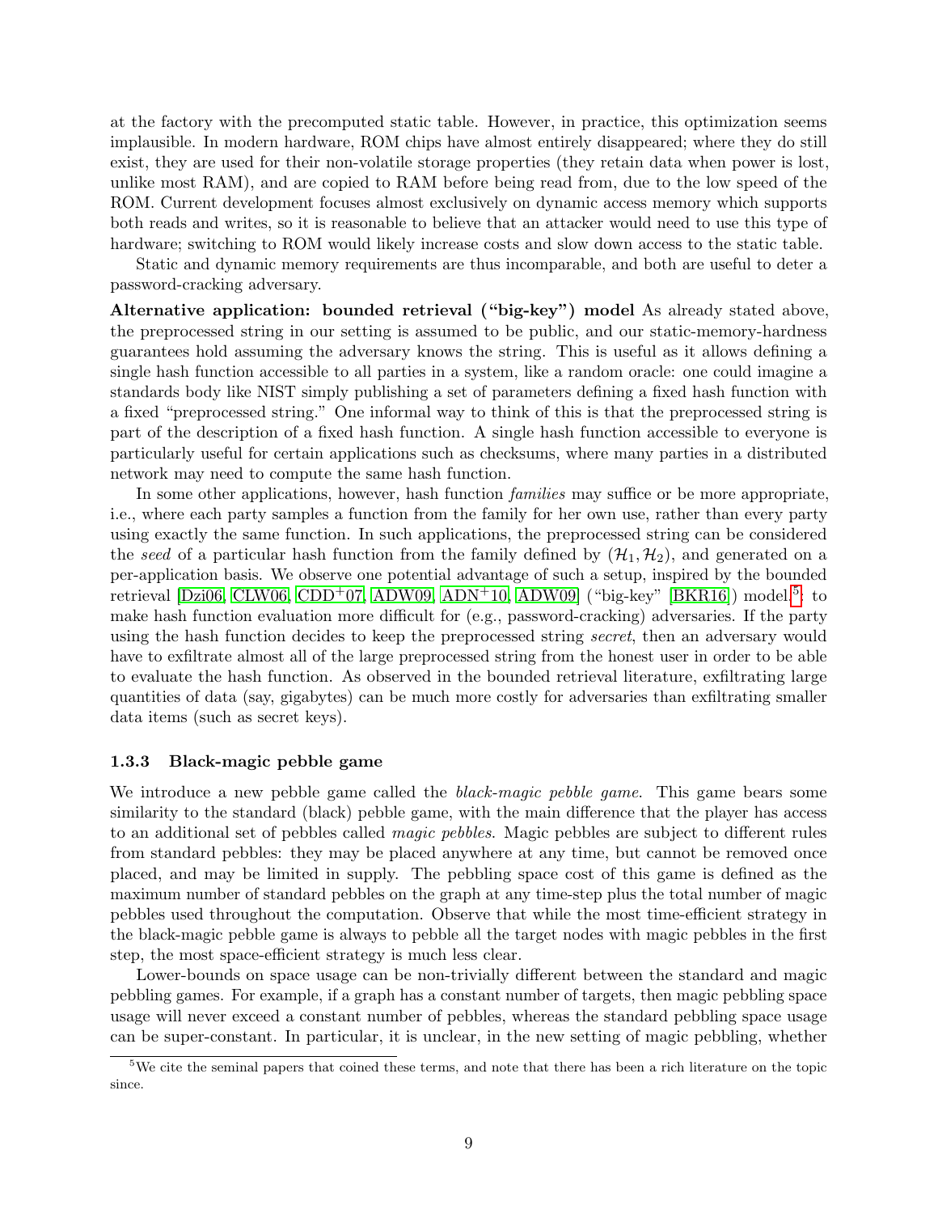at the factory with the precomputed static table. However, in practice, this optimization seems implausible. In modern hardware, ROM chips have almost entirely disappeared; where they do still exist, they are used for their non-volatile storage properties (they retain data when power is lost, unlike most RAM), and are copied to RAM before being read from, due to the low speed of the ROM. Current development focuses almost exclusively on dynamic access memory which supports both reads and writes, so it is reasonable to believe that an attacker would need to use this type of hardware; switching to ROM would likely increase costs and slow down access to the static table.

Static and dynamic memory requirements are thus incomparable, and both are useful to deter a password-cracking adversary.

**Alternative application: bounded retrieval ("big-key") model** As already stated above, the preprocessed string in our setting is assumed to be public, and our static-memory-hardness guarantees hold assuming the adversary knows the string. This is useful as it allows defining a single hash function accessible to all parties in a system, like a random oracle: one could imagine a standards body like NIST simply publishing a set of parameters defining a fixed hash function with a fixed "preprocessed string." One informal way to think of this is that the preprocessed string is part of the description of a fixed hash function. A single hash function accessible to everyone is particularly useful for certain applications such as checksums, where many parties in a distributed network may need to compute the same hash function.

In some other applications, however, hash function *families* may suffice or be more appropriate, i.e., where each party samples a function from the family for her own use, rather than every party using exactly the same function. In such applications, the preprocessed string can be considered the *seed* of a particular hash function from the family defined by $(\mathcal{H}_1, \mathcal{H}_2)$, and generated on a per-application basis. We observe one potential advantage of such a setup, inspired by the bounded retrieval [Dzi06, CLW06, CDD+07, ADW09, ADN+10, ADW09] ("big-key" [BKR16]) model[5]: to make hash function evaluation more difficult for (e.g., password-cracking) adversaries. If the party using the hash function decides to keep the preprocessed string *secret*, then an adversary would have to exfiltrate almost all of the large preprocessed string from the honest user in order to be able to evaluate the hash function. As observed in the bounded retrieval literature, exfiltrating large quantities of data (say, gigabytes) can be much more costly for adversaries than exfiltrating smaller data items (such as secret keys).

### 1.3.3 Black-magic pebble game

We introduce a new pebble game called the *black-magic pebble game*. This game bears some similarity to the standard (black) pebble game, with the main difference that the player has access to an additional set of pebbles called *magic pebbles*. Magic pebbles are subject to different rules from standard pebbles: they may be placed anywhere at any time, but cannot be removed once placed, and may be limited in supply. The pebbling space cost of this game is defined as the maximum number of standard pebbles on the graph at any time-step plus the total number of magic pebbles used throughout the computation. Observe that while the most time-efficient strategy in the black-magic pebble game is always to pebble all the target nodes with magic pebbles in the first step, the most space-efficient strategy is much less clear.

Lower-bounds on space usage can be non-trivially different between the standard and magic pebbling games. For example, if a graph has a constant number of targets, then magic pebbling space usage will never exceed a constant number of pebbles, whereas the standard pebbling space usage can be super-constant. In particular, it is unclear, in the new setting of magic pebbling, whether

[5] We cite the seminal papers that coined these terms, and note that there has been a rich literature on the topic since.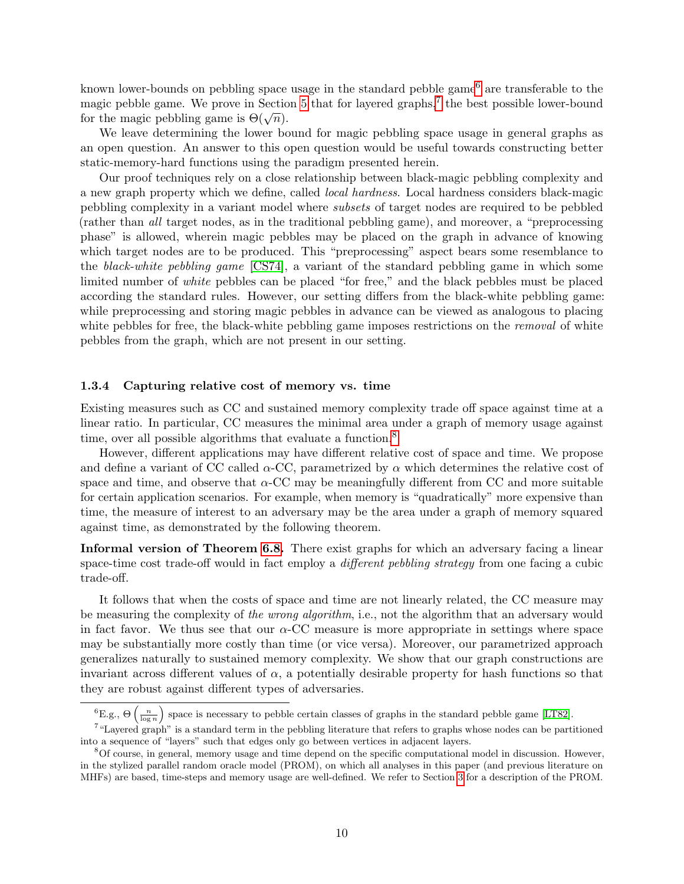known lower-bounds on pebbling space usage in the standard pebble game[6] are transferable to the magic pebble game. We prove in Section 5 that for layered graphs,[7] the best possible lower-bound for the magic pebbling game is $\Theta(\sqrt{n})$.

We leave determining the lower bound for magic pebbling space usage in general graphs as an open question. An answer to this open question would be useful towards constructing better static-memory-hard functions using the paradigm presented herein.

Our proof techniques rely on a close relationship between black-magic pebbling complexity and a new graph property which we define, called *local hardness*. Local hardness considers black-magic pebbling complexity in a variant model where *subsets* of target nodes are required to be pebbled (rather than *all* target nodes, as in the traditional pebbling game), and moreover, a "preprocessing phase" is allowed, wherein magic pebbles may be placed on the graph in advance of knowing which target nodes are to be produced. This "preprocessing" aspect bears some resemblance to the *black-white pebbling game* [CS74], a variant of the standard pebbling game in which some limited number of *white* pebbles can be placed "for free," and the black pebbles must be placed according the standard rules. However, our setting differs from the black-white pebbling game: while preprocessing and storing magic pebbles in advance can be viewed as analogous to placing white pebbles for free, the black-white pebbling game imposes restrictions on the *removal* of white pebbles from the graph, which are not present in our setting.

#### 1.3.4 Capturing relative cost of memory vs. time

Existing measures such as CC and sustained memory complexity trade off space against time at a linear ratio. In particular, CC measures the minimal area under a graph of memory usage against time, over all possible algorithms that evaluate a function.[8]

However, different applications may have different relative cost of space and time. We propose and define a variant of CC called $\alpha$-CC, parametrized by $\alpha$ which determines the relative cost of space and time, and observe that $\alpha$-CC may be meaningfully different from CC and more suitable for certain application scenarios. For example, when memory is "quadratically" more expensive than time, the measure of interest to an adversary may be the area under a graph of memory squared against time, as demonstrated by the following theorem.

**Informal version of Theorem 6.8.** There exist graphs for which an adversary facing a linear space-time cost trade-off would in fact employ a *different pebbling strategy* from one facing a cubic trade-off.

It follows that when the costs of space and time are not linearly related, the CC measure may be measuring the complexity of *the wrong algorithm*, i.e., not the algorithm that an adversary would in fact favor. We thus see that our $\alpha$-CC measure is more appropriate in settings where space may be substantially more costly than time (or vice versa). Moreover, our parametrized approach generalizes naturally to sustained memory complexity. We show that our graph constructions are invariant across different values of $\alpha$, a potentially desirable property for hash functions so that they are robust against different types of adversaries.

---

[6] E.g., $\Theta\left(\frac{n}{\log n}\right)$ space is necessary to pebble certain classes of graphs in the standard pebble game [LT82].

[7] "Layered graph" is a standard term in the pebbling literature that refers to graphs whose nodes can be partitioned into a sequence of "layers" such that edges only go between vertices in adjacent layers.

[8] Of course, in general, memory usage and time depend on the specific computational model in discussion. However, in the stylized parallel random oracle model (PROM), on which all analyses in this paper (and previous literature on MHFs) are based, time-steps and memory usage are well-defined. We refer to Section 3 for a description of the PROM.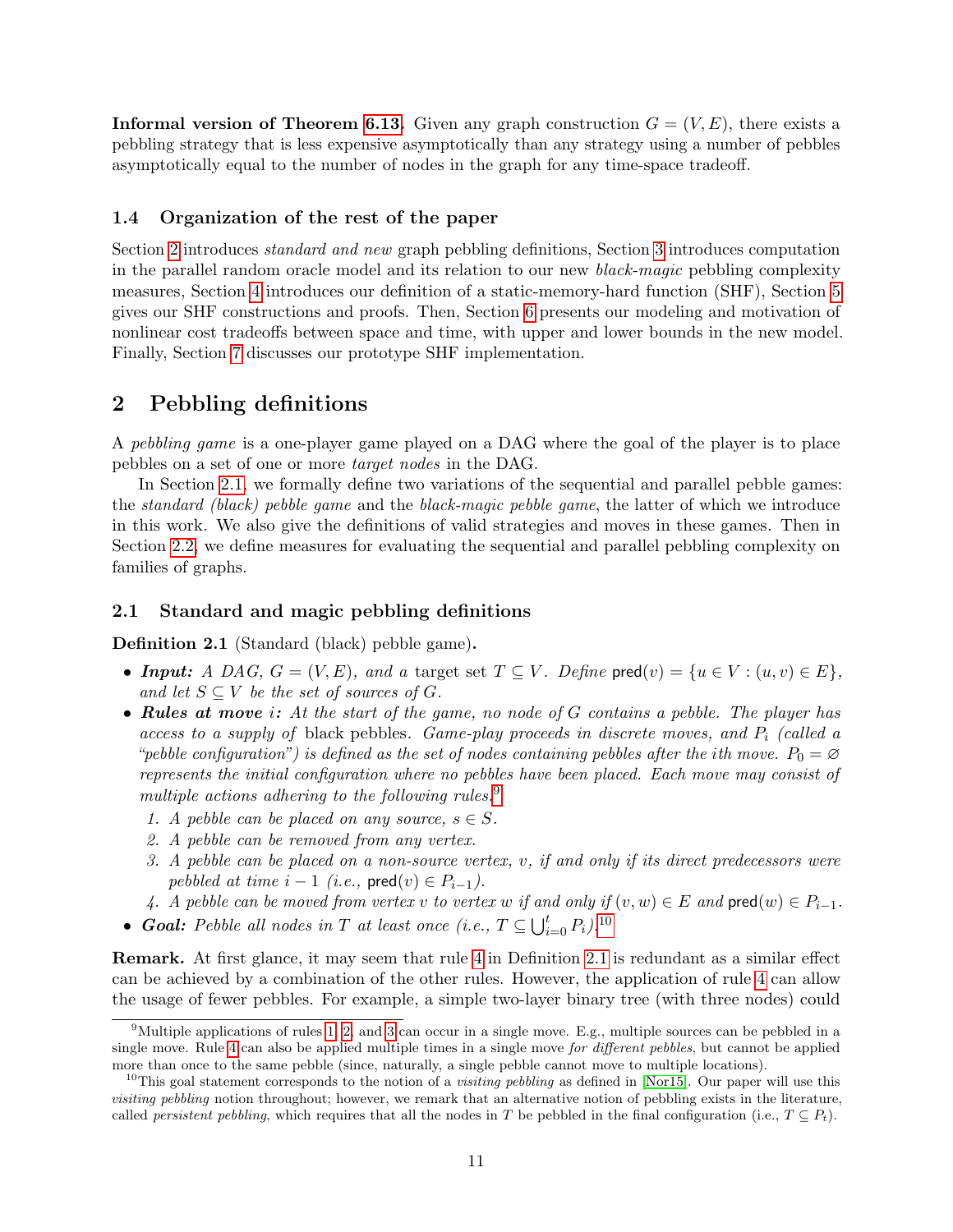**Informal version of Theorem 6.13.** Given any graph construction $G = (V, E)$, there exists a pebbling strategy that is less expensive asymptotically than any strategy using a number of pebbles asymptotically equal to the number of nodes in the graph for any time-space tradeoff.

### 1.4 Organization of the rest of the paper

Section 2 introduces *standard and new* graph pebbling definitions, Section 3 introduces computation in the parallel random oracle model and its relation to our new *black-magic* pebbling complexity measures, Section 4 introduces our definition of a static-memory-hard function (SHF), Section 5 gives our SHF constructions and proofs. Then, Section 6 presents our modeling and motivation of nonlinear cost tradeoffs between space and time, with upper and lower bounds in the new model. Finally, Section 7 discusses our prototype SHF implementation.

## 2 Pebbling definitions

A *pebbling game* is a one-player game played on a DAG where the goal of the player is to place pebbles on a set of one or more *target nodes* in the DAG.

In Section 2.1, we formally define two variations of the sequential and parallel pebble games: the *standard (black) pebble game* and the *black-magic pebble game*, the latter of which we introduce in this work. We also give the definitions of valid strategies and moves in these games. Then in Section 2.2, we define measures for evaluating the sequential and parallel pebbling complexity on families of graphs.

### 2.1 Standard and magic pebbling definitions

**Definition 2.1** (Standard (black) pebble game)**.**

- ***Input:*** *A DAG, $G = (V, E)$, and a* target set $T \subseteq V$. *Define* $\mathsf{pred}(v) = \{u \in V : (u, v) \in E\}$, *and let $S \subseteq V$ be the set of sources of $G$.*
- ***Rules at move $i$:*** *At the start of the game, no node of $G$ contains a pebble. The player has access to a supply of* black pebbles. *Game-play proceeds in discrete moves, and $P_i$ (called a "pebble configuration") is defined as the set of nodes containing pebbles after the ith move. $P_0 = \varnothing$ represents the initial configuration where no pebbles have been placed. Each move may consist of multiple actions adhering to the following rules.*[9]
  1. *A pebble can be placed on any source, $s \in S$.*
  2. *A pebble can be removed from any vertex.*
  3. *A pebble can be placed on a non-source vertex, $v$, if and only if its direct predecessors were pebbled at time $i - 1$ (i.e., $\mathsf{pred}(v) \in P_{i-1}$).*
  4. *A pebble can be moved from vertex $v$ to vertex $w$ if and only if $(v, w) \in E$ and $\mathsf{pred}(w) \in P_{i-1}$.*
- ***Goal:*** *Pebble all nodes in $T$ at least once (i.e., $T \subseteq \bigcup_{i=0}^{t} P_i$).*[10]

**Remark.** At first glance, it may seem that rule 4 in Definition 2.1 is redundant as a similar effect can be achieved by a combination of the other rules. However, the application of rule 4 can allow the usage of fewer pebbles. For example, a simple two-layer binary tree (with three nodes) could

[9] Multiple applications of rules 1, 2, and 3 can occur in a single move. E.g., multiple sources can be pebbled in a single move. Rule 4 can also be applied multiple times in a single move *for different pebbles*, but cannot be applied more than once to the same pebble (since, naturally, a single pebble cannot move to multiple locations).

[10] This goal statement corresponds to the notion of a *visiting pebbling* as defined in [Nor15]. Our paper will use this *visiting pebbling* notion throughout; however, we remark that an alternative notion of pebbling exists in the literature, called *persistent pebbling*, which requires that all the nodes in $T$ be pebbled in the final configuration (i.e., $T \subseteq P_t$).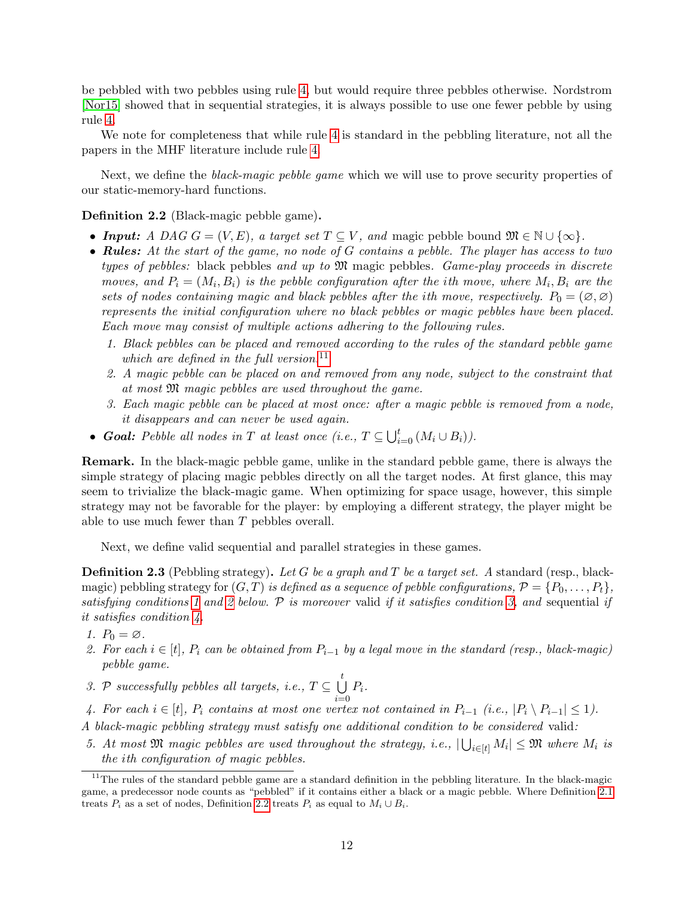be pebbled with two pebbles using rule 4, but would require three pebbles otherwise. Nordstrom [Nor15] showed that in sequential strategies, it is always possible to use one fewer pebble by using rule 4.

We note for completeness that while rule 4 is standard in the pebbling literature, not all the papers in the MHF literature include rule 4.

Next, we define the *black-magic pebble game* which we will use to prove security properties of our static-memory-hard functions.

**Definition 2.2** (Black-magic pebble game)**.**

- ***Input:*** *A DAG $G = (V, E)$, a target set $T \subseteq V$, and* magic pebble bound $\mathfrak{M} \in \mathbb{N} \cup \{\infty\}$.
- ***Rules:*** *At the start of the game, no node of $G$ contains a pebble. The player has access to two types of pebbles:* black pebbles *and up to $\mathfrak{M}$* magic pebbles. *Game-play proceeds in discrete moves, and $P_i = (M_i, B_i)$ is the pebble configuration after the ith move, where $M_i, B_i$ are the sets of nodes containing magic and black pebbles after the ith move, respectively. $P_0 = (\varnothing, \varnothing)$ represents the initial configuration where no black pebbles or magic pebbles have been placed. Each move may consist of multiple actions adhering to the following rules.*
  1. *Black pebbles can be placed and removed according to the rules of the standard pebble game which are defined in the full version.*[11]
  2. *A magic pebble can be placed on and removed from any node, subject to the constraint that at most $\mathfrak{M}$ magic pebbles are used throughout the game.*
  3. *Each magic pebble can be placed at most once: after a magic pebble is removed from a node, it disappears and can never be used again.*
- ***Goal:*** *Pebble all nodes in $T$ at least once (i.e., $T \subseteq \bigcup_{i=0}^{t} (M_i \cup B_i)$).*

**Remark.** In the black-magic pebble game, unlike in the standard pebble game, there is always the simple strategy of placing magic pebbles directly on all the target nodes. At first glance, this may seem to trivialize the black-magic game. When optimizing for space usage, however, this simple strategy may not be favorable for the player: by employing a different strategy, the player might be able to use much fewer than $T$ pebbles overall.

Next, we define valid sequential and parallel strategies in these games.

**Definition 2.3** (Pebbling strategy)**.** *Let $G$ be a graph and $T$ be a target set. A* standard (resp., black-magic) pebbling strategy for $(G, T)$ *is defined as a sequence of pebble configurations, $\mathcal{P} = \{P_0, \ldots, P_t\}$, satisfying conditions 1 and 2 below. $\mathcal{P}$ is moreover* valid *if it satisfies condition 3, and* sequential *if it satisfies condition 4.*

1. *$P_0 = \varnothing$.*
2. *For each $i \in [t]$, $P_i$ can be obtained from $P_{i-1}$ by a legal move in the standard (resp., black-magic) pebble game.*
3. *$\mathcal{P}$ successfully pebbles all targets, i.e., $T \subseteq \bigcup_{i=0}^{t} P_i$.*
4. *For each $i \in [t]$, $P_i$ contains at most one vertex not contained in $P_{i-1}$ (i.e., $|P_i \setminus P_{i-1}| \leq 1$).*

*A black-magic pebbling strategy must satisfy one additional condition to be considered* valid*:*

5. *At most $\mathfrak{M}$ magic pebbles are used throughout the strategy, i.e., $|\bigcup_{i \in [t]} M_i| \leq \mathfrak{M}$ where $M_i$ is the ith configuration of magic pebbles.*

---

[11] The rules of the standard pebble game are a standard definition in the pebbling literature. In the black-magic game, a predecessor node counts as "pebbled" if it contains either a black or a magic pebble. Where Definition 2.1 treats $P_i$ as a set of nodes, Definition 2.2 treats $P_i$ as equal to $M_i \cup B_i$.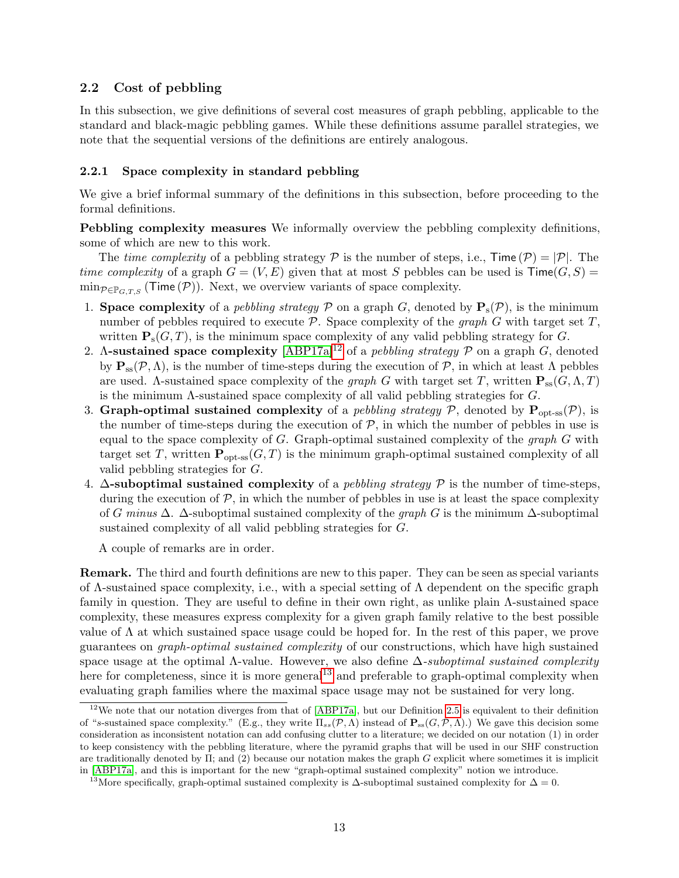### 2.2 Cost of pebbling

In this subsection, we give definitions of several cost measures of graph pebbling, applicable to the standard and black-magic pebbling games. While these definitions assume parallel strategies, we note that the sequential versions of the definitions are entirely analogous.

#### 2.2.1 Space complexity in standard pebbling

We give a brief informal summary of the definitions in this subsection, before proceeding to the formal definitions.

**Pebbling complexity measures** We informally overview the pebbling complexity definitions, some of which are new to this work.

The *time complexity* of a pebbling strategy $\mathcal{P}$ is the number of steps, i.e., $\mathsf{Time}(\mathcal{P}) = |\mathcal{P}|$. The *time complexity* of a graph $G = (V, E)$ given that at most $S$ pebbles can be used is $\mathsf{Time}(G, S) = \min_{\mathcal{P} \in \mathbb{P}_{G,T,S}} (\mathsf{Time}(\mathcal{P}))$. Next, we overview variants of space complexity.

1. **Space complexity** of a *pebbling strategy* $\mathcal{P}$ on a graph $G$, denoted by $\mathbf{P}_{\mathrm{s}}(\mathcal{P})$, is the minimum number of pebbles required to execute $\mathcal{P}$. Space complexity of the *graph* $G$ with target set $T$, written $\mathbf{P}_{\mathrm{s}}(G, T)$, is the minimum space complexity of any valid pebbling strategy for $G$.
2. **$\Lambda$-sustained space complexity** [ABP17a][12] of a *pebbling strategy* $\mathcal{P}$ on a graph $G$, denoted by $\mathbf{P}_{\mathrm{ss}}(\mathcal{P}, \Lambda)$, is the number of time-steps during the execution of $\mathcal{P}$, in which at least $\Lambda$ pebbles are used. $\Lambda$-sustained space complexity of the *graph* $G$ with target set $T$, written $\mathbf{P}_{\mathrm{ss}}(G, \Lambda, T)$ is the minimum $\Lambda$-sustained space complexity of all valid pebbling strategies for $G$.
3. **Graph-optimal sustained complexity** of a *pebbling strategy* $\mathcal{P}$, denoted by $\mathbf{P}_{\text{opt-ss}}(\mathcal{P})$, is the number of time-steps during the execution of $\mathcal{P}$, in which the number of pebbles in use is equal to the space complexity of $G$. Graph-optimal sustained complexity of the *graph* $G$ with target set $T$, written $\mathbf{P}_{\text{opt-ss}}(G, T)$ is the minimum graph-optimal sustained complexity of all valid pebbling strategies for $G$.
4. **$\Delta$-suboptimal sustained complexity** of a *pebbling strategy* $\mathcal{P}$ is the number of time-steps, during the execution of $\mathcal{P}$, in which the number of pebbles in use is at least the space complexity of $G$ *minus* $\Delta$. $\Delta$-suboptimal sustained complexity of the *graph* $G$ is the minimum $\Delta$-suboptimal sustained complexity of all valid pebbling strategies for $G$.

A couple of remarks are in order.

**Remark.** The third and fourth definitions are new to this paper. They can be seen as special variants of $\Lambda$-sustained space complexity, i.e., with a special setting of $\Lambda$ dependent on the specific graph family in question. They are useful to define in their own right, as unlike plain $\Lambda$-sustained space complexity, these measures express complexity for a given graph family relative to the best possible value of $\Lambda$ at which sustained space usage could be hoped for. In the rest of this paper, we prove guarantees on *graph-optimal sustained complexity* of our constructions, which have high sustained space usage at the optimal $\Lambda$-value. However, we also define *$\Delta$-suboptimal sustained complexity* here for completeness, since it is more general[13] and preferable to graph-optimal complexity when evaluating graph families where the maximal space usage may not be sustained for very long.

[12] We note that our notation diverges from that of [ABP17a], but our Definition 2.5 is equivalent to their definition of "$s$-sustained space complexity." (E.g., they write $\Pi_{ss}(\mathcal{P}, \Lambda)$ instead of $\mathbf{P}_{\mathrm{ss}}(G, \mathcal{P}, \Lambda)$.) We gave this decision some consideration as inconsistent notation can add confusing clutter to a literature; we decided on our notation (1) in order to keep consistency with the pebbling literature, where the pyramid graphs that will be used in our SHF construction are traditionally denoted by $\Pi$; and (2) because our notation makes the graph $G$ explicit where sometimes it is implicit in [ABP17a], and this is important for the new "graph-optimal sustained complexity" notion we introduce.

[13] More specifically, graph-optimal sustained complexity is $\Delta$-suboptimal sustained complexity for $\Delta = 0$.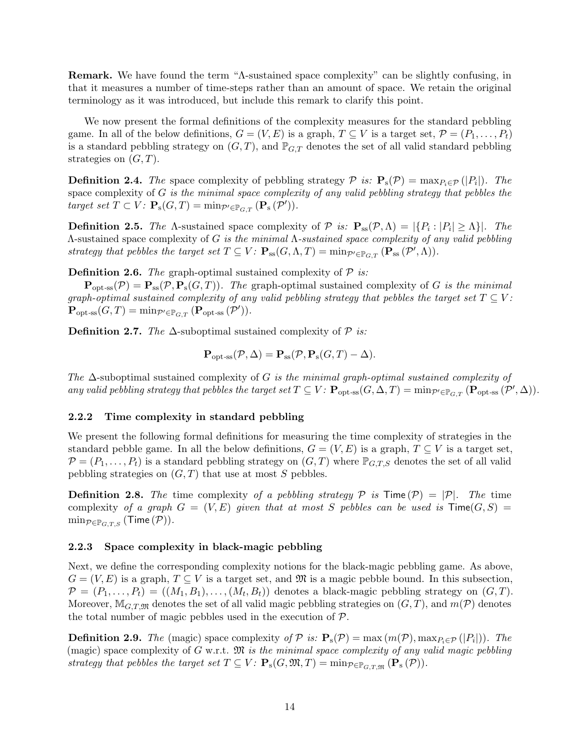**Remark.** We have found the term "Λ-sustained space complexity" can be slightly confusing, in that it measures a number of time-steps rather than an amount of space. We retain the original terminology as it was introduced, but include this remark to clarify this point.

We now present the formal definitions of the complexity measures for the standard pebbling game. In all of the below definitions, $G = (V, E)$ is a graph, $T \subseteq V$ is a target set, $\mathcal{P} = (P_1, \ldots, P_t)$ is a standard pebbling strategy on $(G, T)$, and $\mathbb{P}_{G,T}$ denotes the set of all valid standard pebbling strategies on $(G, T)$.

**Definition 2.4.** *The* space complexity of pebbling strategy $\mathcal{P}$ *is:* $\mathbf{P}_{\mathrm{s}}(\mathcal{P}) = \max_{P_i \in \mathcal{P}} (|P_i|)$. *The* space complexity of $G$ *is the minimal space complexity of any valid pebbling strategy that pebbles the target set* $T \subset V$: $\mathbf{P}_{\mathrm{s}}(G, T) = \min_{\mathcal{P}' \in \mathbb{P}_{G,T}} (\mathbf{P}_{\mathrm{s}}(\mathcal{P}'))$.

**Definition 2.5.** *The* Λ-sustained space complexity of $\mathcal{P}$ *is:* $\mathbf{P}_{\mathrm{ss}}(\mathcal{P}, \Lambda) = |\{P_i : |P_i| \geq \Lambda\}|$. *The* Λ-sustained space complexity of $G$ *is the minimal Λ-sustained space complexity of any valid pebbling strategy that pebbles the target set* $T \subseteq V$: $\mathbf{P}_{\mathrm{ss}}(G, \Lambda, T) = \min_{\mathcal{P}' \in \mathbb{P}_{G,T}} (\mathbf{P}_{\mathrm{ss}}(\mathcal{P}', \Lambda))$.

**Definition 2.6.** *The* graph-optimal sustained complexity of $\mathcal{P}$ *is:*

$\mathbf{P}_{\text{opt-ss}}(\mathcal{P}) = \mathbf{P}_{\mathrm{ss}}(\mathcal{P}, \mathbf{P}_{\mathrm{s}}(G, T))$. *The* graph-optimal sustained complexity of $G$ *is the minimal graph-optimal sustained complexity of any valid pebbling strategy that pebbles the target set* $T \subseteq V$: $\mathbf{P}_{\text{opt-ss}}(G, T) = \min_{\mathcal{P}' \in \mathbb{P}_{G,T}} (\mathbf{P}_{\text{opt-ss}}(\mathcal{P}'))$.

**Definition 2.7.** *The* Δ-suboptimal sustained complexity of $\mathcal{P}$ *is:*

$$\mathbf{P}_{\text{opt-ss}}(\mathcal{P}, \Delta) = \mathbf{P}_{\mathrm{ss}}(\mathcal{P}, \mathbf{P}_{\mathrm{s}}(G, T) - \Delta).$$

*The* Δ-suboptimal sustained complexity of $G$ *is the minimal graph-optimal sustained complexity of any valid pebbling strategy that pebbles the target set* $T \subseteq V$: $\mathbf{P}_{\text{opt-ss}}(G, \Delta, T) = \min_{\mathcal{P}' \in \mathbb{P}_{G,T}} (\mathbf{P}_{\text{opt-ss}}(\mathcal{P}', \Delta))$.

### 2.2.2 Time complexity in standard pebbling

We present the following formal definitions for measuring the time complexity of strategies in the standard pebble game. In all the below definitions, $G = (V, E)$ is a graph, $T \subseteq V$ is a target set, $\mathcal{P} = (P_1, \ldots, P_t)$ is a standard pebbling strategy on $(G, T)$ where $\mathbb{P}_{G,T,S}$ denotes the set of all valid pebbling strategies on $(G, T)$ that use at most $S$ pebbles.

**Definition 2.8.** *The* time complexity *of a pebbling strategy* $\mathcal{P}$ *is* $\mathsf{Time}(\mathcal{P}) = |\mathcal{P}|$. *The* time complexity *of a graph* $G = (V, E)$ *given that at most* $S$ *pebbles can be used is* $\mathsf{Time}(G, S) = \min_{\mathcal{P} \in \mathbb{P}_{G,T,S}} (\mathsf{Time}(\mathcal{P}))$.

### 2.2.3 Space complexity in black-magic pebbling

Next, we define the corresponding complexity notions for the black-magic pebbling game. As above, $G = (V, E)$ is a graph, $T \subseteq V$ is a target set, and $\mathfrak{M}$ is a magic pebble bound. In this subsection, $\mathcal{P} = (P_1, \ldots, P_t) = ((M_1, B_1), \ldots, (M_t, B_t))$ denotes a black-magic pebbling strategy on $(G, T)$. Moreover, $\mathbb{M}_{G,T,\mathfrak{M}}$ denotes the set of all valid magic pebbling strategies on $(G, T)$, and $m(\mathcal{P})$ denotes the total number of magic pebbles used in the execution of $\mathcal{P}$.

**Definition 2.9.** *The* (magic) space complexity *of* $\mathcal{P}$ *is:* $\mathbf{P}_{\mathrm{s}}(\mathcal{P}) = \max(m(\mathcal{P}), \max_{P_i \in \mathcal{P}} (|P_i|))$. *The* (magic) space complexity of $G$ w.r.t. $\mathfrak{M}$ *is the minimal space complexity of any valid magic pebbling strategy that pebbles the target set* $T \subseteq V$: $\mathbf{P}_{\mathrm{s}}(G, \mathfrak{M}, T) = \min_{\mathcal{P} \in \mathbb{P}_{G,T,\mathfrak{M}}} (\mathbf{P}_{\mathrm{s}}(\mathcal{P}))$.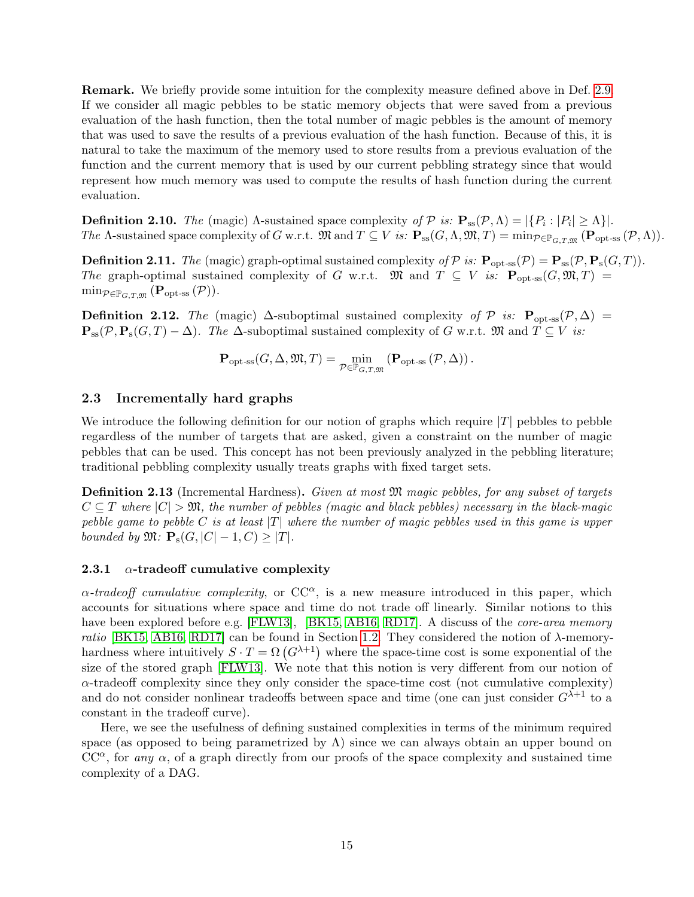**Remark.** We briefly provide some intuition for the complexity measure defined above in Def. 2.9. If we consider all magic pebbles to be static memory objects that were saved from a previous evaluation of the hash function, then the total number of magic pebbles is the amount of memory that was used to save the results of a previous evaluation of the hash function. Because of this, it is natural to take the maximum of the memory used to store results from a previous evaluation of the function and the current memory that is used by our current pebbling strategy since that would represent how much memory was used to compute the results of hash function during the current evaluation.

**Definition 2.10.** *The* (magic) $\Lambda$-sustained space complexity *of* $\mathcal{P}$ *is:* $\mathbf{P}_{\text{ss}}(\mathcal{P}, \Lambda) = |\{P_i : |P_i| \geq \Lambda\}|$. *The* $\Lambda$-sustained space complexity of $G$ w.r.t. $\mathfrak{M}$ and $T \subseteq V$ *is:* $\mathbf{P}_{\text{ss}}(G, \Lambda, \mathfrak{M}, T) = \min_{\mathcal{P} \in \mathbb{P}_{G,T,\mathfrak{M}}} (\mathbf{P}_{\text{opt-ss}}(\mathcal{P}, \Lambda))$.

**Definition 2.11.** *The* (magic) graph-optimal sustained complexity *of* $\mathcal{P}$ *is:* $\mathbf{P}_{\text{opt-ss}}(\mathcal{P}) = \mathbf{P}_{\text{ss}}(\mathcal{P}, \mathbf{P}_{\text{s}}(G, T))$. *The* graph-optimal sustained complexity of $G$ w.r.t. $\mathfrak{M}$ and $T \subseteq V$ *is:* $\mathbf{P}_{\text{opt-ss}}(G, \mathfrak{M}, T) = \min_{\mathcal{P} \in \mathbb{P}_{G,T,\mathfrak{M}}} (\mathbf{P}_{\text{opt-ss}}(\mathcal{P}))$.

**Definition 2.12.** *The* (magic) $\Delta$-suboptimal sustained complexity *of* $\mathcal{P}$ *is:* $\mathbf{P}_{\text{opt-ss}}(\mathcal{P}, \Delta) = \mathbf{P}_{\text{ss}}(\mathcal{P}, \mathbf{P}_{\text{s}}(G, T) - \Delta)$. *The* $\Delta$-suboptimal sustained complexity of $G$ w.r.t. $\mathfrak{M}$ and $T \subseteq V$ *is:*

$$\mathbf{P}_{\text{opt-ss}}(G, \Delta, \mathfrak{M}, T) = \min_{\mathcal{P} \in \mathbb{P}_{G,T,\mathfrak{M}}} (\mathbf{P}_{\text{opt-ss}}(\mathcal{P}, \Delta)).$$

### 2.3 Incrementally hard graphs

We introduce the following definition for our notion of graphs which require $|T|$ pebbles to pebble regardless of the number of targets that are asked, given a constraint on the number of magic pebbles that can be used. This concept has not been previously analyzed in the pebbling literature; traditional pebbling complexity usually treats graphs with fixed target sets.

**Definition 2.13** (Incremental Hardness). *Given at most $\mathfrak{M}$ magic pebbles, for any subset of targets $C \subseteq T$ where $|C| > \mathfrak{M}$, the number of pebbles (magic and black pebbles) necessary in the black-magic pebble game to pebble $C$ is at least $|T|$ where the number of magic pebbles used in this game is upper bounded by $\mathfrak{M}$:* $\mathbf{P}_{\text{s}}(G, |C| - 1, C) \geq |T|$.

#### 2.3.1 $\alpha$-tradeoff cumulative complexity

*$\alpha$-tradeoff cumulative complexity*, or $\text{CC}^{\alpha}$, is a new measure introduced in this paper, which accounts for situations where space and time do not trade off linearly. Similar notions to this have been explored before e.g. [FLW13], [BK15, AB16, RD17]. A discuss of the *core-area memory ratio* [BK15, AB16, RD17] can be found in Section 1.2. They considered the notion of $\lambda$-memory-hardness where intuitively $S \cdot T = \Omega\left(G^{\lambda+1}\right)$ where the space-time cost is some exponential of the size of the stored graph [FLW13]. We note that this notion is very different from our notion of $\alpha$-tradeoff complexity since they only consider the space-time cost (not cumulative complexity) and do not consider nonlinear tradeoffs between space and time (one can just consider $G^{\lambda+1}$ to a constant in the tradeoff curve).

Here, we see the usefulness of defining sustained complexities in terms of the minimum required space (as opposed to being parametrized by $\Lambda$) since we can always obtain an upper bound on $\text{CC}^{\alpha}$, for *any* $\alpha$, of a graph directly from our proofs of the space complexity and sustained time complexity of a DAG.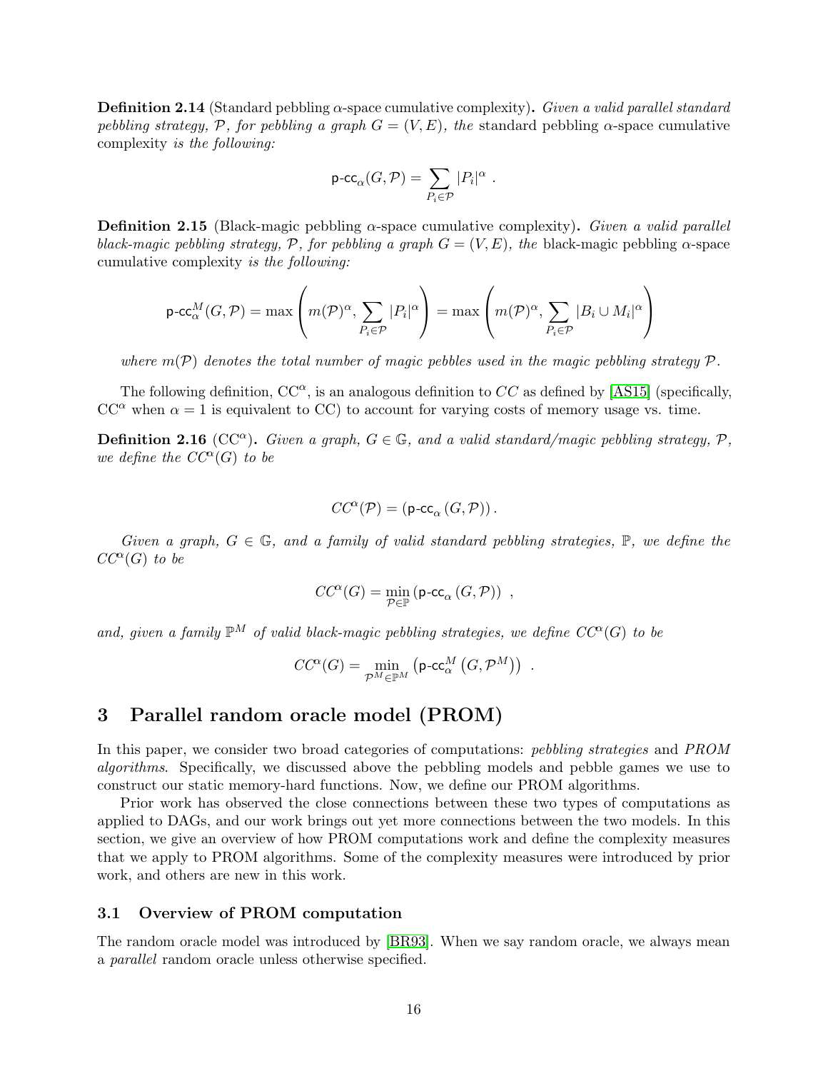**Definition 2.14** (Standard pebbling $\alpha$-space cumulative complexity)**.** *Given a valid parallel standard pebbling strategy, $\mathcal{P}$, for pebbling a graph $G = (V, E)$, the* standard pebbling $\alpha$-space cumulative complexity *is the following:*

$$\mathsf{p\text{-}cc}_\alpha(G, \mathcal{P}) = \sum_{P_i \in \mathcal{P}} |P_i|^\alpha \ .$$

**Definition 2.15** (Black-magic pebbling $\alpha$-space cumulative complexity)**.** *Given a valid parallel black-magic pebbling strategy, $\mathcal{P}$, for pebbling a graph $G = (V, E)$, the* black-magic pebbling $\alpha$-space cumulative complexity *is the following:*

$$\mathsf{p\text{-}cc}^M_\alpha(G, \mathcal{P}) = \max\left(m(\mathcal{P})^\alpha, \sum_{P_i \in \mathcal{P}} |P_i|^\alpha\right) = \max\left(m(\mathcal{P})^\alpha, \sum_{P_i \in \mathcal{P}} |B_i \cup M_i|^\alpha\right)$$

*where $m(\mathcal{P})$ denotes the total number of magic pebbles used in the magic pebbling strategy $\mathcal{P}$.*

The following definition, $\mathrm{CC}^\alpha$, is an analogous definition to $CC$ as defined by [AS15] (specifically, $\mathrm{CC}^\alpha$ when $\alpha = 1$ is equivalent to CC) to account for varying costs of memory usage vs. time.

**Definition 2.16** ($\mathrm{CC}^\alpha$)**.** *Given a graph, $G \in \mathbb{G}$, and a valid standard/magic pebbling strategy, $\mathcal{P}$, we define the $CC^\alpha(G)$ to be*

$$CC^\alpha(\mathcal{P}) = \left(\mathsf{p\text{-}cc}_\alpha\left(G, \mathcal{P}\right)\right).$$

*Given a graph, $G \in \mathbb{G}$, and a family of valid standard pebbling strategies, $\mathbb{P}$, we define the $CC^\alpha(G)$ to be*

$$CC^\alpha(G) = \min_{\mathcal{P} \in \mathbb{P}} \left(\mathsf{p\text{-}cc}_\alpha\left(G, \mathcal{P}\right)\right) \ ,$$

*and, given a family $\mathbb{P}^M$ of valid black-magic pebbling strategies, we define $CC^\alpha(G)$ to be*

$$CC^\alpha(G) = \min_{\mathcal{P}^M \in \mathbb{P}^M} \left(\mathsf{p\text{-}cc}^M_\alpha\left(G, \mathcal{P}^M\right)\right) \ .$$

# 3 Parallel random oracle model (PROM)

In this paper, we consider two broad categories of computations: *pebbling strategies* and *PROM algorithms*. Specifically, we discussed above the pebbling models and pebble games we use to construct our static memory-hard functions. Now, we define our PROM algorithms.

Prior work has observed the close connections between these two types of computations as applied to DAGs, and our work brings out yet more connections between the two models. In this section, we give an overview of how PROM computations work and define the complexity measures that we apply to PROM algorithms. Some of the complexity measures were introduced by prior work, and others are new in this work.

## 3.1 Overview of PROM computation

The random oracle model was introduced by [BR93]. When we say random oracle, we always mean a *parallel* random oracle unless otherwise specified.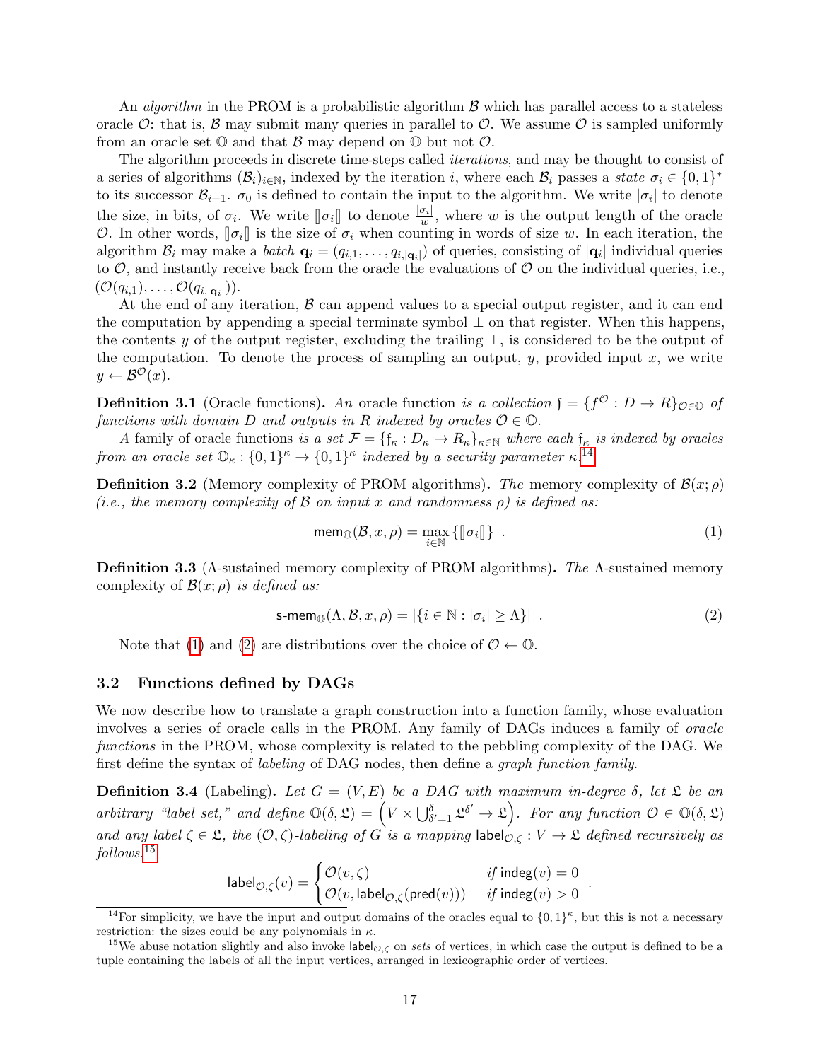An *algorithm* in the PROM is a probabilistic algorithm $\mathcal{B}$ which has parallel access to a stateless oracle $\mathcal{O}$: that is, $\mathcal{B}$ may submit many queries in parallel to $\mathcal{O}$. We assume $\mathcal{O}$ is sampled uniformly from an oracle set $\mathbb{O}$ and that $\mathcal{B}$ may depend on $\mathbb{O}$ but not $\mathcal{O}$.

The algorithm proceeds in discrete time-steps called *iterations*, and may be thought to consist of a series of algorithms $(\mathcal{B}_i)_{i\in\mathbb{N}}$, indexed by the iteration $i$, where each $\mathcal{B}_i$ passes a *state* $\sigma_i \in \{0,1\}^*$ to its successor $\mathcal{B}_{i+1}$. $\sigma_0$ is defined to contain the input to the algorithm. We write $|\sigma_i|$ to denote the size, in bits, of $\sigma_i$. We write $[\![\sigma_i]\!]$ to denote $\frac{|\sigma_i|}{w}$, where $w$ is the output length of the oracle $\mathcal{O}$. In other words, $[\![\sigma_i]\!]$ is the size of $\sigma_i$ when counting in words of size $w$. In each iteration, the algorithm $\mathcal{B}_i$ may make a *batch* $\mathbf{q}_i = (q_{i,1}, \ldots, q_{i,|\mathbf{q}_i|})$ of queries, consisting of $|\mathbf{q}_i|$ individual queries to $\mathcal{O}$, and instantly receive back from the oracle the evaluations of $\mathcal{O}$ on the individual queries, i.e., $(\mathcal{O}(q_{i,1}), \ldots, \mathcal{O}(q_{i,|\mathbf{q}_i|}))$.

At the end of any iteration, $\mathcal{B}$ can append values to a special output register, and it can end the computation by appending a special terminate symbol $\perp$ on that register. When this happens, the contents $y$ of the output register, excluding the trailing $\perp$, is considered to be the output of the computation. To denote the process of sampling an output, $y$, provided input $x$, we write $y \leftarrow \mathcal{B}^{\mathcal{O}}(x)$.

**Definition 3.1** (Oracle functions)**.** *An* oracle function *is a collection* $\mathfrak{f} = \{f^{\mathcal{O}} : D \to R\}_{\mathcal{O}\in\mathbb{O}}$ *of functions with domain* $D$ *and outputs in* $R$ *indexed by oracles* $\mathcal{O} \in \mathbb{O}$.

*A* family of oracle functions *is a set* $\mathcal{F} = \{\mathfrak{f}_\kappa : D_\kappa \to R_\kappa\}_{\kappa\in\mathbb{N}}$ *where each* $\mathfrak{f}_\kappa$ *is indexed by oracles from an oracle set* $\mathbb{O}_\kappa : \{0,1\}^\kappa \to \{0,1\}^\kappa$ *indexed by a security parameter* $\kappa$.[14]

**Definition 3.2** (Memory complexity of PROM algorithms)**.** *The* memory complexity *of* $\mathcal{B}(x;\rho)$ *(i.e., the memory complexity of* $\mathcal{B}$ *on input* $x$ *and randomness* $\rho$*) is defined as:*

$$\mathsf{mem}_{\mathbb{O}}(\mathcal{B}, x, \rho) = \max_{i\in\mathbb{N}} \{[\![\sigma_i]\!]\} \ . \tag{1}$$

**Definition 3.3** ($\Lambda$-sustained memory complexity of PROM algorithms)**.** *The* $\Lambda$-sustained memory complexity *of* $\mathcal{B}(x;\rho)$ *is defined as:*

$$\mathsf{s\text{-}mem}_{\mathbb{O}}(\Lambda, \mathcal{B}, x, \rho) = |\{i \in \mathbb{N} : |\sigma_i| \geq \Lambda\}| \ . \tag{2}$$

Note that (1) and (2) are distributions over the choice of $\mathcal{O} \leftarrow \mathbb{O}$.

### 3.2 Functions defined by DAGs

We now describe how to translate a graph construction into a function family, whose evaluation involves a series of oracle calls in the PROM. Any family of DAGs induces a family of *oracle functions* in the PROM, whose complexity is related to the pebbling complexity of the DAG. We first define the syntax of *labeling* of DAG nodes, then define a *graph function family*.

**Definition 3.4** (Labeling)**.** *Let* $G = (V, E)$ *be a DAG with maximum in-degree* $\delta$*, let* $\mathfrak{L}$ *be an arbitrary "label set," and define* $\mathbb{O}(\delta, \mathfrak{L}) = \left(V \times \bigcup_{\delta'=1}^{\delta} \mathfrak{L}^{\delta'} \to \mathfrak{L}\right)$*. For any function* $\mathcal{O} \in \mathbb{O}(\delta, \mathfrak{L})$ *and any label* $\zeta \in \mathfrak{L}$*, the* $(\mathcal{O}, \zeta)$*-labeling of* $G$ *is a mapping* $\mathsf{label}_{\mathcal{O},\zeta} : V \to \mathfrak{L}$ *defined recursively as follows:*[15]

$$\mathsf{label}_{\mathcal{O},\zeta}(v) = \begin{cases} \mathcal{O}(v, \zeta) & \textit{if } \mathsf{indeg}(v) = 0 \\ \mathcal{O}(v, \mathsf{label}_{\mathcal{O},\zeta}(\mathsf{pred}(v))) & \textit{if } \mathsf{indeg}(v) > 0 \end{cases} .$$

[14] For simplicity, we have the input and output domains of the oracles equal to $\{0,1\}^\kappa$, but this is not a necessary restriction: the sizes could be any polynomials in $\kappa$.

[15] We abuse notation slightly and also invoke $\mathsf{label}_{\mathcal{O},\zeta}$ on *sets* of vertices, in which case the output is defined to be a tuple containing the labels of all the input vertices, arranged in lexicographic order of vertices.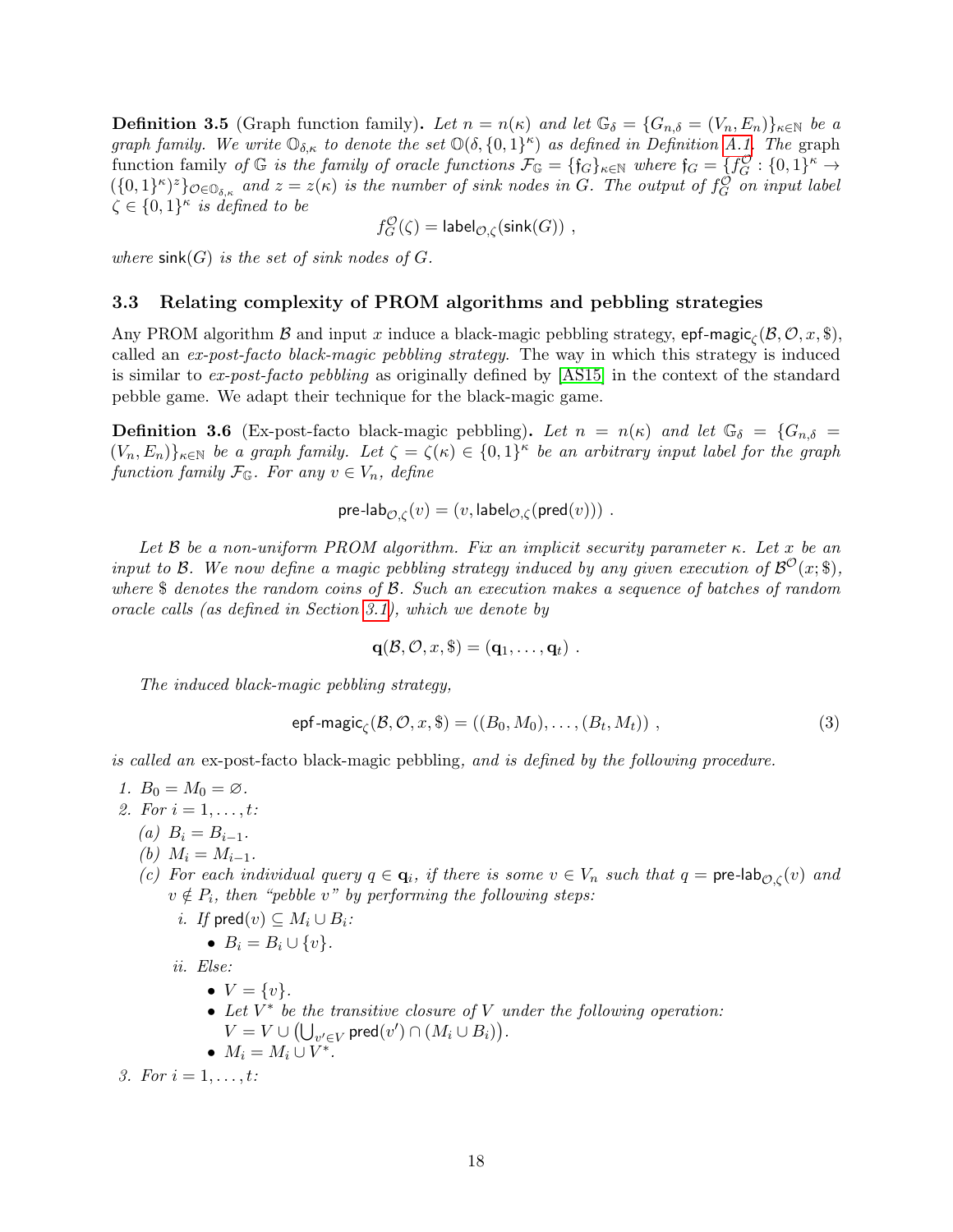**Definition 3.5** (Graph function family). *Let $n = n(\kappa)$ and let $\mathbb{G}_\delta = \{G_{n,\delta} = (V_n, E_n)\}_{\kappa \in \mathbb{N}}$ be a graph family. We write $\mathbb{O}_{\delta,\kappa}$ to denote the set $\mathbb{O}(\delta, \{0,1\}^\kappa)$ as defined in Definition A.1. The* graph function family *of $\mathbb{G}$ is the family of oracle functions $\mathcal{F}_\mathbb{G} = \{\mathfrak{f}_G\}_{\kappa\in\mathbb{N}}$ where $\mathfrak{f}_G = \{f_G^\mathcal{O} : \{0,1\}^\kappa \to (\{0,1\}^\kappa)^z\}_{\mathcal{O}\in\mathbb{O}_{\delta,\kappa}}$ and $z = z(\kappa)$ is the number of sink nodes in $G$. The output of $f_G^\mathcal{O}$ on input label $\zeta \in \{0,1\}^\kappa$ is defined to be*

$$f_G^\mathcal{O}(\zeta) = \mathsf{label}_{\mathcal{O},\zeta}(\mathsf{sink}(G)) \ ,$$

*where $\mathsf{sink}(G)$ is the set of sink nodes of $G$.*

### 3.3 Relating complexity of PROM algorithms and pebbling strategies

Any PROM algorithm $\mathcal{B}$ and input $x$ induce a black-magic pebbling strategy, $\mathsf{epf\text{-}magic}_\zeta(\mathcal{B}, \mathcal{O}, x, \$)$, called an *ex-post-facto black-magic pebbling strategy*. The way in which this strategy is induced is similar to *ex-post-facto pebbling* as originally defined by [AS15] in the context of the standard pebble game. We adapt their technique for the black-magic game.

**Definition 3.6** (Ex-post-facto black-magic pebbling). *Let $n = n(\kappa)$ and let $\mathbb{G}_\delta = \{G_{n,\delta} = (V_n, E_n)\}_{\kappa\in\mathbb{N}}$ be a graph family. Let $\zeta = \zeta(\kappa) \in \{0,1\}^\kappa$ be an arbitrary input label for the graph function family $\mathcal{F}_\mathbb{G}$. For any $v \in V_n$, define*

$$\mathsf{pre\text{-}lab}_{\mathcal{O},\zeta}(v) = (v, \mathsf{label}_{\mathcal{O},\zeta}(\mathsf{pred}(v))) \ .$$

*Let $\mathcal{B}$ be a non-uniform PROM algorithm. Fix an implicit security parameter $\kappa$. Let $x$ be an input to $\mathcal{B}$. We now define a magic pebbling strategy induced by any given execution of $\mathcal{B}^\mathcal{O}(x;\$)$, where $\$$ denotes the random coins of $\mathcal{B}$. Such an execution makes a sequence of batches of random oracle calls (as defined in Section 3.1), which we denote by*

$$\mathbf{q}(\mathcal{B}, \mathcal{O}, x, \$) = (\mathbf{q}_1, \ldots, \mathbf{q}_t) \ .$$

*The induced black-magic pebbling strategy,*

$$\mathsf{epf\text{-}magic}_\zeta(\mathcal{B}, \mathcal{O}, x, \$) = ((B_0, M_0), \ldots, (B_t, M_t)) \ , \tag{3}$$

*is called an* ex-post-facto black-magic pebbling*, and is defined by the following procedure.*

1. *$B_0 = M_0 = \varnothing$.*
2. *For $i = 1, \ldots, t$:*
   - (a) *$B_i = B_{i-1}$.*
   - (b) *$M_i = M_{i-1}$.*
   - (c) *For each individual query $q \in \mathbf{q}_i$, if there is some $v \in V_n$ such that $q = \mathsf{pre\text{-}lab}_{\mathcal{O},\zeta}(v)$ and $v \notin P_i$, then "pebble $v$" by performing the following steps:*
     - i. *If $\mathsf{pred}(v) \subseteq M_i \cup B_i$:*
       - *$B_i = B_i \cup \{v\}$.*
     - ii. *Else:*
       - *$V = \{v\}$.*
       - *Let $V^*$ be the transitive closure of $V$ under the following operation: $V = V \cup \left(\bigcup_{v' \in V} \mathsf{pred}(v') \cap (M_i \cup B_i)\right)$.*
       - *$M_i = M_i \cup V^*$.*
3. *For $i = 1, \ldots, t$:*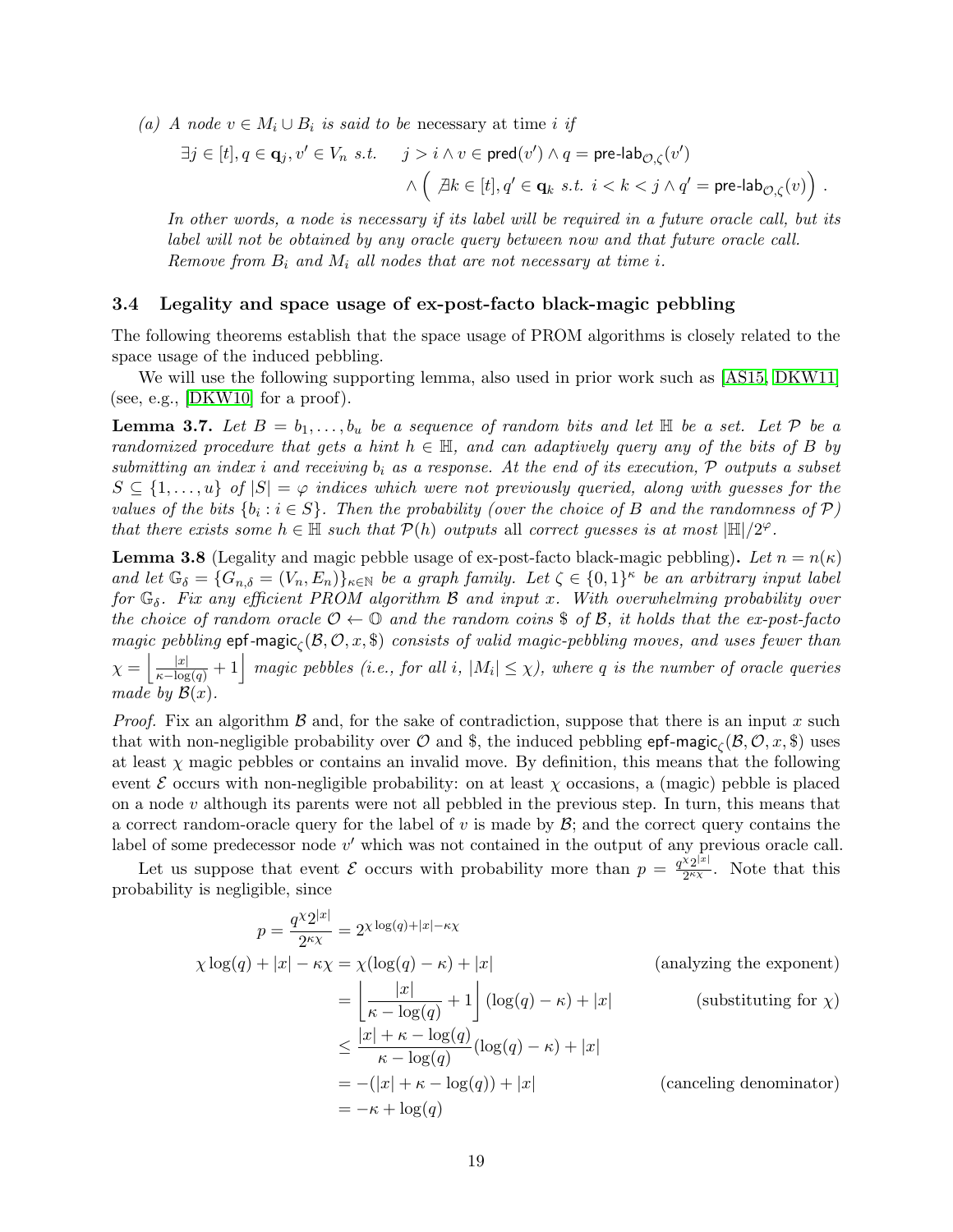*(a) A node $v \in M_i \cup B_i$ is said to be* necessary *at time $i$ if*

$$\exists j \in [t], q \in \mathbf{q}_j, v' \in V_n \ s.t. \quad j > i \wedge v \in \mathsf{pred}(v') \wedge q = \mathsf{pre\text{-}lab}_{\mathcal{O},\zeta}(v') \wedge \Big( \nexists k \in [t], q' \in \mathbf{q}_k \ s.t. \ i < k < j \wedge q' = \mathsf{pre\text{-}lab}_{\mathcal{O},\zeta}(v) \Big) .$$

*In other words, a node is necessary if its label will be required in a future oracle call, but its label will not be obtained by any oracle query between now and that future oracle call. Remove from $B_i$ and $M_i$ all nodes that are not necessary at time $i$.*

### 3.4 Legality and space usage of ex-post-facto black-magic pebbling

The following theorems establish that the space usage of PROM algorithms is closely related to the space usage of the induced pebbling.

We will use the following supporting lemma, also used in prior work such as [AS15, DKW11] (see, e.g., [DKW10] for a proof).

**Lemma 3.7.** *Let $B = b_1, \ldots, b_u$ be a sequence of random bits and let $\mathbb{H}$ be a set. Let $\mathcal{P}$ be a randomized procedure that gets a hint $h \in \mathbb{H}$, and can adaptively query any of the bits of $B$ by submitting an index $i$ and receiving $b_i$ as a response. At the end of its execution, $\mathcal{P}$ outputs a subset $S \subseteq \{1, \ldots, u\}$ of $|S| = \varphi$ indices which were not previously queried, along with guesses for the values of the bits $\{b_i : i \in S\}$. Then the probability (over the choice of $B$ and the randomness of $\mathcal{P}$) that there exists some $h \in \mathbb{H}$ such that $\mathcal{P}(h)$ outputs* all *correct guesses is at most $|\mathbb{H}|/2^{\varphi}$.*

**Lemma 3.8** (Legality and magic pebble usage of ex-post-facto black-magic pebbling)**.** *Let $n = n(\kappa)$ and let $\mathbb{G}_\delta = \{G_{n,\delta} = (V_n, E_n)\}_{\kappa \in \mathbb{N}}$ be a graph family. Let $\zeta \in \{0,1\}^\kappa$ be an arbitrary input label for $\mathbb{G}_\delta$. Fix any efficient PROM algorithm $\mathcal{B}$ and input $x$. With overwhelming probability over the choice of random oracle $\mathcal{O} \leftarrow \mathbb{O}$ and the random coins \$ of $\mathcal{B}$, it holds that the ex-post-facto magic pebbling $\mathsf{epf\text{-}magic}_\zeta(\mathcal{B}, \mathcal{O}, x, \$)$ consists of valid magic-pebbling moves, and uses fewer than $\chi = \left\lfloor \frac{|x|}{\kappa - \log(q)} + 1 \right\rfloor$ magic pebbles (i.e., for all $i$, $|M_i| \leq \chi$), where $q$ is the number of oracle queries made by $\mathcal{B}(x)$.*

*Proof.* Fix an algorithm $\mathcal{B}$ and, for the sake of contradiction, suppose that there is an input $x$ such that with non-negligible probability over $\mathcal{O}$ and \$, the induced pebbling $\mathsf{epf\text{-}magic}_\zeta(\mathcal{B}, \mathcal{O}, x, \$)$ uses at least $\chi$ magic pebbles or contains an invalid move. By definition, this means that the following event $\mathcal{E}$ occurs with non-negligible probability: on at least $\chi$ occasions, a (magic) pebble is placed on a node $v$ although its parents were not all pebbled in the previous step. In turn, this means that a correct random-oracle query for the label of $v$ is made by $\mathcal{B}$; and the correct query contains the label of some predecessor node $v'$ which was not contained in the output of any previous oracle call.

Let us suppose that event $\mathcal{E}$ occurs with probability more than $p = \frac{q^\chi 2^{|x|}}{2^{\kappa\chi}}$. Note that this probability is negligible, since

$$
\begin{aligned}
p = \frac{q^\chi 2^{|x|}}{2^{\kappa\chi}} &= 2^{\chi \log(q) + |x| - \kappa\chi} \\
\chi \log(q) + |x| - \kappa\chi &= \chi(\log(q) - \kappa) + |x| && \text{(analyzing the exponent)} \\
&= \left\lfloor \frac{|x|}{\kappa - \log(q)} + 1 \right\rfloor (\log(q) - \kappa) + |x| && \text{(substituting for } \chi\text{)} \\
&\leq \frac{|x| + \kappa - \log(q)}{\kappa - \log(q)} (\log(q) - \kappa) + |x| \\
&= -(|x| + \kappa - \log(q)) + |x| && \text{(canceling denominator)} \\
&= -\kappa + \log(q)
\end{aligned}
$$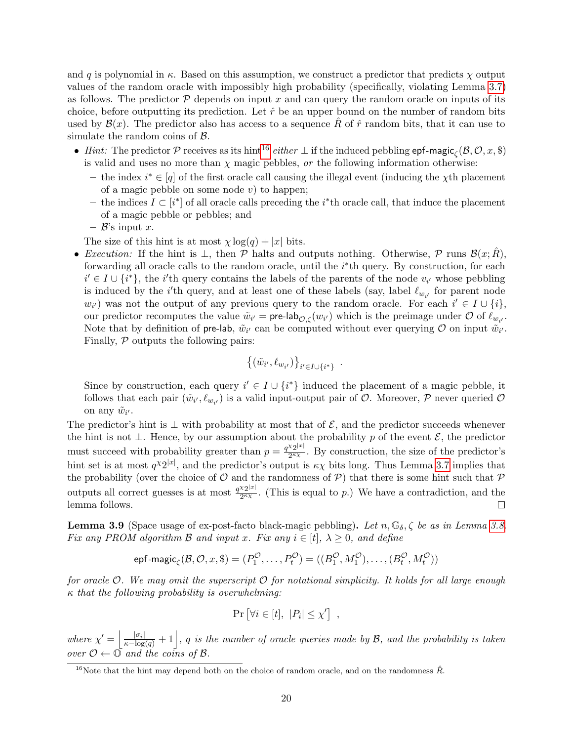and $q$ is polynomial in $\kappa$. Based on this assumption, we construct a predictor that predicts $\chi$ output values of the random oracle with impossibly high probability (specifically, violating Lemma 3.7) as follows. The predictor $\mathcal{P}$ depends on input $x$ and can query the random oracle on inputs of its choice, before outputting its prediction. Let $\hat{r}$ be an upper bound on the number of random bits used by $\mathcal{B}(x)$. The predictor also has access to a sequence $\hat{R}$ of $\hat{r}$ random bits, that it can use to simulate the random coins of $\mathcal{B}$.

- *Hint:* The predictor $\mathcal{P}$ receives as its hint[16] *either* $\perp$ if the induced pebbling $\mathsf{epf\text{-}magic}_\zeta(\mathcal{B}, \mathcal{O}, x, \$)$ is valid and uses no more than $\chi$ magic pebbles, *or* the following information otherwise:
  - the index $i^* \in [q]$ of the first oracle call causing the illegal event (inducing the $\chi$th placement of a magic pebble on some node $v$) to happen;
  - the indices $I \subset [i^*]$ of all oracle calls preceding the $i^*$th oracle call, that induce the placement of a magic pebble or pebbles; and
  - $\mathcal{B}$'s input $x$.

  The size of this hint is at most $\chi \log(q) + |x|$ bits.
- *Execution:* If the hint is $\perp$, then $\mathcal{P}$ halts and outputs nothing. Otherwise, $\mathcal{P}$ runs $\mathcal{B}(x; \hat{R})$, forwarding all oracle calls to the random oracle, until the $i^*$th query. By construction, for each $i' \in I \cup \{i^*\}$, the $i'$th query contains the labels of the parents of the node $v_{i'}$ whose pebbling is induced by the $i'$th query, and at least one of these labels (say, label $\ell_{w_{i'}}$ for parent node $w_{i'}$) was not the output of any previous query to the random oracle. For each $i' \in I \cup \{i\}$, our predictor recomputes the value $\tilde{w}_{i'} = \mathsf{pre\text{-}lab}_{\mathcal{O},\zeta}(w_{i'})$ which is the preimage under $\mathcal{O}$ of $\ell_{w_{i'}}$. Note that by definition of $\mathsf{pre\text{-}lab}$, $\tilde{w}_{i'}$ can be computed without ever querying $\mathcal{O}$ on input $\tilde{w}_{i'}$. Finally, $\mathcal{P}$ outputs the following pairs:

$$\left\{(\tilde{w}_{i'}, \ell_{w_{i'}})\right\}_{i' \in I \cup \{i^*\}} .$$

  Since by construction, each query $i' \in I \cup \{i^*\}$ induced the placement of a magic pebble, it follows that each pair $(\tilde{w}_{i'}, \ell_{w_{i'}})$ is a valid input-output pair of $\mathcal{O}$. Moreover, $\mathcal{P}$ never queried $\mathcal{O}$ on any $\tilde{w}_{i'}$.

The predictor's hint is $\perp$ with probability at most that of $\mathcal{E}$, and the predictor succeeds whenever the hint is not $\perp$. Hence, by our assumption about the probability $p$ of the event $\mathcal{E}$, the predictor must succeed with probability greater than $p = \frac{q^\chi 2^{|x|}}{2^{\kappa\chi}}$. By construction, the size of the predictor's hint set is at most $q^\chi 2^{|x|}$, and the predictor's output is $\kappa\chi$ bits long. Thus Lemma 3.7 implies that the probability (over the choice of $\mathcal{O}$ and the randomness of $\mathcal{P}$) that there is some hint such that $\mathcal{P}$ outputs all correct guesses is at most $\frac{q^\chi 2^{|x|}}{2^{\kappa\chi}}$. (This is equal to $p$.) We have a contradiction, and the lemma follows. $\square$

**Lemma 3.9** (Space usage of ex-post-facto black-magic pebbling). *Let $n, \mathbb{G}_\delta, \zeta$ be as in Lemma 3.8. Fix any PROM algorithm $\mathcal{B}$ and input $x$. Fix any $i \in [t]$, $\lambda \geq 0$, and define*

$$\mathsf{epf\text{-}magic}_\zeta(\mathcal{B}, \mathcal{O}, x, \$) = (P_1^{\mathcal{O}}, \ldots, P_t^{\mathcal{O}}) = ((B_1^{\mathcal{O}}, M_1^{\mathcal{O}}), \ldots, (B_t^{\mathcal{O}}, M_t^{\mathcal{O}}))$$

*for oracle $\mathcal{O}$. We may omit the superscript $\mathcal{O}$ for notational simplicity. It holds for all large enough $\kappa$ that the following probability is overwhelming:*

$$\Pr\left[\forall i \in [t],\ |P_i| \leq \chi'\right] ,$$

*where $\chi' = \left\lfloor \frac{|\sigma_i|}{\kappa - \log(q)} + 1 \right\rfloor$, $q$ is the number of oracle queries made by $\mathcal{B}$, and the probability is taken over $\mathcal{O} \leftarrow \mathbb{O}$ and the coins of $\mathcal{B}$.*

[16] Note that the hint may depend both on the choice of random oracle, and on the randomness $\hat{R}$.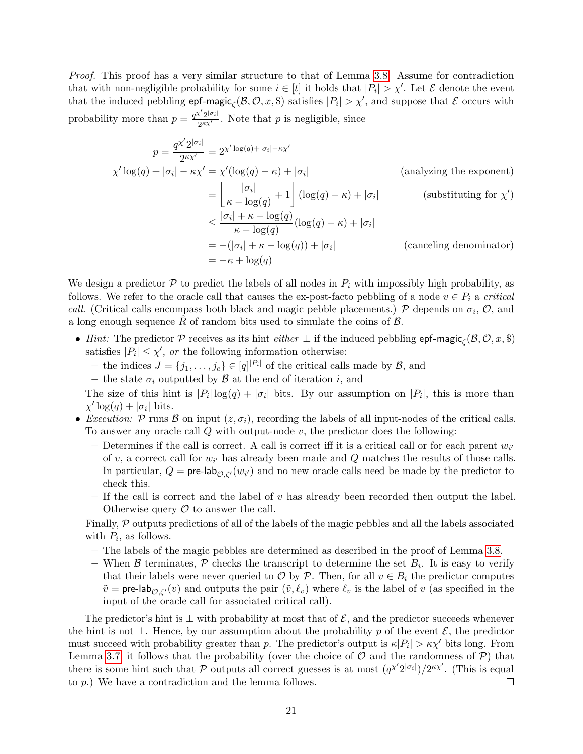*Proof.* This proof has a very similar structure to that of Lemma 3.8. Assume for contradiction that with non-negligible probability for some $i \in [t]$ it holds that $|P_i| > \chi'$. Let $\mathcal{E}$ denote the event that the induced pebbling $\mathsf{epf\text{-}magic}_\varsigma(\mathcal{B}, \mathcal{O}, x, \$)$ satisfies $|P_i| > \chi'$, and suppose that $\mathcal{E}$ occurs with probability more than $p = \frac{q^{\chi'} 2^{|\sigma_i|}}{2^{\kappa\chi'}}$. Note that $p$ is negligible, since

$$
\begin{aligned}
p = \frac{q^{\chi'} 2^{|\sigma_i|}}{2^{\kappa\chi'}} &= 2^{\chi' \log(q) + |\sigma_i| - \kappa\chi'} \\
\chi' \log(q) + |\sigma_i| - \kappa\chi' &= \chi'(\log(q) - \kappa) + |\sigma_i| && \text{(analyzing the exponent)} \\
&= \left\lfloor \frac{|\sigma_i|}{\kappa - \log(q)} + 1 \right\rfloor (\log(q) - \kappa) + |\sigma_i| && \text{(substituting for } \chi'\text{)} \\
&\leq \frac{|\sigma_i| + \kappa - \log(q)}{\kappa - \log(q)} (\log(q) - \kappa) + |\sigma_i| \\
&= -(|\sigma_i| + \kappa - \log(q)) + |\sigma_i| && \text{(canceling denominator)} \\
&= -\kappa + \log(q)
\end{aligned}
$$

We design a predictor $\mathcal{P}$ to predict the labels of all nodes in $P_i$ with impossibly high probability, as follows. We refer to the oracle call that causes the ex-post-facto pebbling of a node $v \in P_i$ a *critical call*. (Critical calls encompass both black and magic pebble placements.) $\mathcal{P}$ depends on $\sigma_i$, $\mathcal{O}$, and a long enough sequence $\hat{R}$ of random bits used to simulate the coins of $\mathcal{B}$.

- *Hint:* The predictor $\mathcal{P}$ receives as its hint *either* $\perp$ if the induced pebbling $\mathsf{epf\text{-}magic}_\varsigma(\mathcal{B}, \mathcal{O}, x, \$)$ satisfies $|P_i| \leq \chi'$, *or* the following information otherwise:
  - the indices $J = \{j_1, \ldots, j_c\} \in [q]^{|P_i|}$ of the critical calls made by $\mathcal{B}$, and
  - the state $\sigma_i$ outputted by $\mathcal{B}$ at the end of iteration $i$, and

  The size of this hint is $|P_i| \log(q) + |\sigma_i|$ bits. By our assumption on $|P_i|$, this is more than $\chi' \log(q) + |\sigma_i|$ bits.
- *Execution:* $\mathcal{P}$ runs $\mathcal{B}$ on input $(z, \sigma_i)$, recording the labels of all input-nodes of the critical calls. To answer any oracle call $Q$ with output-node $v$, the predictor does the following:
  - Determines if the call is correct. A call is correct iff it is a critical call or for each parent $w_{i'}$ of $v$, a correct call for $w_{i'}$ has already been made and $Q$ matches the results of those calls. In particular, $Q = \mathsf{pre\text{-}lab}_{\mathcal{O},\varsigma'}(w_{i'})$ and no new oracle calls need be made by the predictor to check this.
  - If the call is correct and the label of $v$ has already been recorded then output the label. Otherwise query $\mathcal{O}$ to answer the call.

  Finally, $\mathcal{P}$ outputs predictions of all of the labels of the magic pebbles and all the labels associated with $P_i$, as follows.
  - The labels of the magic pebbles are determined as described in the proof of Lemma 3.8.
  - When $\mathcal{B}$ terminates, $\mathcal{P}$ checks the transcript to determine the set $B_i$. It is easy to verify that their labels were never queried to $\mathcal{O}$ by $\mathcal{P}$. Then, for all $v \in B_i$ the predictor computes $\tilde{v} = \mathsf{pre\text{-}lab}_{\mathcal{O},\varsigma'}(v)$ and outputs the pair $(\tilde{v}, \ell_v)$ where $\ell_v$ is the label of $v$ (as specified in the input of the oracle call for associated critical call).

The predictor's hint is $\perp$ with probability at most that of $\mathcal{E}$, and the predictor succeeds whenever the hint is not $\perp$. Hence, by our assumption about the probability $p$ of the event $\mathcal{E}$, the predictor must succeed with probability greater than $p$. The predictor's output is $\kappa|P_i| > \kappa\chi'$ bits long. From Lemma 3.7, it follows that the probability (over the choice of $\mathcal{O}$ and the randomness of $\mathcal{P}$) that there is some hint such that $\mathcal{P}$ outputs all correct guesses is at most $(q^{\chi'} 2^{|\sigma_i|})/2^{\kappa\chi'}$. (This is equal to $p$.) We have a contradiction and the lemma follows. $\square$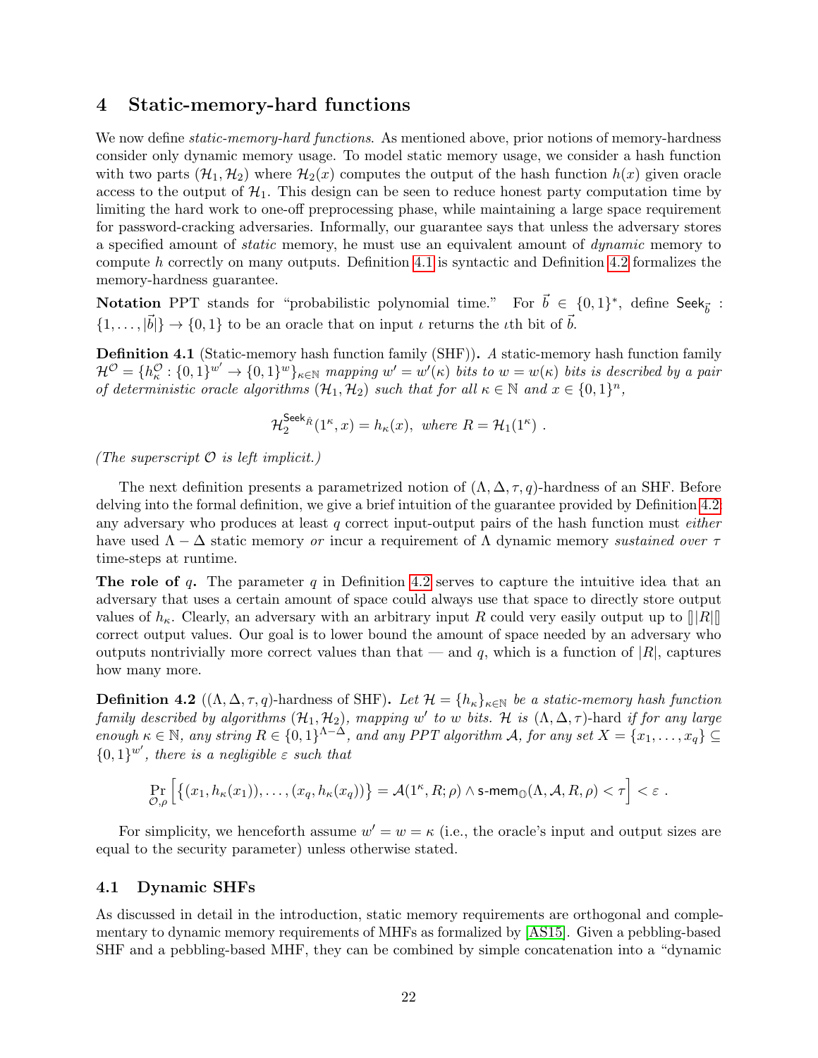# 4 Static-memory-hard functions

We now define *static-memory-hard functions*. As mentioned above, prior notions of memory-hardness consider only dynamic memory usage. To model static memory usage, we consider a hash function with two parts $(\mathcal{H}_1, \mathcal{H}_2)$ where $\mathcal{H}_2(x)$ computes the output of the hash function $h(x)$ given oracle access to the output of $\mathcal{H}_1$. This design can be seen to reduce honest party computation time by limiting the hard work to one-off preprocessing phase, while maintaining a large space requirement for password-cracking adversaries. Informally, our guarantee says that unless the adversary stores a specified amount of *static* memory, he must use an equivalent amount of *dynamic* memory to compute $h$ correctly on many outputs. Definition 4.1 is syntactic and Definition 4.2 formalizes the memory-hardness guarantee.

**Notation** PPT stands for "probabilistic polynomial time." For $\vec{b} \in \{0,1\}^*$, define $\mathsf{Seek}_{\vec{b}} : \{1, \dots, |\vec{b}|\} \to \{0,1\}$ to be an oracle that on input $\iota$ returns the $\iota$th bit of $\vec{b}$.

**Definition 4.1** (Static-memory hash function family (SHF))**.** *A static-memory hash function family $\mathcal{H}^{\mathcal{O}} = \{h_\kappa^{\mathcal{O}} : \{0,1\}^{w'} \to \{0,1\}^{w}\}_{\kappa \in \mathbb{N}}$ mapping $w' = w'(\kappa)$ bits to $w = w(\kappa)$ bits is described by a pair of deterministic oracle algorithms $(\mathcal{H}_1, \mathcal{H}_2)$ such that for all $\kappa \in \mathbb{N}$ and $x \in \{0,1\}^n$,*

$$\mathcal{H}_2^{\mathsf{Seek}_{\hat{R}}}(1^\kappa, x) = h_\kappa(x), \text{ where } R = \mathcal{H}_1(1^\kappa) \ .$$

*(The superscript $\mathcal{O}$ is left implicit.)*

The next definition presents a parametrized notion of $(\Lambda, \Delta, \tau, q)$-hardness of an SHF. Before delving into the formal definition, we give a brief intuition of the guarantee provided by Definition 4.2: any adversary who produces at least $q$ correct input-output pairs of the hash function must *either* have used $\Lambda - \Delta$ static memory *or* incur a requirement of $\Lambda$ dynamic memory *sustained over* $\tau$ time-steps at runtime.

**The role of $q$.** The parameter $q$ in Definition 4.2 serves to capture the intuitive idea that an adversary that uses a certain amount of space could always use that space to directly store output values of $h_\kappa$. Clearly, an adversary with an arbitrary input $R$ could very easily output up to $[\![|R|]\!]$ correct output values. Our goal is to lower bound the amount of space needed by an adversary who outputs nontrivially more correct values than that — and $q$, which is a function of $|R|$, captures how many more.

**Definition 4.2** ($(\Lambda, \Delta, \tau, q)$-hardness of SHF)**.** *Let $\mathcal{H} = \{h_\kappa\}_{\kappa \in \mathbb{N}}$ be a static-memory hash function family described by algorithms $(\mathcal{H}_1, \mathcal{H}_2)$, mapping $w'$ to $w$ bits. $\mathcal{H}$ is $(\Lambda, \Delta, \tau)$-hard if for any large enough $\kappa \in \mathbb{N}$, any string $R \in \{0,1\}^{\Lambda - \Delta}$, and any PPT algorithm $\mathcal{A}$, for any set $X = \{x_1, \dots, x_q\} \subseteq \{0,1\}^{w'}$, there is a negligible $\varepsilon$ such that*

$$\Pr_{\mathcal{O}, \rho}\Big[\big\{(x_1, h_\kappa(x_1)), \dots, (x_q, h_\kappa(x_q))\big\} = \mathcal{A}(1^\kappa, R; \rho) \wedge \mathsf{s\text{-}mem}_{\mathbb{O}}(\Lambda, \mathcal{A}, R, \rho) < \tau\Big] < \varepsilon \ .$$

For simplicity, we henceforth assume $w' = w = \kappa$ (i.e., the oracle's input and output sizes are equal to the security parameter) unless otherwise stated.

## 4.1 Dynamic SHFs

As discussed in detail in the introduction, static memory requirements are orthogonal and complementary to dynamic memory requirements of MHFs as formalized by [AS15]. Given a pebbling-based SHF and a pebbling-based MHF, they can be combined by simple concatenation into a "dynamic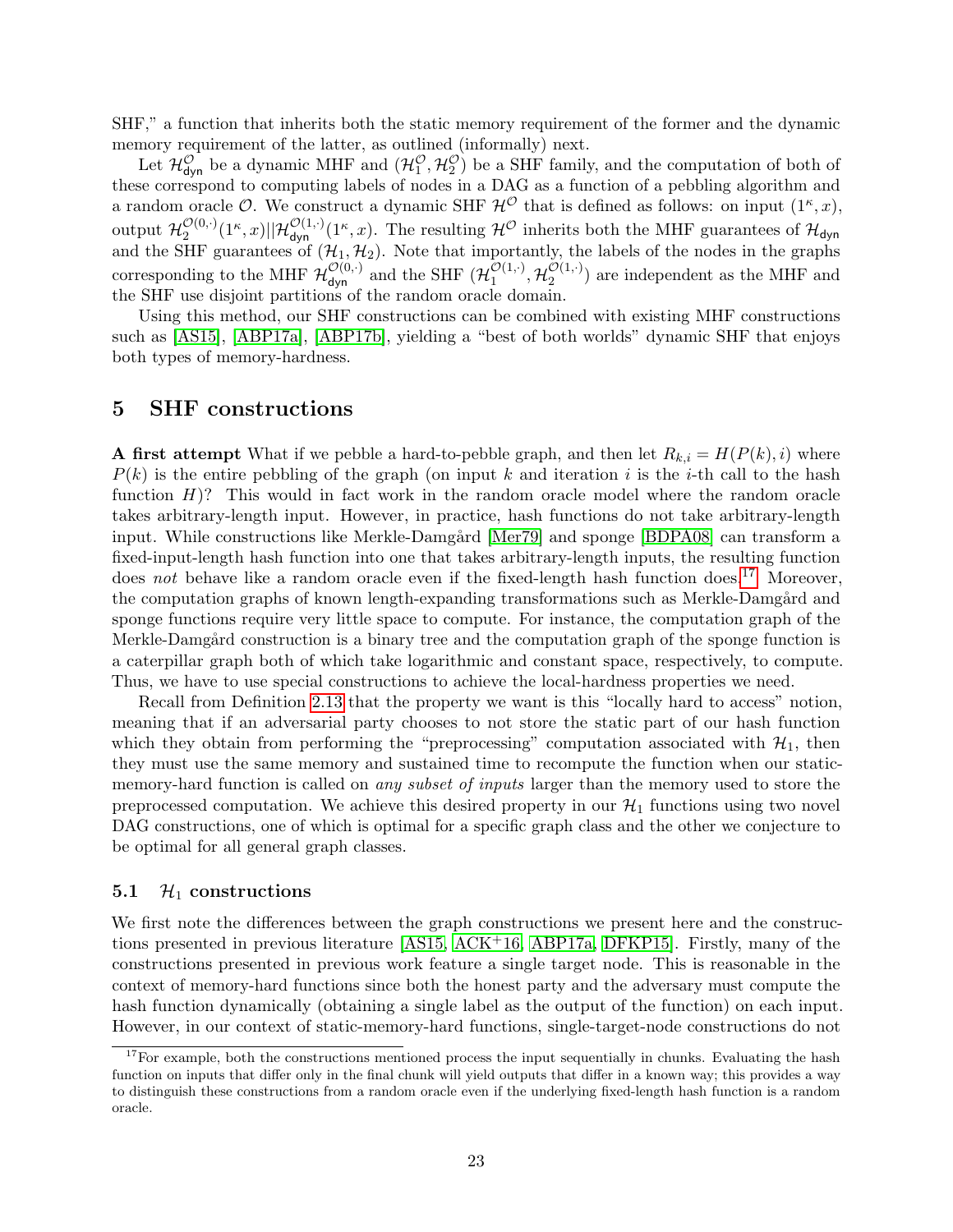SHF," a function that inherits both the static memory requirement of the former and the dynamic memory requirement of the latter, as outlined (informally) next.

Let $\mathcal{H}_{\mathsf{dyn}}^{\mathcal{O}}$ be a dynamic MHF and $(\mathcal{H}_1^{\mathcal{O}}, \mathcal{H}_2^{\mathcal{O}})$ be a SHF family, and the computation of both of these correspond to computing labels of nodes in a DAG as a function of a pebbling algorithm and a random oracle $\mathcal{O}$. We construct a dynamic SHF $\mathcal{H}^{\mathcal{O}}$ that is defined as follows: on input $(1^\kappa, x)$, output $\mathcal{H}_2^{\mathcal{O}(0,\cdot)}(1^\kappa, x)||\mathcal{H}_{\mathsf{dyn}}^{\mathcal{O}(1,\cdot)}(1^\kappa, x)$. The resulting $\mathcal{H}^{\mathcal{O}}$ inherits both the MHF guarantees of $\mathcal{H}_{\mathsf{dyn}}$ and the SHF guarantees of $(\mathcal{H}_1, \mathcal{H}_2)$. Note that importantly, the labels of the nodes in the graphs corresponding to the MHF $\mathcal{H}_{\mathsf{dyn}}^{\mathcal{O}(0,\cdot)}$ and the SHF $(\mathcal{H}_1^{\mathcal{O}(1,\cdot)}, \mathcal{H}_2^{\mathcal{O}(1,\cdot)})$ are independent as the MHF and the SHF use disjoint partitions of the random oracle domain.

Using this method, our SHF constructions can be combined with existing MHF constructions such as [AS15], [ABP17a], [ABP17b], yielding a "best of both worlds" dynamic SHF that enjoys both types of memory-hardness.

## 5 SHF constructions

**A first attempt** What if we pebble a hard-to-pebble graph, and then let $R_{k,i} = H(P(k), i)$ where $P(k)$ is the entire pebbling of the graph (on input $k$ and iteration $i$ is the $i$-th call to the hash function $H$)? This would in fact work in the random oracle model where the random oracle takes arbitrary-length input. However, in practice, hash functions do not take arbitrary-length input. While constructions like Merkle-Damgård [Mer79] and sponge [BDPA08] can transform a fixed-input-length hash function into one that takes arbitrary-length inputs, the resulting function does *not* behave like a random oracle even if the fixed-length hash function does.[17] Moreover, the computation graphs of known length-expanding transformations such as Merkle-Damgård and sponge functions require very little space to compute. For instance, the computation graph of the Merkle-Damgård construction is a binary tree and the computation graph of the sponge function is a caterpillar graph both of which take logarithmic and constant space, respectively, to compute. Thus, we have to use special constructions to achieve the local-hardness properties we need.

Recall from Definition 2.13 that the property we want is this "locally hard to access" notion, meaning that if an adversarial party chooses to not store the static part of our hash function which they obtain from performing the "preprocessing" computation associated with $\mathcal{H}_1$, then they must use the same memory and sustained time to recompute the function when our static-memory-hard function is called on *any subset of inputs* larger than the memory used to store the preprocessed computation. We achieve this desired property in our $\mathcal{H}_1$ functions using two novel DAG constructions, one of which is optimal for a specific graph class and the other we conjecture to be optimal for all general graph classes.

### 5.1 $\mathcal{H}_1$ constructions

We first note the differences between the graph constructions we present here and the constructions presented in previous literature [AS15, ACK+16, ABP17a, DFKP15]. Firstly, many of the constructions presented in previous work feature a single target node. This is reasonable in the context of memory-hard functions since both the honest party and the adversary must compute the hash function dynamically (obtaining a single label as the output of the function) on each input. However, in our context of static-memory-hard functions, single-target-node constructions do not

[17] For example, both the constructions mentioned process the input sequentially in chunks. Evaluating the hash function on inputs that differ only in the final chunk will yield outputs that differ in a known way; this provides a way to distinguish these constructions from a random oracle even if the underlying fixed-length hash function is a random oracle.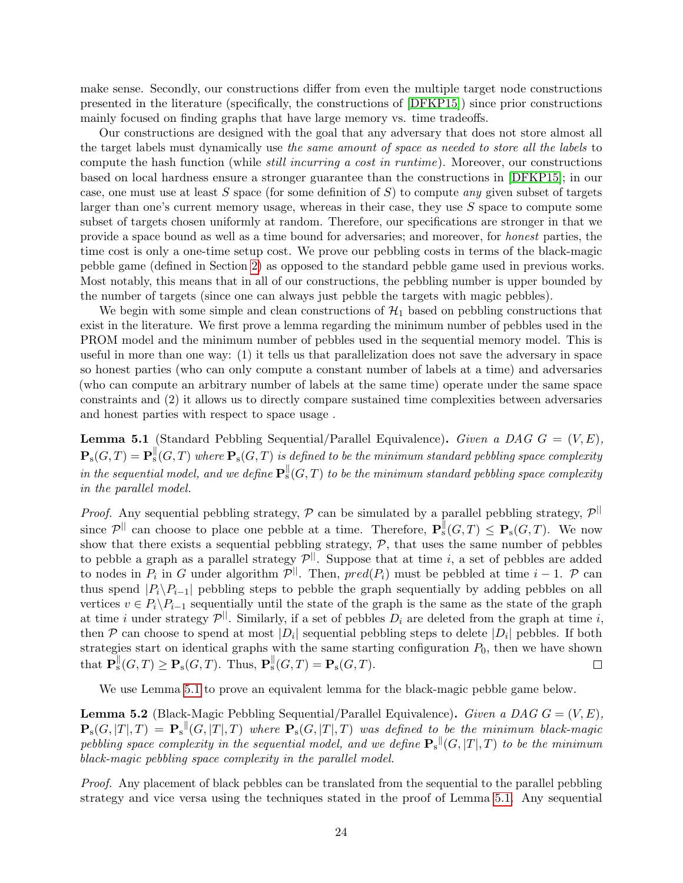make sense. Secondly, our constructions differ from even the multiple target node constructions presented in the literature (specifically, the constructions of [DFKP15]) since prior constructions mainly focused on finding graphs that have large memory vs. time tradeoffs.

Our constructions are designed with the goal that any adversary that does not store almost all the target labels must dynamically use *the same amount of space as needed to store all the labels* to compute the hash function (while *still incurring a cost in runtime*). Moreover, our constructions based on local hardness ensure a stronger guarantee than the constructions in [DFKP15]; in our case, one must use at least $S$ space (for some definition of $S$) to compute *any* given subset of targets larger than one's current memory usage, whereas in their case, they use $S$ space to compute some subset of targets chosen uniformly at random. Therefore, our specifications are stronger in that we provide a space bound as well as a time bound for adversaries; and moreover, for *honest* parties, the time cost is only a one-time setup cost. We prove our pebbling costs in terms of the black-magic pebble game (defined in Section 2) as opposed to the standard pebble game used in previous works. Most notably, this means that in all of our constructions, the pebbling number is upper bounded by the number of targets (since one can always just pebble the targets with magic pebbles).

We begin with some simple and clean constructions of $\mathcal{H}_1$ based on pebbling constructions that exist in the literature. We first prove a lemma regarding the minimum number of pebbles used in the PROM model and the minimum number of pebbles used in the sequential memory model. This is useful in more than one way: (1) it tells us that parallelization does not save the adversary in space so honest parties (who can only compute a constant number of labels at a time) and adversaries (who can compute an arbitrary number of labels at the same time) operate under the same space constraints and (2) it allows us to directly compare sustained time complexities between adversaries and honest parties with respect to space usage .

**Lemma 5.1** (Standard Pebbling Sequential/Parallel Equivalence)**.** *Given a DAG $G = (V, E)$, $\mathbf{P}_{\mathrm{s}}(G, T) = \mathbf{P}^{\parallel}_{\mathrm{s}}(G, T)$ where $\mathbf{P}_{\mathrm{s}}(G, T)$ is defined to be the minimum standard pebbling space complexity in the sequential model, and we define $\mathbf{P}^{\parallel}_{\mathrm{s}}(G, T)$ to be the minimum standard pebbling space complexity in the parallel model.*

*Proof.* Any sequential pebbling strategy, $\mathcal{P}$ can be simulated by a parallel pebbling strategy, $\mathcal{P}^{||}$ since $\mathcal{P}^{||}$ can choose to place one pebble at a time. Therefore, $\mathbf{P}^{\parallel}_{\mathrm{s}}(G, T) \leq \mathbf{P}_{\mathrm{s}}(G, T)$. We now show that there exists a sequential pebbling strategy, $\mathcal{P}$, that uses the same number of pebbles to pebble a graph as a parallel strategy $\mathcal{P}^{||}$. Suppose that at time $i$, a set of pebbles are added to nodes in $P_i$ in $G$ under algorithm $\mathcal{P}^{||}$. Then, $pred(P_i)$ must be pebbled at time $i-1$. $\mathcal{P}$ can thus spend $|P_i \backslash P_{i-1}|$ pebbling steps to pebble the graph sequentially by adding pebbles on all vertices $v \in P_i \backslash P_{i-1}$ sequentially until the state of the graph is the same as the state of the graph at time $i$ under strategy $\mathcal{P}^{||}$. Similarly, if a set of pebbles $D_i$ are deleted from the graph at time $i$, then $\mathcal{P}$ can choose to spend at most $|D_i|$ sequential pebbling steps to delete $|D_i|$ pebbles. If both strategies start on identical graphs with the same starting configuration $P_0$, then we have shown that $\mathbf{P}^{\parallel}_{\mathrm{s}}(G, T) \geq \mathbf{P}_{\mathrm{s}}(G, T)$. Thus, $\mathbf{P}^{\parallel}_{\mathrm{s}}(G, T) = \mathbf{P}_{\mathrm{s}}(G, T)$. ◻

We use Lemma 5.1 to prove an equivalent lemma for the black-magic pebble game below.

**Lemma 5.2** (Black-Magic Pebbling Sequential/Parallel Equivalence)**.** *Given a DAG $G = (V, E)$, $\mathbf{P}_{\mathrm{s}}(G, |T|, T) = \mathbf{P}_{\mathrm{s}}{}^{\parallel}(G, |T|, T)$ where $\mathbf{P}_{\mathrm{s}}(G, |T|, T)$ was defined to be the minimum black-magic pebbling space complexity in the sequential model, and we define $\mathbf{P}_{\mathrm{s}}{}^{\parallel}(G, |T|, T)$ to be the minimum black-magic pebbling space complexity in the parallel model.*

*Proof.* Any placement of black pebbles can be translated from the sequential to the parallel pebbling strategy and vice versa using the techniques stated in the proof of Lemma 5.1. Any sequential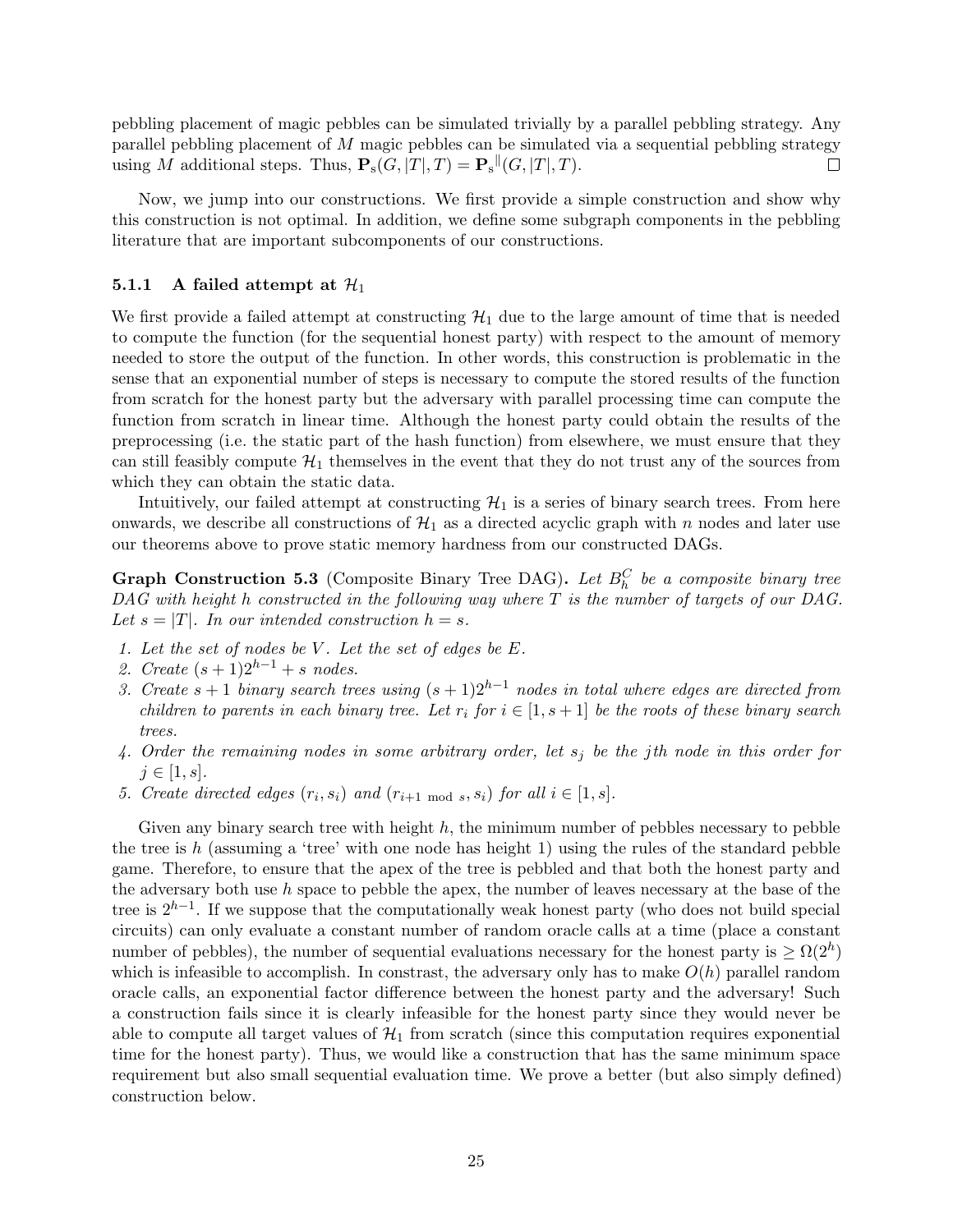pebbling placement of magic pebbles can be simulated trivially by a parallel pebbling strategy. Any parallel pebbling placement of $M$ magic pebbles can be simulated via a sequential pebbling strategy using $M$ additional steps. Thus, $\mathbf{P}_{\mathrm{s}}(G, |T|, T) = \mathbf{P}_{\mathrm{s}}^{\|}(G, |T|, T)$. □

Now, we jump into our constructions. We first provide a simple construction and show why this construction is not optimal. In addition, we define some subgraph components in the pebbling literature that are important subcomponents of our constructions.

### 5.1.1 A failed attempt at $\mathcal{H}_1$

We first provide a failed attempt at constructing $\mathcal{H}_1$ due to the large amount of time that is needed to compute the function (for the sequential honest party) with respect to the amount of memory needed to store the output of the function. In other words, this construction is problematic in the sense that an exponential number of steps is necessary to compute the stored results of the function from scratch for the honest party but the adversary with parallel processing time can compute the function from scratch in linear time. Although the honest party could obtain the results of the preprocessing (i.e. the static part of the hash function) from elsewhere, we must ensure that they can still feasibly compute $\mathcal{H}_1$ themselves in the event that they do not trust any of the sources from which they can obtain the static data.

Intuitively, our failed attempt at constructing $\mathcal{H}_1$ is a series of binary search trees. From here onwards, we describe all constructions of $\mathcal{H}_1$ as a directed acyclic graph with $n$ nodes and later use our theorems above to prove static memory hardness from our constructed DAGs.

**Graph Construction 5.3** (Composite Binary Tree DAG)**.** *Let $B_h^C$ be a composite binary tree DAG with height $h$ constructed in the following way where $T$ is the number of targets of our DAG. Let $s = |T|$. In our intended construction $h = s$.*

1. *Let the set of nodes be $V$. Let the set of edges be $E$.*
2. *Create $(s+1)2^{h-1} + s$ nodes.*
3. *Create $s+1$ binary search trees using $(s+1)2^{h-1}$ nodes in total where edges are directed from children to parents in each binary tree. Let $r_i$ for $i \in [1, s+1]$ be the roots of these binary search trees.*
4. *Order the remaining nodes in some arbitrary order, let $s_j$ be the $j$th node in this order for $j \in [1, s]$.*
5. *Create directed edges $(r_i, s_i)$ and $(r_{i+1 \bmod s}, s_i)$ for all $i \in [1, s]$.*

Given any binary search tree with height $h$, the minimum number of pebbles necessary to pebble the tree is $h$ (assuming a 'tree' with one node has height 1) using the rules of the standard pebble game. Therefore, to ensure that the apex of the tree is pebbled and that both the honest party and the adversary both use $h$ space to pebble the apex, the number of leaves necessary at the base of the tree is $2^{h-1}$. If we suppose that the computationally weak honest party (who does not build special circuits) can only evaluate a constant number of random oracle calls at a time (place a constant number of pebbles), the number of sequential evaluations necessary for the honest party is $\geq \Omega(2^h)$ which is infeasible to accomplish. In constrast, the adversary only has to make $O(h)$ parallel random oracle calls, an exponential factor difference between the honest party and the adversary! Such a construction fails since it is clearly infeasible for the honest party since they would never be able to compute all target values of $\mathcal{H}_1$ from scratch (since this computation requires exponential time for the honest party). Thus, we would like a construction that has the same minimum space requirement but also small sequential evaluation time. We prove a better (but also simply defined) construction below.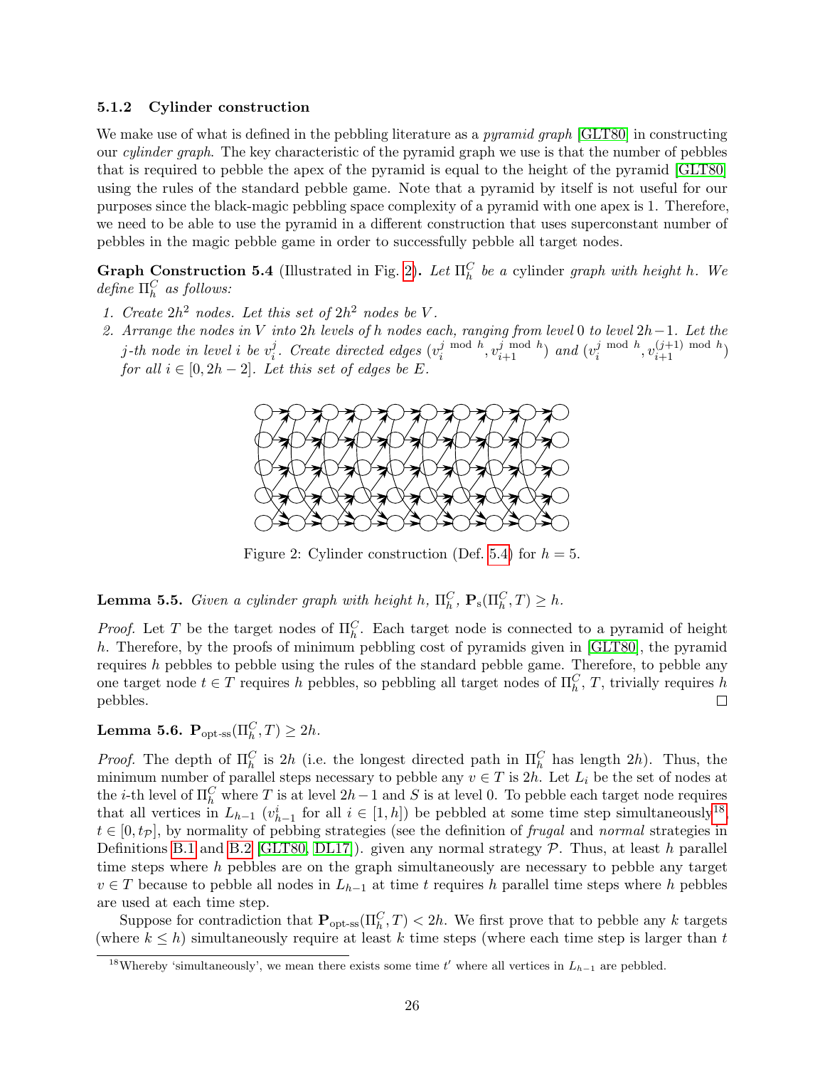### 5.1.2 Cylinder construction

We make use of what is defined in the pebbling literature as a *pyramid graph* [GLT80] in constructing our *cylinder graph*. The key characteristic of the pyramid graph we use is that the number of pebbles that is required to pebble the apex of the pyramid is equal to the height of the pyramid [GLT80] using the rules of the standard pebble game. Note that a pyramid by itself is not useful for our purposes since the black-magic pebbling space complexity of a pyramid with one apex is 1. Therefore, we need to be able to use the pyramid in a different construction that uses superconstant number of pebbles in the magic pebble game in order to successfully pebble all target nodes.

**Graph Construction 5.4** (Illustrated in Fig. 2)**.** *Let $\Pi_h^C$ be a* cylinder *graph with height $h$. We define $\Pi_h^C$ as follows:*

1. *Create $2h^2$ nodes. Let this set of $2h^2$ nodes be $V$.*
2. *Arrange the nodes in $V$ into $2h$ levels of $h$ nodes each, ranging from level 0 to level $2h-1$. Let the $j$-th node in level $i$ be $v_i^j$. Create directed edges $(v_i^{j \bmod h}, v_{i+1}^{j \bmod h})$ and $(v_i^{j \bmod h}, v_{i+1}^{(j+1) \bmod h})$ for all $i \in [0, 2h-2]$. Let this set of edges be $E$.*

Figure 2: Cylinder construction (Def. 5.4) for $h = 5$.

**Lemma 5.5.** *Given a cylinder graph with height $h$, $\Pi_h^C$, $\mathbf{P}_{\mathrm{s}}(\Pi_h^C, T) \geq h$.*

*Proof.* Let $T$ be the target nodes of $\Pi_h^C$. Each target node is connected to a pyramid of height $h$. Therefore, by the proofs of minimum pebbling cost of pyramids given in [GLT80], the pyramid requires $h$ pebbles to pebble using the rules of the standard pebble game. Therefore, to pebble any one target node $t \in T$ requires $h$ pebbles, so pebbling all target nodes of $\Pi_h^C$, $T$, trivially requires $h$ pebbles. □

**Lemma 5.6.** $\mathbf{P}_{\text{opt-ss}}(\Pi_h^C, T) \geq 2h$.

*Proof.* The depth of $\Pi_h^C$ is $2h$ (i.e. the longest directed path in $\Pi_h^C$ has length $2h$). Thus, the minimum number of parallel steps necessary to pebble any $v \in T$ is $2h$. Let $L_i$ be the set of nodes at the $i$-th level of $\Pi_h^C$ where $T$ is at level $2h-1$ and $S$ is at level 0. To pebble each target node requires that all vertices in $L_{h-1}$ ($v_{h-1}^i$ for all $i \in [1, h]$) be pebbled at some time step simultaneously[18], $t \in [0, t_{\mathcal{P}}]$, by normality of pebbing strategies (see the definition of *frugal* and *normal* strategies in Definitions B.1 and B.2 [GLT80, DL17]). given any normal strategy $\mathcal{P}$. Thus, at least $h$ parallel time steps where $h$ pebbles are on the graph simultaneously are necessary to pebble any target $v \in T$ because to pebble all nodes in $L_{h-1}$ at time $t$ requires $h$ parallel time steps where $h$ pebbles are used at each time step.

Suppose for contradiction that $\mathbf{P}_{\text{opt-ss}}(\Pi_h^C, T) < 2h$. We first prove that to pebble any $k$ targets (where $k \leq h$) simultaneously require at least $k$ time steps (where each time step is larger than $t$

[18] Whereby 'simultaneously', we mean there exists some time $t'$ where all vertices in $L_{h-1}$ are pebbled.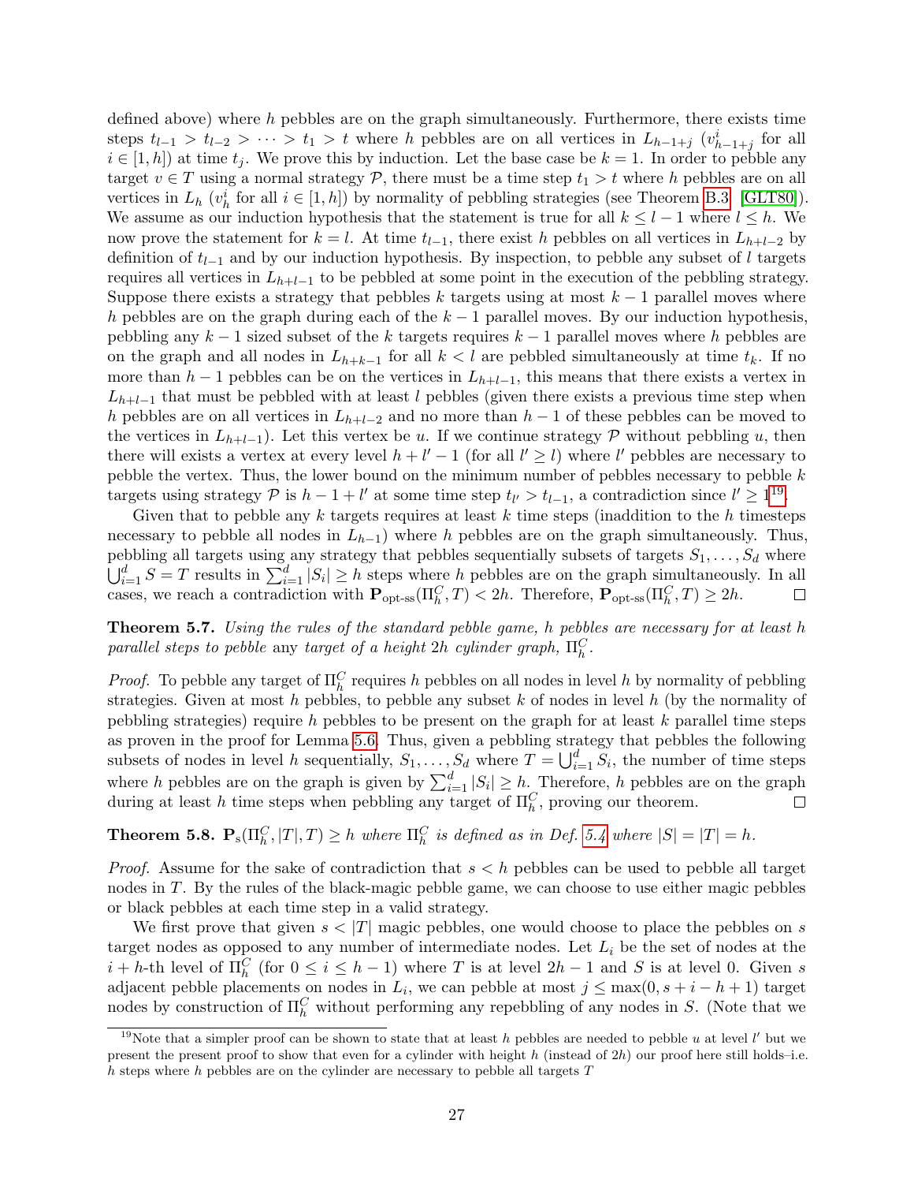defined above) where $h$ pebbles are on the graph simultaneously. Furthermore, there exists time steps $t_{l-1} > t_{l-2} > \cdots > t_1 > t$ where $h$ pebbles are on all vertices in $L_{h-1+j}$ ($v^i_{h-1+j}$ for all $i \in [1, h]$) at time $t_j$. We prove this by induction. Let the base case be $k = 1$. In order to pebble any target $v \in T$ using a normal strategy $\mathcal{P}$, there must be a time step $t_1 > t$ where $h$ pebbles are on all vertices in $L_h$ ($v^i_h$ for all $i \in [1, h]$) by normality of pebbling strategies (see Theorem B.3 [GLT80]). We assume as our induction hypothesis that the statement is true for all $k \leq l - 1$ where $l \leq h$. We now prove the statement for $k = l$. At time $t_{l-1}$, there exist $h$ pebbles on all vertices in $L_{h+l-2}$ by definition of $t_{l-1}$ and by our induction hypothesis. By inspection, to pebble any subset of $l$ targets requires all vertices in $L_{h+l-1}$ to be pebbled at some point in the execution of the pebbling strategy. Suppose there exists a strategy that pebbles $k$ targets using at most $k - 1$ parallel moves where $h$ pebbles are on the graph during each of the $k - 1$ parallel moves. By our induction hypothesis, pebbling any $k - 1$ sized subset of the $k$ targets requires $k - 1$ parallel moves where $h$ pebbles are on the graph and all nodes in $L_{h+k-1}$ for all $k < l$ are pebbled simultaneously at time $t_k$. If no more than $h - 1$ pebbles can be on the vertices in $L_{h+l-1}$, this means that there exists a vertex in $L_{h+l-1}$ that must be pebbled with at least $l$ pebbles (given there exists a previous time step when $h$ pebbles are on all vertices in $L_{h+l-2}$ and no more than $h - 1$ of these pebbles can be moved to the vertices in $L_{h+l-1}$). Let this vertex be $u$. If we continue strategy $\mathcal{P}$ without pebbling $u$, then there will exists a vertex at every level $h + l' - 1$ (for all $l' \geq l$) where $l'$ pebbles are necessary to pebble the vertex. Thus, the lower bound on the minimum number of pebbles necessary to pebble $k$ targets using strategy $\mathcal{P}$ is $h - 1 + l'$ at some time step $t_{l'} > t_{l-1}$, a contradiction since $l' \geq 1$[19].

Given that to pebble any $k$ targets requires at least $k$ time steps (inaddition to the $h$ timesteps necessary to pebble all nodes in $L_{h-1}$) where $h$ pebbles are on the graph simultaneously. Thus, pebbling all targets using any strategy that pebbles sequentially subsets of targets $S_1, \ldots, S_d$ where $\bigcup_{i=1}^{d} S = T$ results in $\sum_{i=1}^{d} |S_i| \geq h$ steps where $h$ pebbles are on the graph simultaneously. In all cases, we reach a contradiction with $\mathbf{P}_{\text{opt-ss}}(\Pi_h^C, T) < 2h$. Therefore, $\mathbf{P}_{\text{opt-ss}}(\Pi_h^C, T) \geq 2h$. $\square$

**Theorem 5.7.** *Using the rules of the standard pebble game, $h$ pebbles are necessary for at least $h$ parallel steps to pebble* any *target of a height $2h$ cylinder graph, $\Pi_h^C$.*

*Proof.* To pebble any target of $\Pi_h^C$ requires $h$ pebbles on all nodes in level $h$ by normality of pebbling strategies. Given at most $h$ pebbles, to pebble any subset $k$ of nodes in level $h$ (by the normality of pebbling strategies) require $h$ pebbles to be present on the graph for at least $k$ parallel time steps as proven in the proof for Lemma 5.6. Thus, given a pebbling strategy that pebbles the following subsets of nodes in level $h$ sequentially, $S_1, \ldots, S_d$ where $T = \bigcup_{i=1}^{d} S_i$, the number of time steps where $h$ pebbles are on the graph is given by $\sum_{i=1}^{d} |S_i| \geq h$. Therefore, $h$ pebbles are on the graph during at least $h$ time steps when pebbling any target of $\Pi_h^C$, proving our theorem. $\square$

**Theorem 5.8.** *$\mathbf{P}_s(\Pi_h^C, |T|, T) \geq h$ where $\Pi_h^C$ is defined as in Def. 5.4 where $|S| = |T| = h$.*

*Proof.* Assume for the sake of contradiction that $s < h$ pebbles can be used to pebble all target nodes in $T$. By the rules of the black-magic pebble game, we can choose to use either magic pebbles or black pebbles at each time step in a valid strategy.

We first prove that given $s < |T|$ magic pebbles, one would choose to place the pebbles on $s$ target nodes as opposed to any number of intermediate nodes. Let $L_i$ be the set of nodes at the $i + h$-th level of $\Pi_h^C$ (for $0 \leq i \leq h - 1$) where $T$ is at level $2h - 1$ and $S$ is at level 0. Given $s$ adjacent pebble placements on nodes in $L_i$, we can pebble at most $j \leq \max(0, s + i - h + 1)$ target nodes by construction of $\Pi_h^C$ without performing any repebbling of any nodes in $S$. (Note that we

[19] Note that a simpler proof can be shown to state that at least $h$ pebbles are needed to pebble $u$ at level $l'$ but we present the present proof to show that even for a cylinder with height $h$ (instead of $2h$) our proof here still holds–i.e. $h$ steps where $h$ pebbles are on the cylinder are necessary to pebble all targets $T$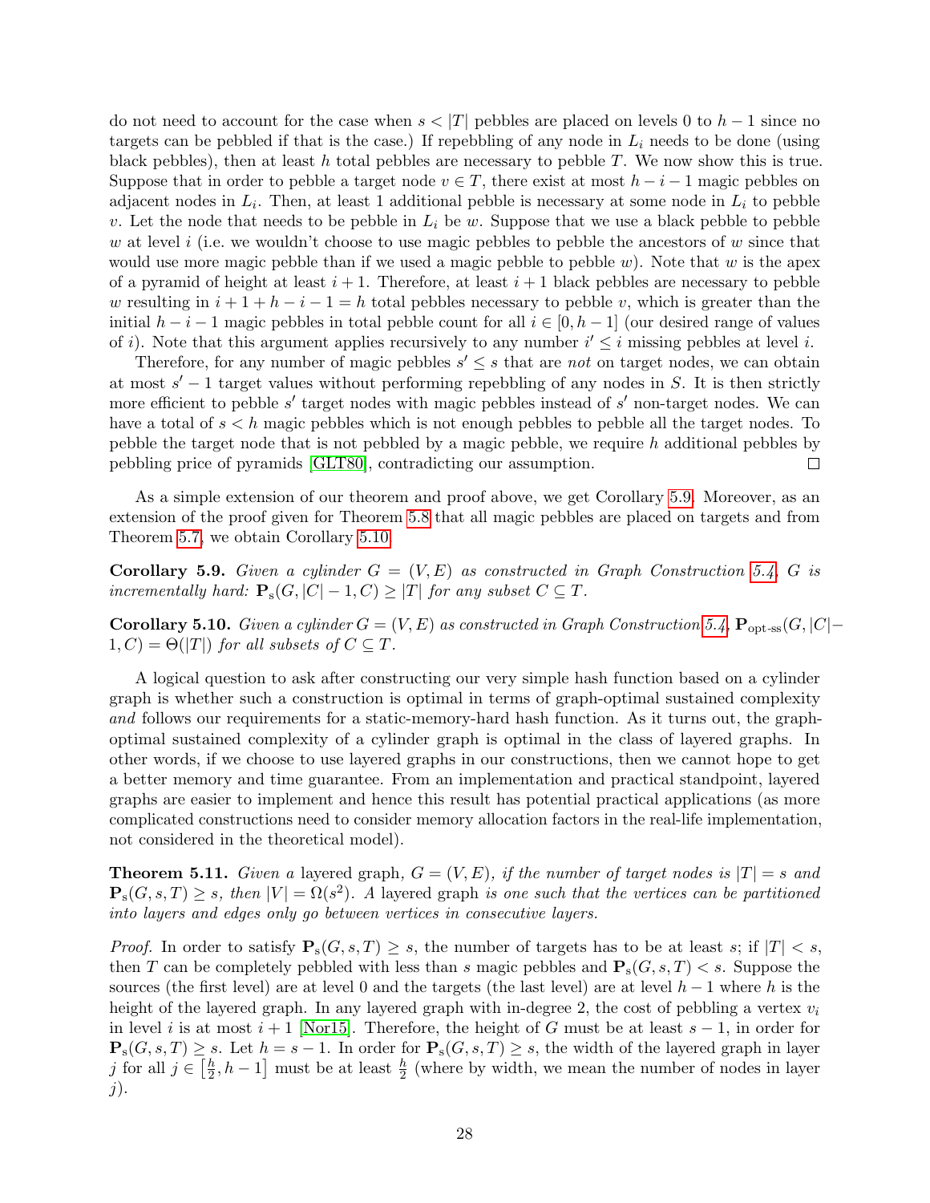do not need to account for the case when $s < |T|$ pebbles are placed on levels 0 to $h-1$ since no targets can be pebbled if that is the case.) If repebbling of any node in $L_i$ needs to be done (using black pebbles), then at least $h$ total pebbles are necessary to pebble $T$. We now show this is true. Suppose that in order to pebble a target node $v \in T$, there exist at most $h-i-1$ magic pebbles on adjacent nodes in $L_i$. Then, at least 1 additional pebble is necessary at some node in $L_i$ to pebble $v$. Let the node that needs to be pebble in $L_i$ be $w$. Suppose that we use a black pebble to pebble $w$ at level $i$ (i.e. we wouldn't choose to use magic pebbles to pebble the ancestors of $w$ since that would use more magic pebble than if we used a magic pebble to pebble $w$). Note that $w$ is the apex of a pyramid of height at least $i+1$. Therefore, at least $i+1$ black pebbles are necessary to pebble $w$ resulting in $i+1+h-i-1 = h$ total pebbles necessary to pebble $v$, which is greater than the initial $h-i-1$ magic pebbles in total pebble count for all $i \in [0, h-1]$ (our desired range of values of $i$). Note that this argument applies recursively to any number $i' \le i$ missing pebbles at level $i$.

Therefore, for any number of magic pebbles $s' \le s$ that are *not* on target nodes, we can obtain at most $s'-1$ target values without performing repebbling of any nodes in $S$. It is then strictly more efficient to pebble $s'$ target nodes with magic pebbles instead of $s'$ non-target nodes. We can have a total of $s < h$ magic pebbles which is not enough pebbles to pebble all the target nodes. To pebble the target node that is not pebbled by a magic pebble, we require $h$ additional pebbles by pebbling price of pyramids [GLT80], contradicting our assumption. □

As a simple extension of our theorem and proof above, we get Corollary 5.9. Moreover, as an extension of the proof given for Theorem 5.8 that all magic pebbles are placed on targets and from Theorem 5.7, we obtain Corollary 5.10.

**Corollary 5.9.** *Given a cylinder $G = (V, E)$ as constructed in Graph Construction 5.4, $G$ is incrementally hard: $\mathbf{P}_{\text{s}}(G, |C|-1, C) \geq |T|$ for any subset $C \subseteq T$.*

**Corollary 5.10.** *Given a cylinder $G = (V, E)$ as constructed in Graph Construction 5.4, $\mathbf{P}_{\text{opt-ss}}(G, |C|-1, C) = \Theta(|T|)$ for all subsets of $C \subseteq T$.*

A logical question to ask after constructing our very simple hash function based on a cylinder graph is whether such a construction is optimal in terms of graph-optimal sustained complexity *and* follows our requirements for a static-memory-hard hash function. As it turns out, the graph-optimal sustained complexity of a cylinder graph is optimal in the class of layered graphs. In other words, if we choose to use layered graphs in our constructions, then we cannot hope to get a better memory and time guarantee. From an implementation and practical standpoint, layered graphs are easier to implement and hence this result has potential practical applications (as more complicated constructions need to consider memory allocation factors in the real-life implementation, not considered in the theoretical model).

**Theorem 5.11.** *Given a* layered graph*, $G = (V, E)$, if the number of target nodes is $|T| = s$ and $\mathbf{P}_{\text{s}}(G, s, T) \geq s$, then $|V| = \Omega(s^2)$. A* layered graph *is one such that the vertices can be partitioned into layers and edges only go between vertices in consecutive layers.*

*Proof.* In order to satisfy $\mathbf{P}_{\text{s}}(G, s, T) \geq s$, the number of targets has to be at least $s$; if $|T| < s$, then $T$ can be completely pebbled with less than $s$ magic pebbles and $\mathbf{P}_{\text{s}}(G, s, T) < s$. Suppose the sources (the first level) are at level 0 and the targets (the last level) are at level $h-1$ where $h$ is the height of the layered graph. In any layered graph with in-degree 2, the cost of pebbling a vertex $v_i$ in level $i$ is at most $i+1$ [Nor15]. Therefore, the height of $G$ must be at least $s-1$, in order for $\mathbf{P}_{\text{s}}(G, s, T) \geq s$. Let $h = s-1$. In order for $\mathbf{P}_{\text{s}}(G, s, T) \geq s$, the width of the layered graph in layer $j$ for all $j \in \left[\frac{h}{2}, h-1\right]$ must be at least $\frac{h}{2}$ (where by width, we mean the number of nodes in layer $j$).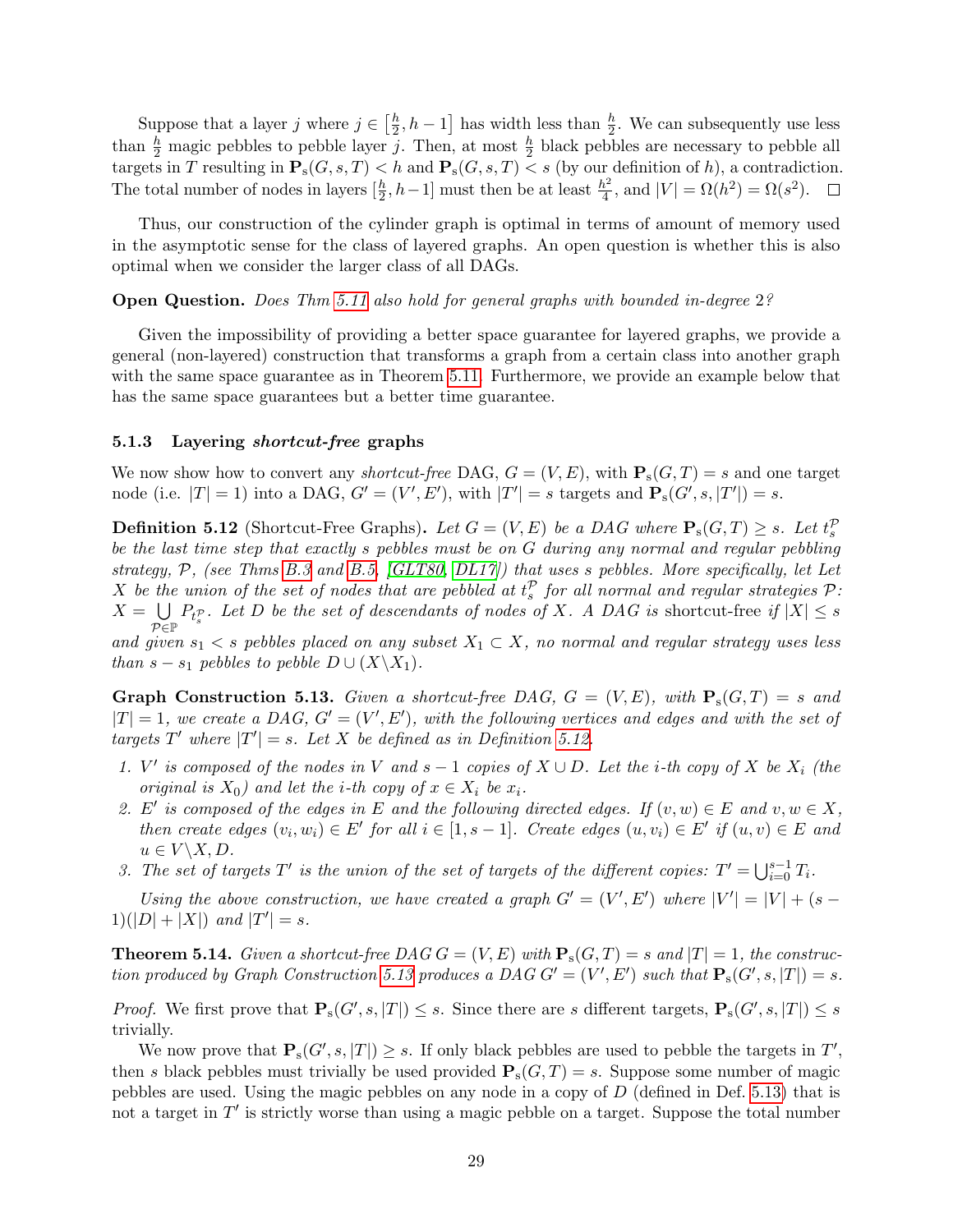Suppose that a layer $j$ where $j \in \left[\frac{h}{2}, h-1\right]$ has width less than $\frac{h}{2}$. We can subsequently use less than $\frac{h}{2}$ magic pebbles to pebble layer $j$. Then, at most $\frac{h}{2}$ black pebbles are necessary to pebble all targets in $T$ resulting in $\mathbf{P}_{\mathrm{s}}(G, s, T) < h$ and $\mathbf{P}_{\mathrm{s}}(G, s, T) < s$ (by our definition of $h$), a contradiction. The total number of nodes in layers $[\frac{h}{2}, h-1]$ must then be at least $\frac{h^2}{4}$, and $|V| = \Omega(h^2) = \Omega(s^2)$. $\square$

Thus, our construction of the cylinder graph is optimal in terms of amount of memory used in the asymptotic sense for the class of layered graphs. An open question is whether this is also optimal when we consider the larger class of all DAGs.

**Open Question.** *Does Thm 5.11 also hold for general graphs with bounded in-degree 2?*

Given the impossibility of providing a better space guarantee for layered graphs, we provide a general (non-layered) construction that transforms a graph from a certain class into another graph with the same space guarantee as in Theorem 5.11. Furthermore, we provide an example below that has the same space guarantees but a better time guarantee.

### 5.1.3 Layering *shortcut-free* graphs

We now show how to convert any *shortcut-free* DAG, $G = (V, E)$, with $\mathbf{P}_{\mathrm{s}}(G, T) = s$ and one target node (i.e. $|T| = 1$) into a DAG, $G' = (V', E')$, with $|T'| = s$ targets and $\mathbf{P}_{\mathrm{s}}(G', s, |T'|) = s$.

**Definition 5.12** (Shortcut-Free Graphs)**.** *Let $G = (V, E)$ be a DAG where $\mathbf{P}_{\mathrm{s}}(G, T) \geq s$. Let $t_s^{\mathcal{P}}$ be the last time step that exactly $s$ pebbles must be on $G$ during any normal and regular pebbling strategy, $\mathcal{P}$, (see Thms B.3 and B.5, [GLT80, DL17]) that uses $s$ pebbles. More specifically, let Let $X$ be the union of the set of nodes that are pebbled at $t_s^{\mathcal{P}}$ for all normal and regular strategies $\mathcal{P}$: $X = \bigcup_{\mathcal{P} \in \mathbb{P}} P_{t_s^{\mathcal{P}}}$. Let $D$ be the set of descendants of nodes of $X$. A DAG is* shortcut-free *if $|X| \leq s$ and given $s_1 < s$ pebbles placed on any subset $X_1 \subset X$, no normal and regular strategy uses less than $s - s_1$ pebbles to pebble $D \cup (X \backslash X_1)$.*

**Graph Construction 5.13.** *Given a shortcut-free DAG, $G = (V, E)$, with $\mathbf{P}_{\mathrm{s}}(G, T) = s$ and $|T| = 1$, we create a DAG, $G' = (V', E')$, with the following vertices and edges and with the set of targets $T'$ where $|T'| = s$. Let $X$ be defined as in Definition 5.12.*

1. *$V'$ is composed of the nodes in $V$ and $s-1$ copies of $X \cup D$. Let the $i$-th copy of $X$ be $X_i$ (the original is $X_0$) and let the $i$-th copy of $x \in X_i$ be $x_i$.*
2. *$E'$ is composed of the edges in $E$ and the following directed edges. If $(v, w) \in E$ and $v, w \in X$, then create edges $(v_i, w_i) \in E'$ for all $i \in [1, s-1]$. Create edges $(u, v_i) \in E'$ if $(u, v) \in E$ and $u \in V \backslash X, D$.*
3. *The set of targets $T'$ is the union of the set of targets of the different copies: $T' = \bigcup_{i=0}^{s-1} T_i$.*

*Using the above construction, we have created a graph $G' = (V', E')$ where $|V'| = |V| + (s-1)(|D| + |X|)$ and $|T'| = s$.*

**Theorem 5.14.** *Given a shortcut-free DAG $G = (V, E)$ with $\mathbf{P}_{\mathrm{s}}(G, T) = s$ and $|T| = 1$, the construction produced by Graph Construction 5.13 produces a DAG $G' = (V', E')$ such that $\mathbf{P}_{\mathrm{s}}(G', s, |T|) = s$.*

*Proof.* We first prove that $\mathbf{P}_{\mathrm{s}}(G', s, |T|) \leq s$. Since there are $s$ different targets, $\mathbf{P}_{\mathrm{s}}(G', s, |T|) \leq s$ trivially.

We now prove that $\mathbf{P}_{\mathrm{s}}(G', s, |T|) \geq s$. If only black pebbles are used to pebble the targets in $T'$, then $s$ black pebbles must trivially be used provided $\mathbf{P}_{\mathrm{s}}(G, T) = s$. Suppose some number of magic pebbles are used. Using the magic pebbles on any node in a copy of $D$ (defined in Def. 5.13) that is not a target in $T'$ is strictly worse than using a magic pebble on a target. Suppose the total number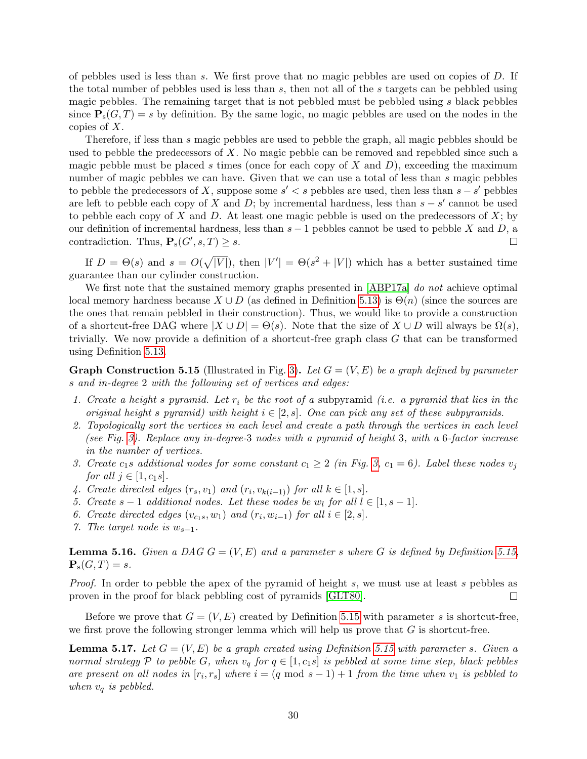of pebbles used is less than $s$. We first prove that no magic pebbles are used on copies of $D$. If the total number of pebbles used is less than $s$, then not all of the $s$ targets can be pebbled using magic pebbles. The remaining target that is not pebbled must be pebbled using $s$ black pebbles since $\mathbf{P}_s(G, T) = s$ by definition. By the same logic, no magic pebbles are used on the nodes in the copies of $X$.

Therefore, if less than $s$ magic pebbles are used to pebble the graph, all magic pebbles should be used to pebble the predecessors of $X$. No magic pebble can be removed and repebbled since such a magic pebble must be placed $s$ times (once for each copy of $X$ and $D$), exceeding the maximum number of magic pebbles we can have. Given that we can use a total of less than $s$ magic pebbles to pebble the predecessors of $X$, suppose some $s' < s$ pebbles are used, then less than $s - s'$ pebbles are left to pebble each copy of $X$ and $D$; by incremental hardness, less than $s - s'$ cannot be used to pebble each copy of $X$ and $D$. At least one magic pebble is used on the predecessors of $X$; by our definition of incremental hardness, less than $s - 1$ pebbles cannot be used to pebble $X$ and $D$, a contradiction. Thus, $\mathbf{P}_s(G', s, T) \geq s$. ◻

If $D = \Theta(s)$ and $s = O(\sqrt{|V|})$, then $|V'| = \Theta(s^2 + |V|)$ which has a better sustained time guarantee than our cylinder construction.

We first note that the sustained memory graphs presented in [ABP17a] *do not* achieve optimal local memory hardness because $X \cup D$ (as defined in Definition 5.13) is $\Theta(n)$ (since the sources are the ones that remain pebbled in their construction). Thus, we would like to provide a construction of a shortcut-free DAG where $|X \cup D| = \Theta(s)$. Note that the size of $X \cup D$ will always be $\Omega(s)$, trivially. We now provide a definition of a shortcut-free graph class $G$ that can be transformed using Definition 5.13.

**Graph Construction 5.15** (Illustrated in Fig. 3)**.** *Let $G = (V, E)$ be a graph defined by parameter $s$ and in-degree 2 with the following set of vertices and edges:*

1. *Create a height $s$ pyramid. Let $r_i$ be the root of a* subpyramid *(i.e. a pyramid that lies in the original height $s$ pyramid) with height $i \in [2, s]$. One can pick any set of these subpyramids.*
2. *Topologically sort the vertices in each level and create a path through the vertices in each level (see Fig. 3). Replace any in-degree-3 nodes with a pyramid of height 3, with a 6-factor increase in the number of vertices.*
3. *Create $c_1 s$ additional nodes for some constant $c_1 \geq 2$ (in Fig. 3, $c_1 = 6$). Label these nodes $v_j$ for all $j \in [1, c_1 s]$.*
4. *Create directed edges $(r_s, v_1)$ and $(r_i, v_{k(i-1)})$ for all $k \in [1, s]$.*
5. *Create $s - 1$ additional nodes. Let these nodes be $w_l$ for all $l \in [1, s-1]$.*
6. *Create directed edges $(v_{c_1 s}, w_1)$ and $(r_i, w_{i-1})$ for all $i \in [2, s]$.*
7. *The target node is $w_{s-1}$.*

**Lemma 5.16.** *Given a DAG $G = (V, E)$ and a parameter $s$ where $G$ is defined by Definition 5.15, $\mathbf{P}_s(G, T) = s$.*

*Proof.* In order to pebble the apex of the pyramid of height $s$, we must use at least $s$ pebbles as proven in the proof for black pebbling cost of pyramids [GLT80]. ◻

Before we prove that $G = (V, E)$ created by Definition 5.15 with parameter $s$ is shortcut-free, we first prove the following stronger lemma which will help us prove that $G$ is shortcut-free.

**Lemma 5.17.** *Let $G = (V, E)$ be a graph created using Definition 5.15 with parameter $s$. Given a normal strategy $\mathcal{P}$ to pebble $G$, when $v_q$ for $q \in [1, c_1 s]$ is pebbled at some time step, black pebbles are present on all nodes in $[r_i, r_s]$ where $i = (q \bmod s-1) + 1$ from the time when $v_1$ is pebbled to when $v_q$ is pebbled.*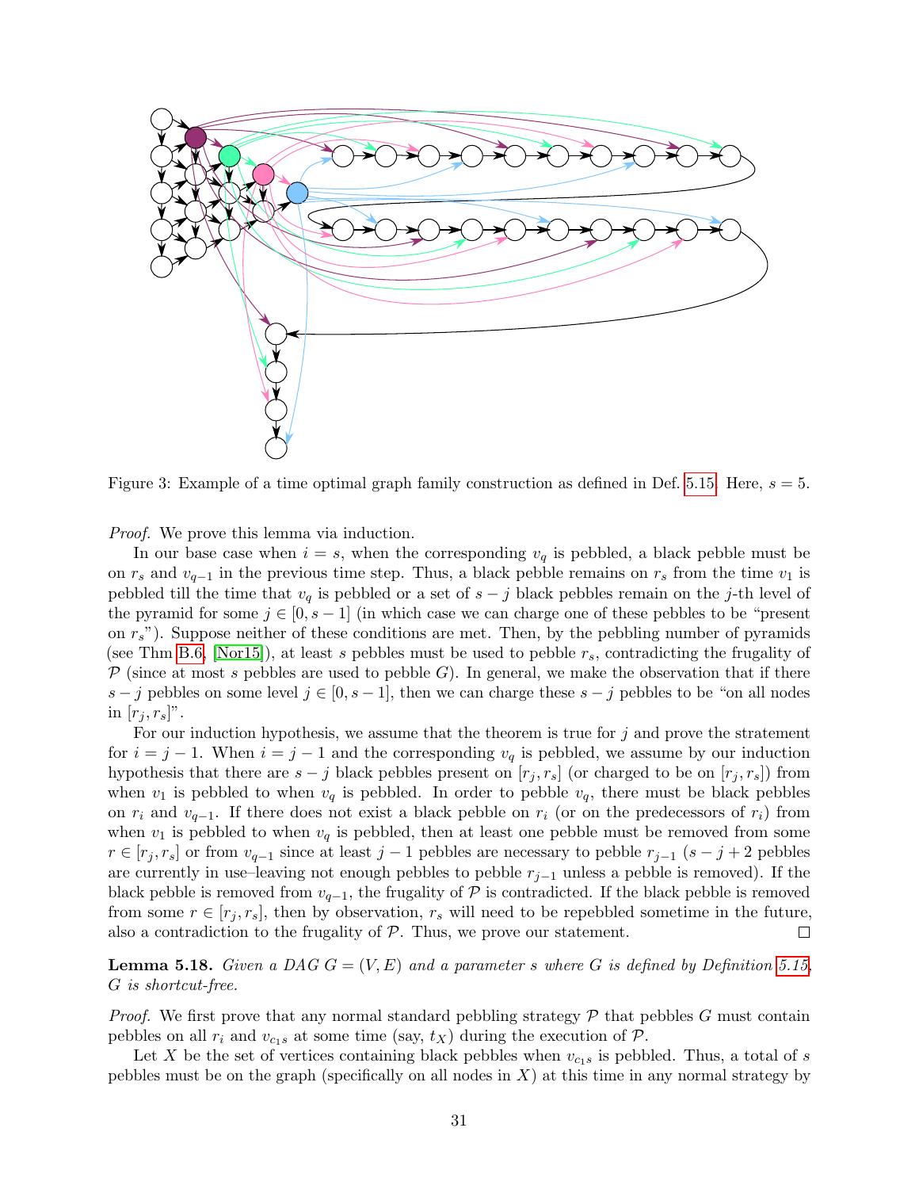Figure 3: Example of a time optimal graph family construction as defined in Def. 5.15. Here, $s = 5$.

*Proof.* We prove this lemma via induction.

In our base case when $i = s$, when the corresponding $v_q$ is pebbled, a black pebble must be on $r_s$ and $v_{q-1}$ in the previous time step. Thus, a black pebble remains on $r_s$ from the time $v_1$ is pebbled till the time that $v_q$ is pebbled or a set of $s - j$ black pebbles remain on the $j$-th level of the pyramid for some $j \in [0, s-1]$ (in which case we can charge one of these pebbles to be "present on $r_s$"). Suppose neither of these conditions are met. Then, by the pebbling number of pyramids (see Thm B.6, [Nor15]), at least $s$ pebbles must be used to pebble $r_s$, contradicting the frugality of $\mathcal{P}$ (since at most $s$ pebbles are used to pebble $G$). In general, we make the observation that if there $s - j$ pebbles on some level $j \in [0, s-1]$, then we can charge these $s - j$ pebbles to be "on all nodes in $[r_j, r_s]$".

For our induction hypothesis, we assume that the theorem is true for $j$ and prove the stratement for $i = j - 1$. When $i = j - 1$ and the corresponding $v_q$ is pebbled, we assume by our induction hypothesis that there are $s - j$ black pebbles present on $[r_j, r_s]$ (or charged to be on $[r_j, r_s]$) from when $v_1$ is pebbled to when $v_q$ is pebbled. In order to pebble $v_q$, there must be black pebbles on $r_i$ and $v_{q-1}$. If there does not exist a black pebble on $r_i$ (or on the predecessors of $r_i$) from when $v_1$ is pebbled to when $v_q$ is pebbled, then at least one pebble must be removed from some $r \in [r_j, r_s]$ or from $v_{q-1}$ since at least $j - 1$ pebbles are necessary to pebble $r_{j-1}$ ($s - j + 2$ pebbles are currently in use–leaving not enough pebbles to pebble $r_{j-1}$ unless a pebble is removed). If the black pebble is removed from $v_{q-1}$, the frugality of $\mathcal{P}$ is contradicted. If the black pebble is removed from some $r \in [r_j, r_s]$, then by observation, $r_s$ will need to be repebbled sometime in the future, also a contradiction to the frugality of $\mathcal{P}$. Thus, we prove our statement. □

**Lemma 5.18.** *Given a DAG $G = (V, E)$ and a parameter $s$ where $G$ is defined by Definition 5.15, $G$ is shortcut-free.*

*Proof.* We first prove that any normal standard pebbling strategy $\mathcal{P}$ that pebbles $G$ must contain pebbles on all $r_i$ and $v_{c_1 s}$ at some time (say, $t_X$) during the execution of $\mathcal{P}$.

Let $X$ be the set of vertices containing black pebbles when $v_{c_1 s}$ is pebbled. Thus, a total of $s$ pebbles must be on the graph (specifically on all nodes in $X$) at this time in any normal strategy by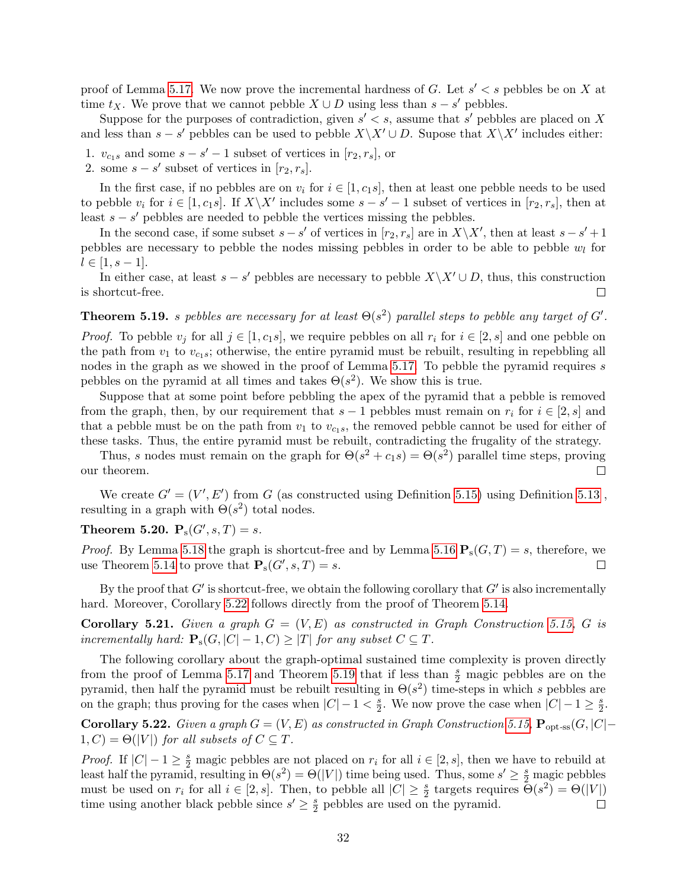proof of Lemma 5.17. We now prove the incremental hardness of $G$. Let $s' < s$ pebbles be on $X$ at time $t_X$. We prove that we cannot pebble $X \cup D$ using less than $s - s'$ pebbles.

Suppose for the purposes of contradiction, given $s' < s$, assume that $s'$ pebbles are placed on $X$ and less than $s - s'$ pebbles can be used to pebble $X \backslash X' \cup D$. Supose that $X \backslash X'$ includes either:

1. $v_{c_1 s}$ and some $s - s' - 1$ subset of vertices in $[r_2, r_s]$, or
2. some $s - s'$ subset of vertices in $[r_2, r_s]$.

In the first case, if no pebbles are on $v_i$ for $i \in [1, c_1 s]$, then at least one pebble needs to be used to pebble $v_i$ for $i \in [1, c_1 s]$. If $X \backslash X'$ includes some $s - s' - 1$ subset of vertices in $[r_2, r_s]$, then at least $s - s'$ pebbles are needed to pebble the vertices missing the pebbles.

In the second case, if some subset $s - s'$ of vertices in $[r_2, r_s]$ are in $X \backslash X'$, then at least $s - s' + 1$ pebbles are necessary to pebble the nodes missing pebbles in order to be able to pebble $w_l$ for $l \in [1, s-1]$.

In either case, at least $s - s'$ pebbles are necessary to pebble $X \backslash X' \cup D$, thus, this construction is shortcut-free. ∎

**Theorem 5.19.** *$s$ pebbles are necessary for at least $\Theta(s^2)$ parallel steps to pebble any target of $G'$.*

*Proof.* To pebble $v_j$ for all $j \in [1, c_1 s]$, we require pebbles on all $r_i$ for $i \in [2, s]$ and one pebble on the path from $v_1$ to $v_{c_1 s}$; otherwise, the entire pyramid must be rebuilt, resulting in repebbling all nodes in the graph as we showed in the proof of Lemma 5.17. To pebble the pyramid requires $s$ pebbles on the pyramid at all times and takes $\Theta(s^2)$. We show this is true.

Suppose that at some point before pebbling the apex of the pyramid that a pebble is removed from the graph, then, by our requirement that $s - 1$ pebbles must remain on $r_i$ for $i \in [2, s]$ and that a pebble must be on the path from $v_1$ to $v_{c_1 s}$, the removed pebble cannot be used for either of these tasks. Thus, the entire pyramid must be rebuilt, contradicting the frugality of the strategy.

Thus, $s$ nodes must remain on the graph for $\Theta(s^2 + c_1 s) = \Theta(s^2)$ parallel time steps, proving our theorem. ∎

We create $G' = (V', E')$ from $G$ (as constructed using Definition 5.15) using Definition 5.13 , resulting in a graph with $\Theta(s^2)$ total nodes.

**Theorem 5.20.** $\mathbf{P}_{\text{s}}(G', s, T) = s$.

*Proof.* By Lemma 5.18 the graph is shortcut-free and by Lemma 5.16 $\mathbf{P}_{\text{s}}(G, T) = s$, therefore, we use Theorem 5.14 to prove that $\mathbf{P}_{\text{s}}(G', s, T) = s$. ∎

By the proof that $G'$ is shortcut-free, we obtain the following corollary that $G'$ is also incrementally hard. Moreover, Corollary 5.22 follows directly from the proof of Theorem 5.14.

**Corollary 5.21.** *Given a graph $G = (V, E)$ as constructed in Graph Construction 5.15, $G$ is incrementally hard: $\mathbf{P}_{\text{s}}(G, |C| - 1, C) \geq |T|$ for any subset $C \subseteq T$.*

The following corollary about the graph-optimal sustained time complexity is proven directly from the proof of Lemma 5.17 and Theorem 5.19 that if less than $\frac{s}{2}$ magic pebbles are on the pyramid, then half the pyramid must be rebuilt resulting in $\Theta(s^2)$ time-steps in which $s$ pebbles are on the graph; thus proving for the cases when $|C| - 1 < \frac{s}{2}$. We now prove the case when $|C| - 1 \geq \frac{s}{2}$.

**Corollary 5.22.** *Given a graph $G = (V, E)$ as constructed in Graph Construction 5.15, $\mathbf{P}_{\text{opt-ss}}(G, |C| - 1, C) = \Theta(|V|)$ for all subsets of $C \subseteq T$.*

*Proof.* If $|C| - 1 \geq \frac{s}{2}$ magic pebbles are not placed on $r_i$ for all $i \in [2, s]$, then we have to rebuild at least half the pyramid, resulting in $\Theta(s^2) = \Theta(|V|)$ time being used. Thus, some $s' \geq \frac{s}{2}$ magic pebbles must be used on $r_i$ for all $i \in [2, s]$. Then, to pebble all $|C| \geq \frac{s}{2}$ targets requires $\Theta(s^2) = \Theta(|V|)$ time using another black pebble since $s' \geq \frac{s}{2}$ pebbles are used on the pyramid. ∎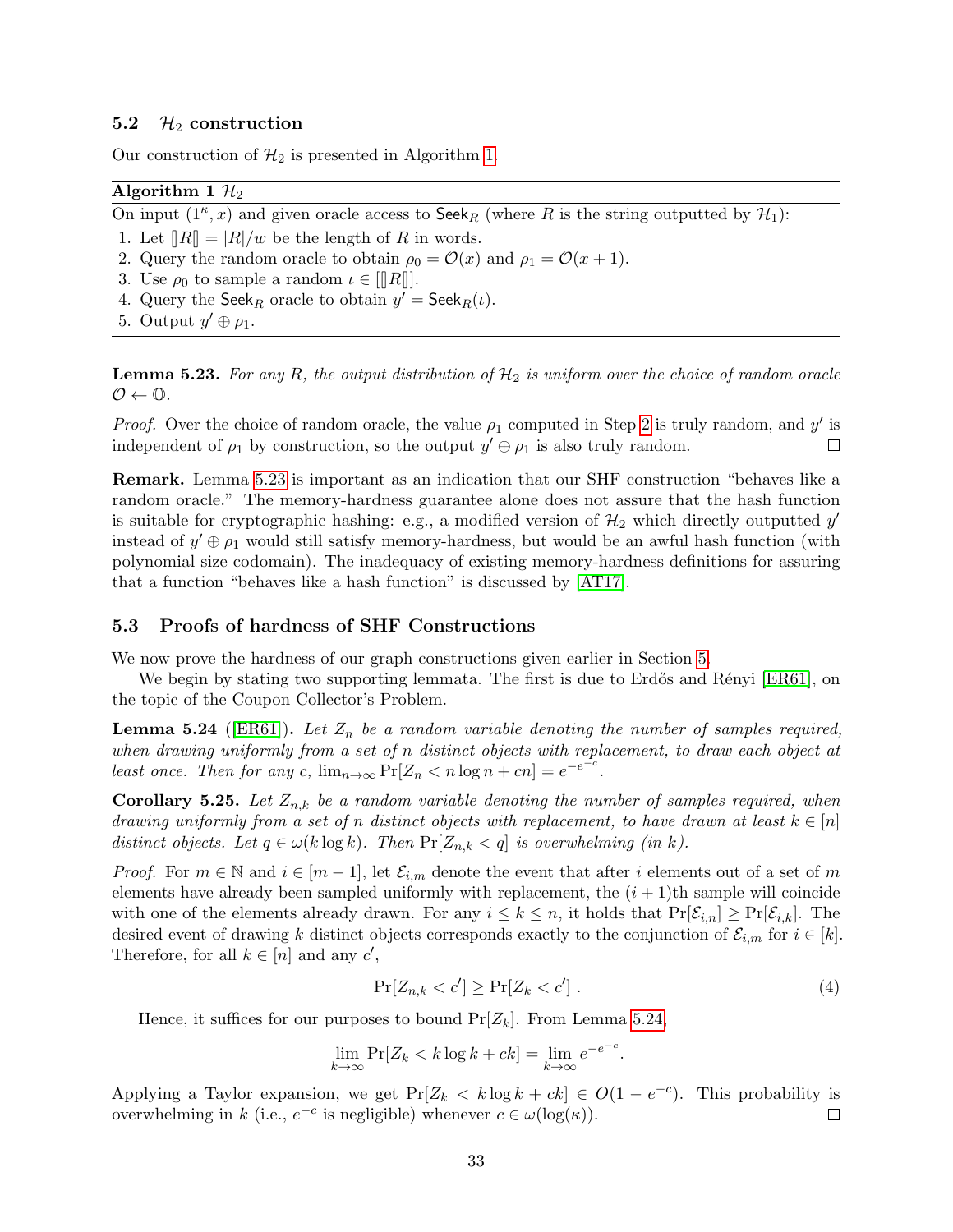### 5.2 $\mathcal{H}_2$ construction

Our construction of $\mathcal{H}_2$ is presented in Algorithm 1.

**Algorithm 1** $\mathcal{H}_2$

On input $(1^\kappa, x)$ and given oracle access to $\mathsf{Seek}_R$ (where $R$ is the string outputted by $\mathcal{H}_1$):

1. Let $[\![R]\!] = |R|/w$ be the length of $R$ in words.
2. Query the random oracle to obtain $\rho_0 = \mathcal{O}(x)$ and $\rho_1 = \mathcal{O}(x+1)$.
3. Use $\rho_0$ to sample a random $\iota \in [[\![R]\!]]$.
4. Query the $\mathsf{Seek}_R$ oracle to obtain $y' = \mathsf{Seek}_R(\iota)$.
5. Output $y' \oplus \rho_1$.

**Lemma 5.23.** *For any R, the output distribution of $\mathcal{H}_2$ is uniform over the choice of random oracle $\mathcal{O} \leftarrow \mathbb{O}$.*

*Proof.* Over the choice of random oracle, the value $\rho_1$ computed in Step 2 is truly random, and $y'$ is independent of $\rho_1$ by construction, so the output $y' \oplus \rho_1$ is also truly random. $\square$

**Remark.** Lemma 5.23 is important as an indication that our SHF construction "behaves like a random oracle." The memory-hardness guarantee alone does not assure that the hash function is suitable for cryptographic hashing: e.g., a modified version of $\mathcal{H}_2$ which directly outputted $y'$ instead of $y' \oplus \rho_1$ would still satisfy memory-hardness, but would be an awful hash function (with polynomial size codomain). The inadequacy of existing memory-hardness definitions for assuring that a function "behaves like a hash function" is discussed by [AT17].

### 5.3 Proofs of hardness of SHF Constructions

We now prove the hardness of our graph constructions given earlier in Section 5.

We begin by stating two supporting lemmata. The first is due to Erdős and Rényi [ER61], on the topic of the Coupon Collector's Problem.

**Lemma 5.24** ([ER61]). *Let $Z_n$ be a random variable denoting the number of samples required, when drawing uniformly from a set of $n$ distinct objects with replacement, to draw each object at least once. Then for any $c$, $\lim_{n\to\infty} \Pr[Z_n < n \log n + cn] = e^{-e^{-c}}$.*

**Corollary 5.25.** *Let $Z_{n,k}$ be a random variable denoting the number of samples required, when drawing uniformly from a set of $n$ distinct objects with replacement, to have drawn at least $k \in [n]$ distinct objects. Let $q \in \omega(k \log k)$. Then $\Pr[Z_{n,k} < q]$ is overwhelming (in $k$).*

*Proof.* For $m \in \mathbb{N}$ and $i \in [m-1]$, let $\mathcal{E}_{i,m}$ denote the event that after $i$ elements out of a set of $m$ elements have already been sampled uniformly with replacement, the $(i+1)$th sample will coincide with one of the elements already drawn. For any $i \le k \le n$, it holds that $\Pr[\mathcal{E}_{i,n}] \ge \Pr[\mathcal{E}_{i,k}]$. The desired event of drawing $k$ distinct objects corresponds exactly to the conjunction of $\mathcal{E}_{i,m}$ for $i \in [k]$. Therefore, for all $k \in [n]$ and any $c'$,

$$\Pr[Z_{n,k} < c'] \ge \Pr[Z_k < c'] \ . \tag{4}$$

Hence, it suffices for our purposes to bound $\Pr[Z_k]$. From Lemma 5.24,

$$\lim_{k\to\infty} \Pr[Z_k < k \log k + ck] = \lim_{k\to\infty} e^{-e^{-c}}.$$

Applying a Taylor expansion, we get $\Pr[Z_k < k \log k + ck] \in O(1 - e^{-c})$. This probability is overwhelming in $k$ (i.e., $e^{-c}$ is negligible) whenever $c \in \omega(\log(\kappa))$. $\square$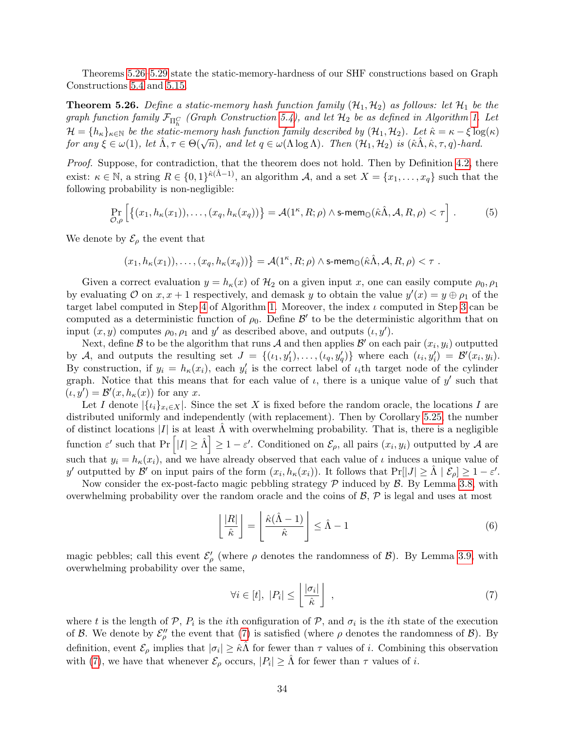Theorems 5.26–5.29 state the static-memory-hardness of our SHF constructions based on Graph Constructions 5.4 and 5.15.

**Theorem 5.26.** *Define a static-memory hash function family $(\mathcal{H}_1, \mathcal{H}_2)$ as follows: let $\mathcal{H}_1$ be the graph function family $\mathcal{F}_{\Pi_h^C}$ (Graph Construction 5.4), and let $\mathcal{H}_2$ be as defined in Algorithm 1. Let $\mathcal{H} = \{h_\kappa\}_{\kappa\in\mathbb{N}}$ be the static-memory hash function family described by $(\mathcal{H}_1, \mathcal{H}_2)$. Let $\hat{\kappa} = \kappa - \xi \log(\kappa)$ for any $\xi \in \omega(1)$, let $\hat{\Lambda}, \tau \in \Theta(\sqrt{n})$, and let $q \in \omega(\Lambda \log \Lambda)$. Then $(\mathcal{H}_1, \mathcal{H}_2)$ is $(\hat{\kappa}\hat{\Lambda}, \hat{\kappa}, \tau, q)$-hard.*

*Proof.* Suppose, for contradiction, that the theorem does not hold. Then by Definition 4.2, there exist: $\kappa \in \mathbb{N}$, a string $R \in \{0,1\}^{\hat{\kappa}(\hat{\Lambda}-1)}$, an algorithm $\mathcal{A}$, and a set $X = \{x_1, \dots, x_q\}$ such that the following probability is non-negligible:

$$\Pr_{\mathcal{O},\rho}\left[\{(x_1, h_\kappa(x_1)), \dots, (x_q, h_\kappa(x_q))\} = \mathcal{A}(1^\kappa, R; \rho) \wedge \textsf{s-mem}_{\mathbb{O}}(\hat{\kappa}\hat{\Lambda}, \mathcal{A}, R, \rho) < \tau\right] . \tag{5}$$

We denote by $\mathcal{E}_\rho$ the event that

$$(x_1, h_\kappa(x_1)), \dots, (x_q, h_\kappa(x_q))\} = \mathcal{A}(1^\kappa, R; \rho) \wedge \textsf{s-mem}_{\mathbb{O}}(\hat{\kappa}\hat{\Lambda}, \mathcal{A}, R, \rho) < \tau \ .$$

Given a correct evaluation $y = h_\kappa(x)$ of $\mathcal{H}_2$ on a given input $x$, one can easily compute $\rho_0, \rho_1$ by evaluating $\mathcal{O}$ on $x, x+1$ respectively, and demask $y$ to obtain the value $y'(x) = y \oplus \rho_1$ of the target label computed in Step 4 of Algorithm 1. Moreover, the index $\iota$ computed in Step 3 can be computed as a deterministic function of $\rho_0$. Define $\mathcal{B}'$ to be the deterministic algorithm that on input $(x, y)$ computes $\rho_0, \rho_1$ and $y'$ as described above, and outputs $(\iota, y')$.

Next, define $\mathcal{B}$ to be the algorithm that runs $\mathcal{A}$ and then applies $\mathcal{B}'$ on each pair $(x_i, y_i)$ outputted by $\mathcal{A}$, and outputs the resulting set $J = \{(\iota_1, y'_1), \dots, (\iota_q, y'_q)\}$ where each $(\iota_i, y'_i) = \mathcal{B}'(x_i, y_i)$. By construction, if $y_i = h_\kappa(x_i)$, each $y'_i$ is the correct label of $\iota_i$th target node of the cylinder graph. Notice that this means that for each value of $\iota$, there is a unique value of $y'$ such that $(\iota, y') = \mathcal{B}'(x, h_\kappa(x))$ for any $x$.

Let $I$ denote $|\{\iota_i\}_{x_i \in X}|$. Since the set $X$ is fixed before the random oracle, the locations $I$ are distributed uniformly and independently (with replacement). Then by Corollary 5.25, the number of distinct locations $|I|$ is at least $\hat{\Lambda}$ with overwhelming probability. That is, there is a negligible function $\varepsilon'$ such that $\Pr\left[|I| \geq \hat{\Lambda}\right] \geq 1 - \varepsilon'$. Conditioned on $\mathcal{E}_\rho$, all pairs $(x_i, y_i)$ outputted by $\mathcal{A}$ are such that $y_i = h_\kappa(x_i)$, and we have already observed that each value of $\iota$ induces a unique value of $y'$ outputted by $\mathcal{B}'$ on input pairs of the form $(x_i, h_\kappa(x_i))$. It follows that $\Pr[|J| \geq \hat{\Lambda} \mid \mathcal{E}_\rho] \geq 1 - \varepsilon'$.

Now consider the ex-post-facto magic pebbling strategy $\mathcal{P}$ induced by $\mathcal{B}$. By Lemma 3.8, with overwhelming probability over the random oracle and the coins of $\mathcal{B}$, $\mathcal{P}$ is legal and uses at most

$$\left\lfloor \frac{|R|}{\hat{\kappa}} \right\rfloor = \left\lfloor \frac{\hat{\kappa}(\hat{\Lambda}-1)}{\hat{\kappa}} \right\rfloor \leq \hat{\Lambda} - 1 \tag{6}$$

magic pebbles; call this event $\mathcal{E}'_\rho$ (where $\rho$ denotes the randomness of $\mathcal{B}$). By Lemma 3.9, with overwhelming probability over the same,

$$\forall i \in [t], \ |P_i| \leq \left\lfloor \frac{|\sigma_i|}{\hat{\kappa}} \right\rfloor \ , \tag{7}$$

where $t$ is the length of $\mathcal{P}$, $P_i$ is the $i$th configuration of $\mathcal{P}$, and $\sigma_i$ is the $i$th state of the execution of $\mathcal{B}$. We denote by $\mathcal{E}''_\rho$ the event that (7) is satisfied (where $\rho$ denotes the randomness of $\mathcal{B}$). By definition, event $\mathcal{E}_\rho$ implies that $|\sigma_i| \geq \hat{\kappa}\hat{\Lambda}$ for fewer than $\tau$ values of $i$. Combining this observation with (7), we have that whenever $\mathcal{E}_\rho$ occurs, $|P_i| \geq \hat{\Lambda}$ for fewer than $\tau$ values of $i$.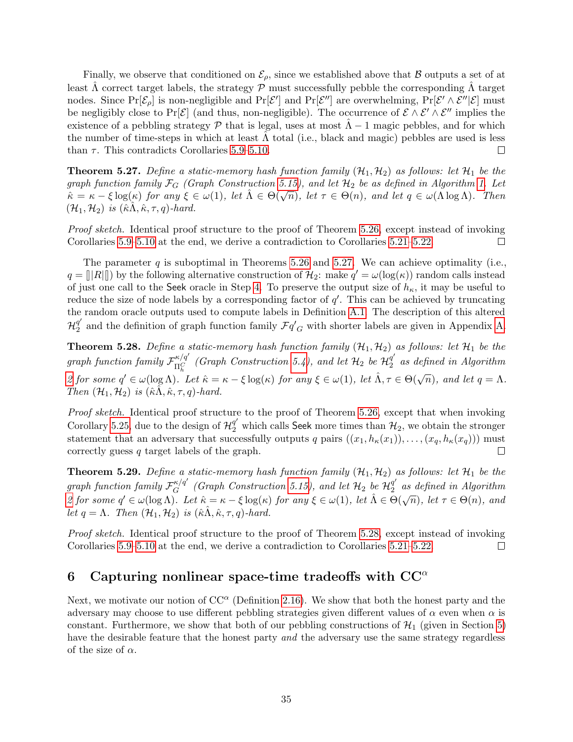Finally, we observe that conditioned on $\mathcal{E}_\rho$, since we established above that $\mathcal{B}$ outputs a set of at least $\hat{\Lambda}$ correct target labels, the strategy $\mathcal{P}$ must successfully pebble the corresponding $\hat{\Lambda}$ target nodes. Since $\Pr[\mathcal{E}_\rho]$ is non-negligible and $\Pr[\mathcal{E}']$ and $\Pr[\mathcal{E}'']$ are overwhelming, $\Pr[\mathcal{E}' \wedge \mathcal{E}''|\mathcal{E}]$ must be negligibly close to $\Pr[\mathcal{E}]$ (and thus, non-negligible). The occurrence of $\mathcal{E} \wedge \mathcal{E}' \wedge \mathcal{E}''$ implies the existence of a pebbling strategy $\mathcal{P}$ that is legal, uses at most $\hat{\Lambda} - 1$ magic pebbles, and for which the number of time-steps in which at least $\hat{\Lambda}$ total (i.e., black and magic) pebbles are used is less than $\tau$. This contradicts Corollaries 5.9–5.10. $\square$

**Theorem 5.27.** *Define a static-memory hash function family $(\mathcal{H}_1, \mathcal{H}_2)$ as follows: let $\mathcal{H}_1$ be the graph function family $\mathcal{F}_G$ (Graph Construction 5.15), and let $\mathcal{H}_2$ be as defined in Algorithm 1. Let $\hat{\kappa} = \kappa - \xi \log(\kappa)$ for any $\xi \in \omega(1)$, let $\hat{\Lambda} \in \Theta(\sqrt{n})$, let $\tau \in \Theta(n)$, and let $q \in \omega(\Lambda \log \Lambda)$. Then $(\mathcal{H}_1, \mathcal{H}_2)$ is $(\hat{\kappa}\hat{\Lambda}, \hat{\kappa}, \tau, q)$-hard.*

*Proof sketch.* Identical proof structure to the proof of Theorem 5.26, except instead of invoking Corollaries 5.9–5.10 at the end, we derive a contradiction to Corollaries 5.21–5.22. $\square$

The parameter $q$ is suboptimal in Theorems 5.26 and 5.27. We can achieve optimality (i.e., $q = [\![|R|]\!]$) by the following alternative construction of $\mathcal{H}_2$: make $q' = \omega(\log(\kappa))$ random calls instead of just one call to the Seek oracle in Step 4. To preserve the output size of $h_\kappa$, it may be useful to reduce the size of node labels by a corresponding factor of $q'$. This can be achieved by truncating the random oracle outputs used to compute labels in Definition A.1. The description of this altered $\mathcal{H}_2^{q'}$ and the definition of graph function family $\mathcal{F}q'_G$ with shorter labels are given in Appendix A.

**Theorem 5.28.** *Define a static-memory hash function family $(\mathcal{H}_1, \mathcal{H}_2)$ as follows: let $\mathcal{H}_1$ be the graph function family $\mathcal{F}^{\kappa/q'}_{\Pi^C_h}$ (Graph Construction 5.4), and let $\mathcal{H}_2$ be $\mathcal{H}_2^{q'}$ as defined in Algorithm 2 for some $q' \in \omega(\log \Lambda)$. Let $\hat{\kappa} = \kappa - \xi \log(\kappa)$ for any $\xi \in \omega(1)$, let $\hat{\Lambda}, \tau \in \Theta(\sqrt{n})$, and let $q = \Lambda$. Then $(\mathcal{H}_1, \mathcal{H}_2)$ is $(\hat{\kappa}\hat{\Lambda}, \hat{\kappa}, \tau, q)$-hard.*

*Proof sketch.* Identical proof structure to the proof of Theorem 5.26, except that when invoking Corollary 5.25, due to the design of $\mathcal{H}_2^{q'}$ which calls Seek more times than $\mathcal{H}_2$, we obtain the stronger statement that an adversary that successfully outputs $q$ pairs $((x_1, h_\kappa(x_1)), \dots, (x_q, h_\kappa(x_q)))$ must correctly guess $q$ target labels of the graph. $\square$

**Theorem 5.29.** *Define a static-memory hash function family $(\mathcal{H}_1, \mathcal{H}_2)$ as follows: let $\mathcal{H}_1$ be the graph function family $\mathcal{F}^{\kappa/q'}_G$ (Graph Construction 5.15), and let $\mathcal{H}_2$ be $\mathcal{H}_2^{q'}$ as defined in Algorithm 2 for some $q' \in \omega(\log \Lambda)$. Let $\hat{\kappa} = \kappa - \xi \log(\kappa)$ for any $\xi \in \omega(1)$, let $\hat{\Lambda} \in \Theta(\sqrt{n})$, let $\tau \in \Theta(n)$, and let $q = \Lambda$. Then $(\mathcal{H}_1, \mathcal{H}_2)$ is $(\hat{\kappa}\hat{\Lambda}, \hat{\kappa}, \tau, q)$-hard.*

*Proof sketch.* Identical proof structure to the proof of Theorem 5.28, except instead of invoking Corollaries 5.9–5.10 at the end, we derive a contradiction to Corollaries 5.21–5.22. $\square$

## 6 Capturing nonlinear space-time tradeoffs with $\mathrm{CC}^\alpha$

Next, we motivate our notion of $\mathrm{CC}^\alpha$ (Definition 2.16). We show that both the honest party and the adversary may choose to use different pebbling strategies given different values of $\alpha$ even when $\alpha$ is constant. Furthermore, we show that both of our pebbling constructions of $\mathcal{H}_1$ (given in Section 5) have the desirable feature that the honest party *and* the adversary use the same strategy regardless of the size of $\alpha$.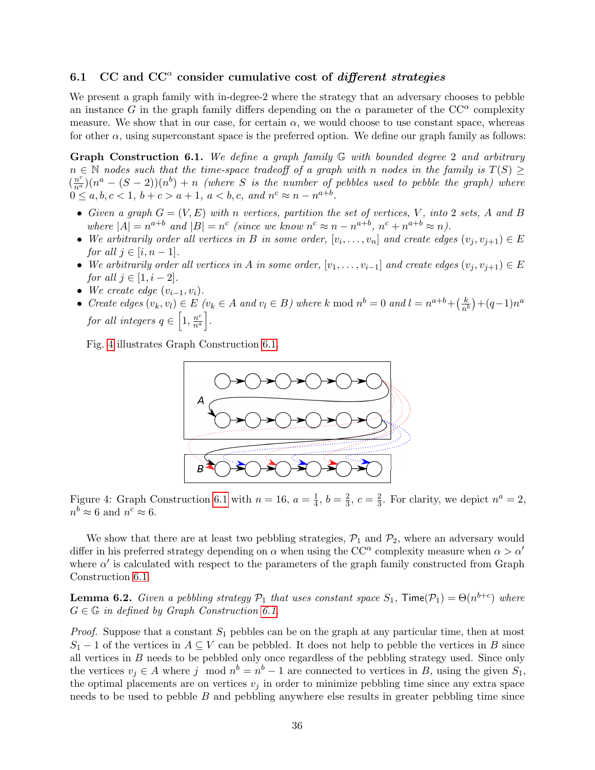### 6.1 CC and $\mathsf{CC}^\alpha$ consider cumulative cost of *different strategies*

We present a graph family with in-degree-2 where the strategy that an adversary chooses to pebble an instance $G$ in the graph family differs depending on the $\alpha$ parameter of the $\mathsf{CC}^\alpha$ complexity measure. We show that in our case, for certain $\alpha$, we would choose to use constant space, whereas for other $\alpha$, using superconstant space is the preferred option. We define our graph family as follows:

**Graph Construction 6.1.** *We define a graph family $\mathbb{G}$ with bounded degree 2 and arbitrary $n \in \mathbb{N}$ nodes such that the time-space tradeoff of a graph with $n$ nodes in the family is $T(S) \geq (\frac{n^c}{n^a})(n^a - (S-2))(n^b) + n$ (where $S$ is the number of pebbles used to pebble the graph) where $0 \leq a, b, c < 1$, $b + c > a + 1$, $a < b, c$, and $n^c \approx n - n^{a+b}$.*

- *Given a graph $G = (V, E)$ with $n$ vertices, partition the set of vertices, $V$, into 2 sets, $A$ and $B$ where $|A| = n^{a+b}$ and $|B| = n^c$ (since we know $n^c \approx n - n^{a+b}$, $n^c + n^{a+b} \approx n$).*
- *We arbitrarily order all vertices in $B$ in some order, $[v_i, \dots, v_n]$ and create edges $(v_j, v_{j+1}) \in E$ for all $j \in [i, n-1]$.*
- *We arbitrarily order all vertices in $A$ in some order, $[v_1, \dots, v_{i-1}]$ and create edges $(v_j, v_{j+1}) \in E$ for all $j \in [1, i-2]$.*
- *We create edge $(v_{i-1}, v_i)$.*
- *Create edges $(v_k, v_l) \in E$ ($v_k \in A$ and $v_l \in B$) where $k \bmod n^b = 0$ and $l = n^{a+b} + (\frac{k}{n^b}) + (q-1)n^a$ for all integers $q \in \left[1, \frac{n^c}{n^a}\right]$.*

Fig. 4 illustrates Graph Construction 6.1.

Figure 4: Graph Construction 6.1 with $n = 16$, $a = \frac{1}{4}$, $b = \frac{2}{3}$, $c = \frac{2}{3}$. For clarity, we depict $n^a = 2$, $n^b \approx 6$ and $n^c \approx 6$.

We show that there are at least two pebbling strategies, $\mathcal{P}_1$ and $\mathcal{P}_2$, where an adversary would differ in his preferred strategy depending on $\alpha$ when using the $\mathsf{CC}^\alpha$ complexity measure when $\alpha > \alpha'$ where $\alpha'$ is calculated with respect to the parameters of the graph family constructed from Graph Construction 6.1.

**Lemma 6.2.** *Given a pebbling strategy $\mathcal{P}_1$ that uses constant space $S_1$, $\mathsf{Time}(\mathcal{P}_1) = \Theta(n^{b+c})$ where $G \in \mathbb{G}$ in defined by Graph Construction 6.1.*

*Proof.* Suppose that a constant $S_1$ pebbles can be on the graph at any particular time, then at most $S_1 - 1$ of the vertices in $A \subseteq V$ can be pebbled. It does not help to pebble the vertices in $B$ since all vertices in $B$ needs to be pebbled only once regardless of the pebbling strategy used. Since only the vertices $v_j \in A$ where $j \bmod n^b = n^b - 1$ are connected to vertices in $B$, using the given $S_1$, the optimal placements are on vertices $v_j$ in order to minimize pebbling time since any extra space needs to be used to pebble $B$ and pebbling anywhere else results in greater pebbling time since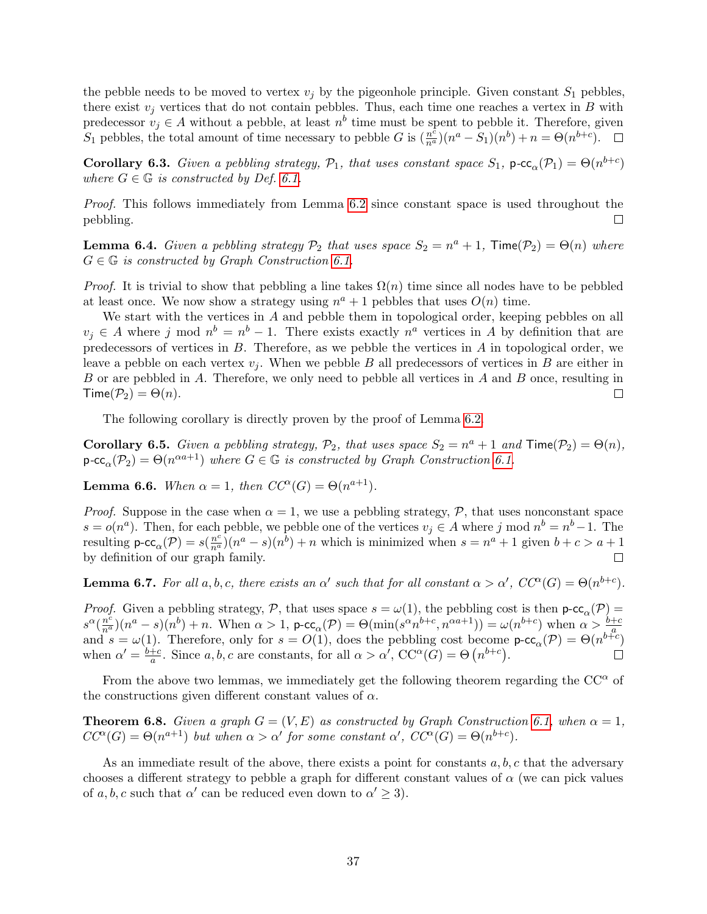the pebble needs to be moved to vertex $v_j$ by the pigeonhole principle. Given constant $S_1$ pebbles, there exist $v_j$ vertices that do not contain pebbles. Thus, each time one reaches a vertex in $B$ with predecessor $v_j \in A$ without a pebble, at least $n^b$ time must be spent to pebble it. Therefore, given $S_1$ pebbles, the total amount of time necessary to pebble $G$ is $(\frac{n^c}{n^a})(n^a - S_1)(n^b) + n = \Theta(n^{b+c})$. $\square$

**Corollary 6.3.** *Given a pebbling strategy, $\mathcal{P}_1$, that uses constant space $S_1$, $\text{p-cc}_\alpha(\mathcal{P}_1) = \Theta(n^{b+c})$ where $G \in \mathbb{G}$ is constructed by Def. 6.1.*

*Proof.* This follows immediately from Lemma 6.2 since constant space is used throughout the pebbling. $\square$

**Lemma 6.4.** *Given a pebbling strategy $\mathcal{P}_2$ that uses space $S_2 = n^a + 1$, $\text{Time}(\mathcal{P}_2) = \Theta(n)$ where $G \in \mathbb{G}$ is constructed by Graph Construction 6.1.*

*Proof.* It is trivial to show that pebbling a line takes $\Omega(n)$ time since all nodes have to be pebbled at least once. We now show a strategy using $n^a + 1$ pebbles that uses $O(n)$ time.

We start with the vertices in $A$ and pebble them in topological order, keeping pebbles on all $v_j \in A$ where $j \bmod n^b = n^b - 1$. There exists exactly $n^a$ vertices in $A$ by definition that are predecessors of vertices in $B$. Therefore, as we pebble the vertices in $A$ in topological order, we leave a pebble on each vertex $v_j$. When we pebble $B$ all predecessors of vertices in $B$ are either in $B$ or are pebbled in $A$. Therefore, we only need to pebble all vertices in $A$ and $B$ once, resulting in $\text{Time}(\mathcal{P}_2) = \Theta(n)$. $\square$

The following corollary is directly proven by the proof of Lemma 6.2.

**Corollary 6.5.** *Given a pebbling strategy, $\mathcal{P}_2$, that uses space $S_2 = n^a + 1$ and $\text{Time}(\mathcal{P}_2) = \Theta(n)$, $\text{p-cc}_\alpha(\mathcal{P}_2) = \Theta(n^{\alpha a+1})$ where $G \in \mathbb{G}$ is constructed by Graph Construction 6.1.*

**Lemma 6.6.** *When $\alpha = 1$, then $CC^\alpha(G) = \Theta(n^{a+1})$.*

*Proof.* Suppose in the case when $\alpha = 1$, we use a pebbling strategy, $\mathcal{P}$, that uses nonconstant space $s = o(n^a)$. Then, for each pebble, we pebble one of the vertices $v_j \in A$ where $j \bmod n^b = n^b - 1$. The resulting $\text{p-cc}_\alpha(\mathcal{P}) = s(\frac{n^c}{n^a})(n^a - s)(n^b) + n$ which is minimized when $s = n^a + 1$ given $b + c > a + 1$ by definition of our graph family. $\square$

**Lemma 6.7.** *For all $a, b, c$, there exists an $\alpha'$ such that for all constant $\alpha > \alpha'$, $CC^\alpha(G) = \Theta(n^{b+c})$.*

*Proof.* Given a pebbling strategy, $\mathcal{P}$, that uses space $s = \omega(1)$, the pebbling cost is then $\text{p-cc}_\alpha(\mathcal{P}) = s^\alpha(\frac{n^c}{n^a})(n^a - s)(n^b) + n$. When $\alpha > 1$, $\text{p-cc}_\alpha(\mathcal{P}) = \Theta(\min(s^\alpha n^{b+c}, n^{\alpha a+1})) = \omega(n^{b+c})$ when $\alpha > \frac{b+c}{a}$ and $s = \omega(1)$. Therefore, only for $s = O(1)$, does the pebbling cost become $\text{p-cc}_\alpha(\mathcal{P}) = \Theta(n^{b+c})$ when $\alpha' = \frac{b+c}{a}$. Since $a, b, c$ are constants, for all $\alpha > \alpha'$, $\text{CC}^\alpha(G) = \Theta\left(n^{b+c}\right)$. $\square$

From the above two lemmas, we immediately get the following theorem regarding the $\text{CC}^\alpha$ of the constructions given different constant values of $\alpha$.

**Theorem 6.8.** *Given a graph $G = (V, E)$ as constructed by Graph Construction 6.1, when $\alpha = 1$, $CC^\alpha(G) = \Theta(n^{a+1})$ but when $\alpha > \alpha'$ for some constant $\alpha'$, $CC^\alpha(G) = \Theta(n^{b+c})$.*

As an immediate result of the above, there exists a point for constants $a, b, c$ that the adversary chooses a different strategy to pebble a graph for different constant values of $\alpha$ (we can pick values of $a, b, c$ such that $\alpha'$ can be reduced even down to $\alpha' \geq 3$).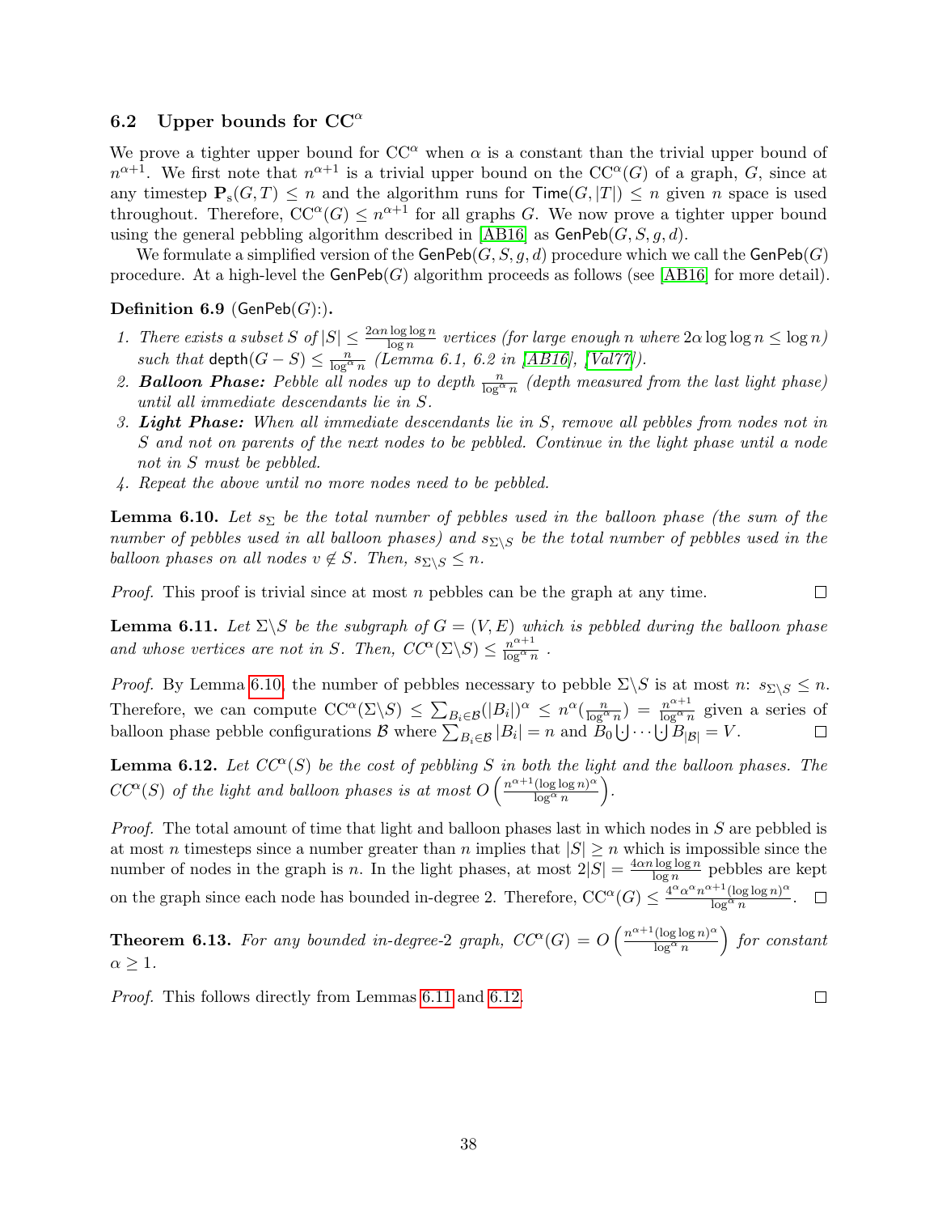### 6.2 Upper bounds for $\mathrm{CC}^\alpha$

We prove a tighter upper bound for $\mathrm{CC}^\alpha$ when $\alpha$ is a constant than the trivial upper bound of $n^{\alpha+1}$. We first note that $n^{\alpha+1}$ is a trivial upper bound on the $\mathrm{CC}^\alpha(G)$ of a graph, $G$, since at any timestep $\mathbf{P}_s(G,T) \leq n$ and the algorithm runs for $\mathsf{Time}(G,|T|) \leq n$ given $n$ space is used throughout. Therefore, $\mathrm{CC}^\alpha(G) \leq n^{\alpha+1}$ for all graphs $G$. We now prove a tighter upper bound using the general pebbling algorithm described in [AB16] as $\mathsf{GenPeb}(G,S,g,d)$.

We formulate a simplified version of the $\mathsf{GenPeb}(G,S,g,d)$ procedure which we call the $\mathsf{GenPeb}(G)$ procedure. At a high-level the $\mathsf{GenPeb}(G)$ algorithm proceeds as follows (see [AB16] for more detail).

**Definition 6.9** ($\mathsf{GenPeb}(G)$:)**.**

1. *There exists a subset $S$ of $|S| \leq \frac{2\alpha n \log\log n}{\log n}$ vertices (for large enough $n$ where $2\alpha \log\log n \leq \log n$) such that $\mathsf{depth}(G-S) \leq \frac{n}{\log^\alpha n}$ (Lemma 6.1, 6.2 in [AB16], [Val77]).*
2. ***Balloon Phase:** Pebble all nodes up to depth $\frac{n}{\log^\alpha n}$ (depth measured from the last light phase) until all immediate descendants lie in $S$.*
3. ***Light Phase:** When all immediate descendants lie in $S$, remove all pebbles from nodes not in $S$ and not on parents of the next nodes to be pebbled. Continue in the light phase until a node not in $S$ must be pebbled.*
4. *Repeat the above until no more nodes need to be pebbled.*

**Lemma 6.10.** *Let $s_\Sigma$ be the total number of pebbles used in the balloon phase (the sum of the number of pebbles used in all balloon phases) and $s_{\Sigma\backslash S}$ be the total number of pebbles used in the balloon phases on all nodes $v \notin S$. Then, $s_{\Sigma\backslash S} \leq n$.*

*Proof.* This proof is trivial since at most $n$ pebbles can be the graph at any time. ☐

**Lemma 6.11.** *Let $\Sigma\backslash S$ be the subgraph of $G=(V,E)$ which is pebbled during the balloon phase and whose vertices are not in $S$. Then, $CC^\alpha(\Sigma\backslash S) \leq \frac{n^{\alpha+1}}{\log^\alpha n}$ .*

*Proof.* By Lemma 6.10, the number of pebbles necessary to pebble $\Sigma\backslash S$ is at most $n$: $s_{\Sigma\backslash S} \leq n$. Therefore, we can compute $\mathrm{CC}^\alpha(\Sigma\backslash S) \leq \sum_{B_i \in \mathcal{B}} (|B_i|)^\alpha \leq n^\alpha(\frac{n}{\log^\alpha n}) = \frac{n^{\alpha+1}}{\log^\alpha n}$ given a series of balloon phase pebble configurations $\mathcal{B}$ where $\sum_{B_i \in \mathcal{B}} |B_i| = n$ and $B_0 \dot\bigcup \cdots \dot\bigcup B_{|\mathcal{B}|} = V$. ☐

**Lemma 6.12.** *Let $CC^\alpha(S)$ be the cost of pebbling $S$ in both the light and the balloon phases. The $CC^\alpha(S)$ of the light and balloon phases is at most $O\left(\frac{n^{\alpha+1}(\log\log n)^\alpha}{\log^\alpha n}\right)$.*

*Proof.* The total amount of time that light and balloon phases last in which nodes in $S$ are pebbled is at most $n$ timesteps since a number greater than $n$ implies that $|S| \geq n$ which is impossible since the number of nodes in the graph is $n$. In the light phases, at most $2|S| = \frac{4\alpha n \log\log n}{\log n}$ pebbles are kept on the graph since each node has bounded in-degree 2. Therefore, $\mathrm{CC}^\alpha(G) \leq \frac{4^\alpha \alpha^\alpha n^{\alpha+1}(\log\log n)^\alpha}{\log^\alpha n}$. ☐

**Theorem 6.13.** *For any bounded in-degree-2 graph, $CC^\alpha(G) = O\left(\frac{n^{\alpha+1}(\log\log n)^\alpha}{\log^\alpha n}\right)$ for constant $\alpha \geq 1$.*

*Proof.* This follows directly from Lemmas 6.11 and 6.12. ☐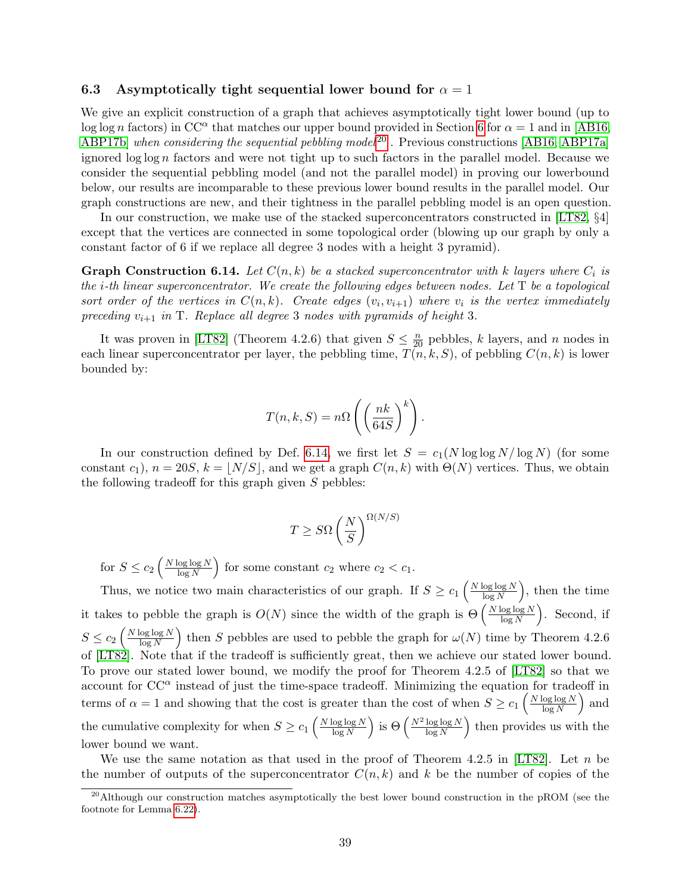### 6.3 Asymptotically tight sequential lower bound for $\alpha = 1$

We give an explicit construction of a graph that achieves asymptotically tight lower bound (up to $\log \log n$ factors) in $\mathrm{CC}^\alpha$ that matches our upper bound provided in Section 6 for $\alpha = 1$ and in [AB16, ABP17b] *when considering the sequential pebbling model*[20]. Previous constructions [AB16, ABP17a] ignored $\log \log n$ factors and were not tight up to such factors in the parallel model. Because we consider the sequential pebbling model (and not the parallel model) in proving our lowerbound below, our results are incomparable to these previous lower bound results in the parallel model. Our graph constructions are new, and their tightness in the parallel pebbling model is an open question.

In our construction, we make use of the stacked superconcentrators constructed in [LT82, §4] except that the vertices are connected in some topological order (blowing up our graph by only a constant factor of 6 if we replace all degree 3 nodes with a height 3 pyramid).

**Graph Construction 6.14.** *Let $C(n, k)$ be a stacked superconcentrator with $k$ layers where $C_i$ is the $i$-th linear superconcentrator. We create the following edges between nodes. Let $\mathrm{T}$ be a topological sort order of the vertices in $C(n, k)$. Create edges $(v_i, v_{i+1})$ where $v_i$ is the vertex immediately preceding $v_{i+1}$ in $\mathrm{T}$. Replace all degree 3 nodes with pyramids of height 3.*

It was proven in [LT82] (Theorem 4.2.6) that given $S \leq \frac{n}{20}$ pebbles, $k$ layers, and $n$ nodes in each linear superconcentrator per layer, the pebbling time, $T(n, k, S)$, of pebbling $C(n, k)$ is lower bounded by:

$$T(n, k, S) = n\Omega\left(\left(\frac{nk}{64S}\right)^k\right).$$

In our construction defined by Def. 6.14, we first let $S = c_1(N \log \log N / \log N)$ (for some constant $c_1$), $n = 20S$, $k = \lfloor N/S \rfloor$, and we get a graph $C(n, k)$ with $\Theta(N)$ vertices. Thus, we obtain the following tradeoff for this graph given $S$ pebbles:

$$T \geq S\Omega\left(\frac{N}{S}\right)^{\Omega(N/S)}$$

for $S \leq c_2\left(\frac{N \log \log N}{\log N}\right)$ for some constant $c_2$ where $c_2 < c_1$.

Thus, we notice two main characteristics of our graph. If $S \geq c_1\left(\frac{N \log \log N}{\log N}\right)$, then the time it takes to pebble the graph is $O(N)$ since the width of the graph is $\Theta\left(\frac{N \log \log N}{\log N}\right)$. Second, if $S \leq c_2\left(\frac{N \log \log N}{\log N}\right)$ then $S$ pebbles are used to pebble the graph for $\omega(N)$ time by Theorem 4.2.6 of [LT82]. Note that if the tradeoff is sufficiently great, then we achieve our stated lower bound. To prove our stated lower bound, we modify the proof for Theorem 4.2.5 of [LT82] so that we account for $\mathrm{CC}^\alpha$ instead of just the time-space tradeoff. Minimizing the equation for tradeoff in terms of $\alpha = 1$ and showing that the cost is greater than the cost of when $S \geq c_1\left(\frac{N \log \log N}{\log N}\right)$ and the cumulative complexity for when $S \geq c_1\left(\frac{N \log \log N}{\log N}\right)$ is $\Theta\left(\frac{N^2 \log \log N}{\log N}\right)$ then provides us with the lower bound we want.

We use the same notation as that used in the proof of Theorem 4.2.5 in [LT82]. Let $n$ be the number of outputs of the superconcentrator $C(n, k)$ and $k$ be the number of copies of the

[20] Although our construction matches asymptotically the best lower bound construction in the pROM (see the footnote for Lemma 6.22).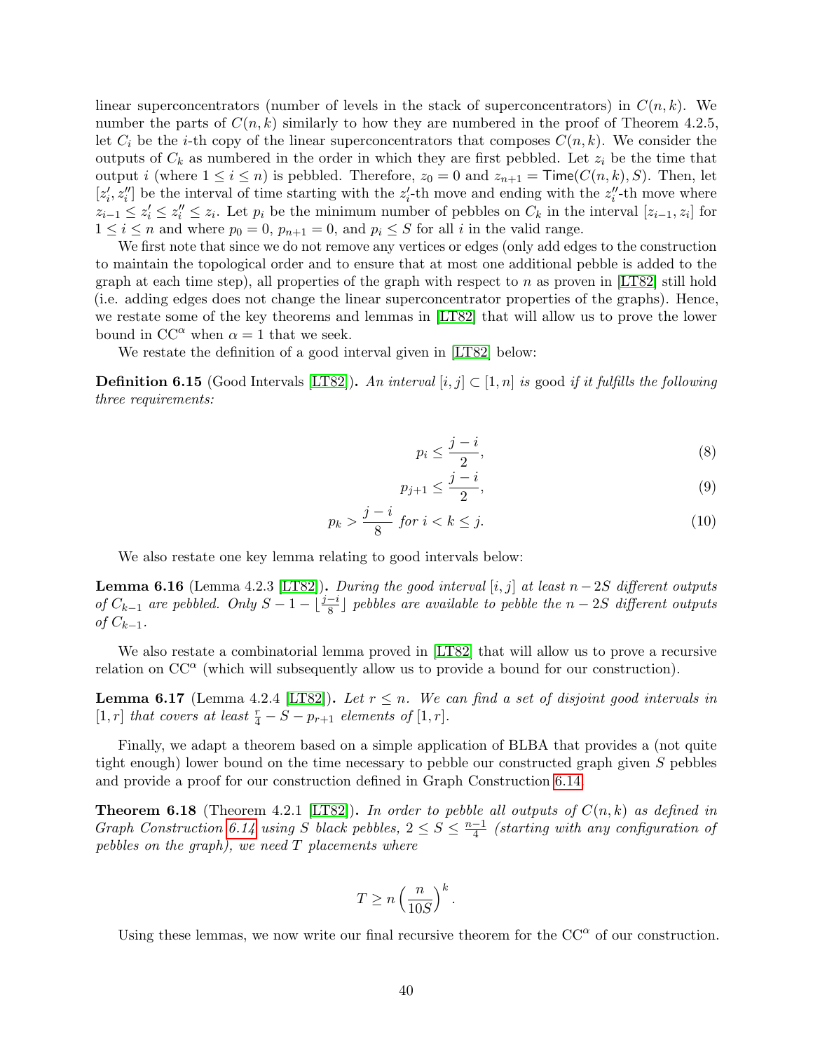linear superconcentrators (number of levels in the stack of superconcentrators) in $C(n,k)$. We number the parts of $C(n,k)$ similarly to how they are numbered in the proof of Theorem 4.2.5, let $C_i$ be the $i$-th copy of the linear superconcentrators that composes $C(n,k)$. We consider the outputs of $C_k$ as numbered in the order in which they are first pebbled. Let $z_i$ be the time that output $i$ (where $1 \leq i \leq n$) is pebbled. Therefore, $z_0 = 0$ and $z_{n+1} = \mathsf{Time}(C(n,k), S)$. Then, let $[z_i', z_i'']$ be the interval of time starting with the $z_i'$-th move and ending with the $z_i''$-th move where $z_{i-1} \leq z_i' \leq z_i'' \leq z_i$. Let $p_i$ be the minimum number of pebbles on $C_k$ in the interval $[z_{i-1}, z_i]$ for $1 \leq i \leq n$ and where $p_0 = 0$, $p_{n+1} = 0$, and $p_i \leq S$ for all $i$ in the valid range.

We first note that since we do not remove any vertices or edges (only add edges to the construction to maintain the topological order and to ensure that at most one additional pebble is added to the graph at each time step), all properties of the graph with respect to $n$ as proven in [LT82] still hold (i.e. adding edges does not change the linear superconcentrator properties of the graphs). Hence, we restate some of the key theorems and lemmas in [LT82] that will allow us to prove the lower bound in $\mathrm{CC}^\alpha$ when $\alpha = 1$ that we seek.

We restate the definition of a good interval given in [LT82] below:

**Definition 6.15** (Good Intervals [LT82])**.** *An interval $[i,j] \subset [1,n]$ is* good *if it fulfills the following three requirements:*

$$p_i \leq \frac{j-i}{2}, \tag{8}$$

$$p_{j+1} \leq \frac{j-i}{2}, \tag{9}$$

$$p_k > \frac{j-i}{8} \text{ for } i < k \leq j. \tag{10}$$

We also restate one key lemma relating to good intervals below:

**Lemma 6.16** (Lemma 4.2.3 [LT82])**.** *During the good interval $[i,j]$ at least $n-2S$ different outputs of $C_{k-1}$ are pebbled. Only $S - 1 - \lfloor \frac{j-i}{8} \rfloor$ pebbles are available to pebble the $n-2S$ different outputs of $C_{k-1}$.*

We also restate a combinatorial lemma proved in [LT82] that will allow us to prove a recursive relation on $\mathrm{CC}^\alpha$ (which will subsequently allow us to provide a bound for our construction).

**Lemma 6.17** (Lemma 4.2.4 [LT82])**.** *Let $r \leq n$. We can find a set of disjoint good intervals in $[1,r]$ that covers at least $\frac{r}{4} - S - p_{r+1}$ elements of $[1,r]$.*

Finally, we adapt a theorem based on a simple application of BLBA that provides a (not quite tight enough) lower bound on the time necessary to pebble our constructed graph given $S$ pebbles and provide a proof for our construction defined in Graph Construction 6.14.

**Theorem 6.18** (Theorem 4.2.1 [LT82])**.** *In order to pebble all outputs of $C(n,k)$ as defined in Graph Construction 6.14 using $S$ black pebbles, $2 \leq S \leq \frac{n-1}{4}$ (starting with any configuration of pebbles on the graph), we need $T$ placements where*

$$T \geq n\left(\frac{n}{10S}\right)^k.$$

Using these lemmas, we now write our final recursive theorem for the $\mathrm{CC}^\alpha$ of our construction.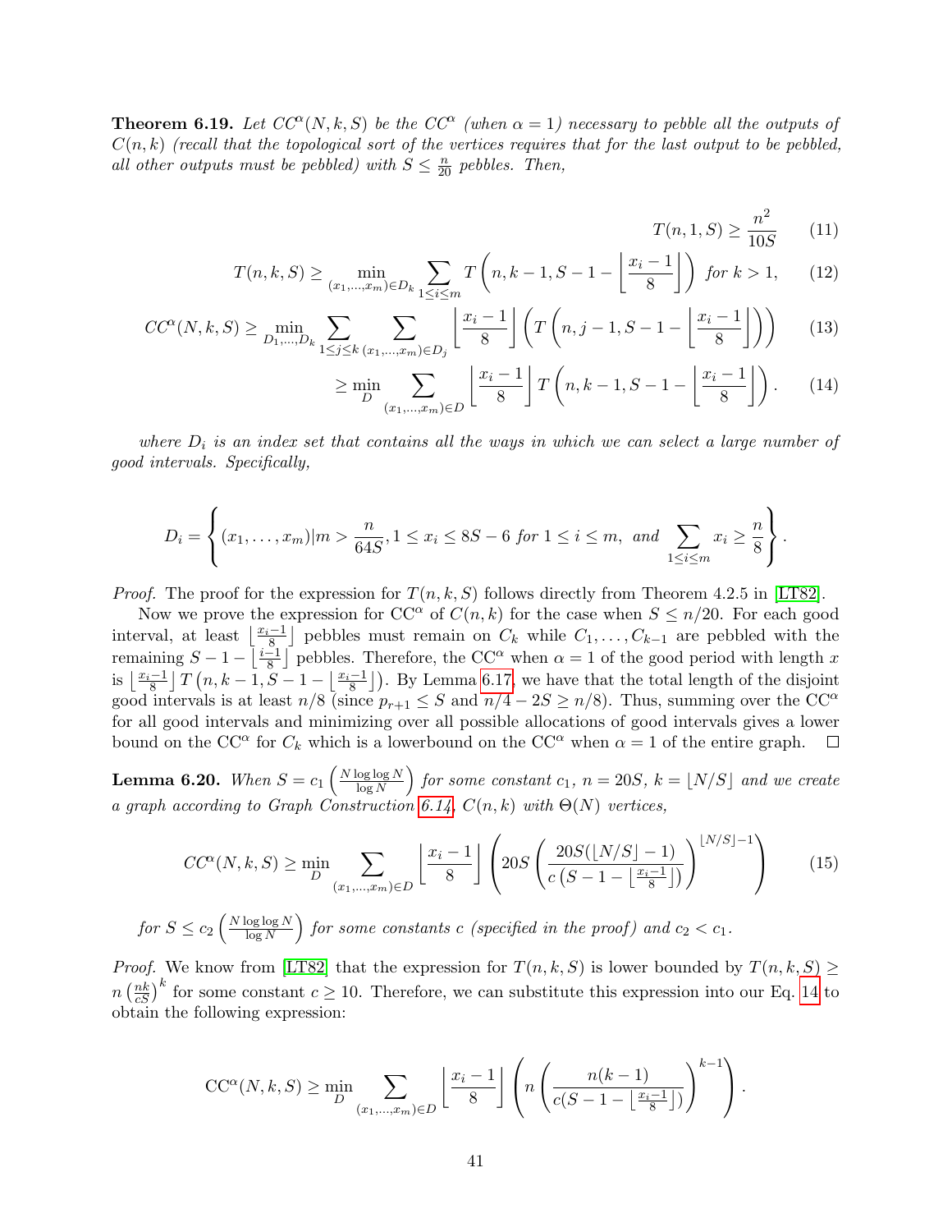**Theorem 6.19.** *Let $CC^\alpha(N, k, S)$ be the $CC^\alpha$ (when $\alpha = 1$) necessary to pebble all the outputs of $C(n, k)$ (recall that the topological sort of the vertices requires that for the last output to be pebbled, all other outputs must be pebbled) with $S \leq \frac{n}{20}$ pebbles. Then,*

$$T(n, 1, S) \geq \frac{n^2}{10S} \tag{11}$$

$$T(n, k, S) \geq \min_{(x_1,\dots,x_m) \in D_k} \sum_{1 \leq i \leq m} T\left(n, k-1, S-1-\left\lfloor \frac{x_i - 1}{8} \right\rfloor\right) \text{ for } k > 1, \tag{12}$$

$$CC^\alpha(N, k, S) \geq \min_{D_1,\dots,D_k} \sum_{1 \leq j \leq k} \sum_{(x_1,\dots,x_m) \in D_j} \left\lfloor \frac{x_i - 1}{8} \right\rfloor \left( T\left(n, j-1, S-1-\left\lfloor \frac{x_i - 1}{8} \right\rfloor\right)\right) \tag{13}$$

$$\geq \min_{D} \sum_{(x_1,\dots,x_m) \in D} \left\lfloor \frac{x_i - 1}{8} \right\rfloor T\left(n, k-1, S-1-\left\lfloor \frac{x_i - 1}{8} \right\rfloor\right). \tag{14}$$

*where $D_i$ is an index set that contains all the ways in which we can select a large number of good intervals. Specifically,*

$$D_i = \left\{ (x_1, \dots, x_m) | m > \frac{n}{64S}, 1 \leq x_i \leq 8S - 6 \text{ for } 1 \leq i \leq m, \text{ and } \sum_{1 \leq i \leq m} x_i \geq \frac{n}{8} \right\}.$$

*Proof.* The proof for the expression for $T(n, k, S)$ follows directly from Theorem 4.2.5 in [LT82].

Now we prove the expression for $CC^\alpha$ of $C(n, k)$ for the case when $S \leq n/20$. For each good interval, at least $\left\lfloor \frac{x_i - 1}{8} \right\rfloor$ pebbles must remain on $C_k$ while $C_1, \dots, C_{k-1}$ are pebbled with the remaining $S - 1 - \left\lfloor \frac{i-1}{8} \right\rfloor$ pebbles. Therefore, the $CC^\alpha$ when $\alpha = 1$ of the good period with length $x$ is $\left\lfloor \frac{x_i - 1}{8} \right\rfloor T\left(n, k-1, S-1-\left\lfloor \frac{x_i - 1}{8} \right\rfloor\right)$. By Lemma 6.17, we have that the total length of the disjoint good intervals is at least $n/8$ (since $p_{r+1} \leq S$ and $n/4 - 2S \geq n/8$). Thus, summing over the $CC^\alpha$ for all good intervals and minimizing over all possible allocations of good intervals gives a lower bound on the $CC^\alpha$ for $C_k$ which is a lowerbound on the $CC^\alpha$ when $\alpha = 1$ of the entire graph. $\square$

**Lemma 6.20.** *When $S = c_1 \left( \frac{N \log \log N}{\log N} \right)$ for some constant $c_1$, $n = 20S$, $k = \lfloor N/S \rfloor$ and we create a graph according to Graph Construction 6.14, $C(n, k)$ with $\Theta(N)$ vertices,*

$$CC^\alpha(N, k, S) \geq \min_{D} \sum_{(x_1,\dots,x_m) \in D} \left\lfloor \frac{x_i - 1}{8} \right\rfloor \left( 20S \left( \frac{20S(\lfloor N/S \rfloor - 1)}{c\left(S - 1 - \left\lfloor \frac{x_i - 1}{8} \right\rfloor\right)} \right)^{\lfloor N/S \rfloor - 1} \right) \tag{15}$$

*for $S \leq c_2 \left( \frac{N \log \log N}{\log N} \right)$ for some constants $c$ (specified in the proof) and $c_2 < c_1$.*

*Proof.* We know from [LT82] that the expression for $T(n, k, S)$ is lower bounded by $T(n, k, S) \geq n \left( \frac{nk}{cS} \right)^k$ for some constant $c \geq 10$. Therefore, we can substitute this expression into our Eq. 14 to obtain the following expression:

$$CC^\alpha(N, k, S) \geq \min_{D} \sum_{(x_1,\dots,x_m) \in D} \left\lfloor \frac{x_i - 1}{8} \right\rfloor \left( n \left( \frac{n(k-1)}{c(S - 1 - \left\lfloor \frac{x_i - 1}{8} \right\rfloor)} \right)^{k-1} \right).$$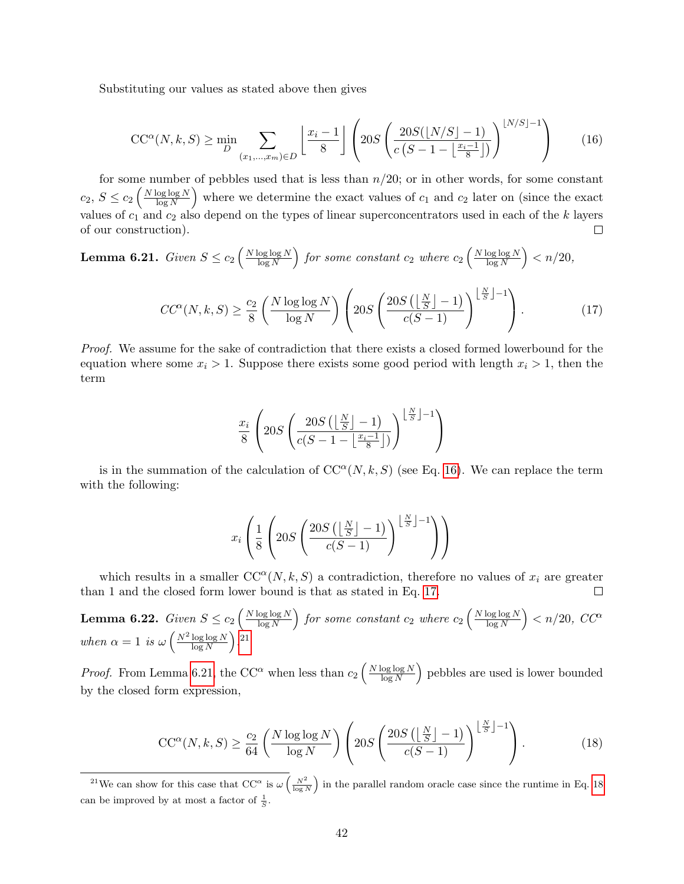Substituting our values as stated above then gives

$$\mathrm{CC}^{\alpha}(N,k,S) \geq \min_{D} \sum_{(x_1,\ldots,x_m)\in D} \left\lfloor \frac{x_i - 1}{8} \right\rfloor \left( 20S \left( \frac{20S(\lfloor N/S \rfloor - 1)}{c\left(S - 1 - \left\lfloor \frac{x_i-1}{8} \right\rfloor\right)} \right)^{\lfloor N/S \rfloor - 1} \right) \tag{16}$$

for some number of pebbles used that is less than $n/20$; or in other words, for some constant $c_2$, $S \leq c_2 \left(\frac{N \log\log N}{\log N}\right)$ where we determine the exact values of $c_1$ and $c_2$ later on (since the exact values of $c_1$ and $c_2$ also depend on the types of linear superconcentrators used in each of the $k$ layers of our construction). ☐

**Lemma 6.21.** *Given $S \leq c_2 \left(\frac{N \log\log N}{\log N}\right)$ for some constant $c_2$ where $c_2 \left(\frac{N \log\log N}{\log N}\right) < n/20$,*

$$CC^{\alpha}(N,k,S) \geq \frac{c_2}{8} \left(\frac{N \log\log N}{\log N}\right) \left( 20S \left( \frac{20S\left(\left\lfloor \frac{N}{S} \right\rfloor - 1\right)}{c(S-1)} \right)^{\left\lfloor \frac{N}{S} \right\rfloor - 1} \right). \tag{17}$$

*Proof.* We assume for the sake of contradiction that there exists a closed formed lowerbound for the equation where some $x_i > 1$. Suppose there exists some good period with length $x_i > 1$, then the term

$$\frac{x_i}{8} \left( 20S \left( \frac{20S\left(\left\lfloor \frac{N}{S} \right\rfloor - 1\right)}{c(S - 1 - \left\lfloor \frac{x_i-1}{8} \right\rfloor)} \right)^{\left\lfloor \frac{N}{S} \right\rfloor - 1} \right)$$

is in the summation of the calculation of $\mathrm{CC}^{\alpha}(N,k,S)$ (see Eq. 16). We can replace the term with the following:

$$x_i \left( \frac{1}{8} \left( 20S \left( \frac{20S\left(\left\lfloor \frac{N}{S} \right\rfloor - 1\right)}{c(S-1)} \right)^{\left\lfloor \frac{N}{S} \right\rfloor - 1} \right) \right)$$

which results in a smaller $\mathrm{CC}^{\alpha}(N,k,S)$ a contradiction, therefore no values of $x_i$ are greater than 1 and the closed form lower bound is that as stated in Eq. 17. ☐

**Lemma 6.22.** *Given $S \leq c_2 \left(\frac{N \log\log N}{\log N}\right)$ for some constant $c_2$ where $c_2 \left(\frac{N \log\log N}{\log N}\right) < n/20$, $CC^{\alpha}$ when $\alpha = 1$ is $\omega\left(\frac{N^2 \log\log N}{\log N}\right)$.*[21]

*Proof.* From Lemma 6.21, the $\mathrm{CC}^{\alpha}$ when less than $c_2 \left(\frac{N \log\log N}{\log N}\right)$ pebbles are used is lower bounded by the closed form expression,

$$\mathrm{CC}^{\alpha}(N,k,S) \geq \frac{c_2}{64} \left(\frac{N \log\log N}{\log N}\right) \left( 20S \left( \frac{20S\left(\left\lfloor \frac{N}{S} \right\rfloor - 1\right)}{c(S-1)} \right)^{\left\lfloor \frac{N}{S} \right\rfloor - 1} \right). \tag{18}$$

[21] We can show for this case that $\mathrm{CC}^{\alpha}$ is $\omega\left(\frac{N^2}{\log N}\right)$ in the parallel random oracle case since the runtime in Eq. 18 can be improved by at most a factor of $\frac{1}{S}$.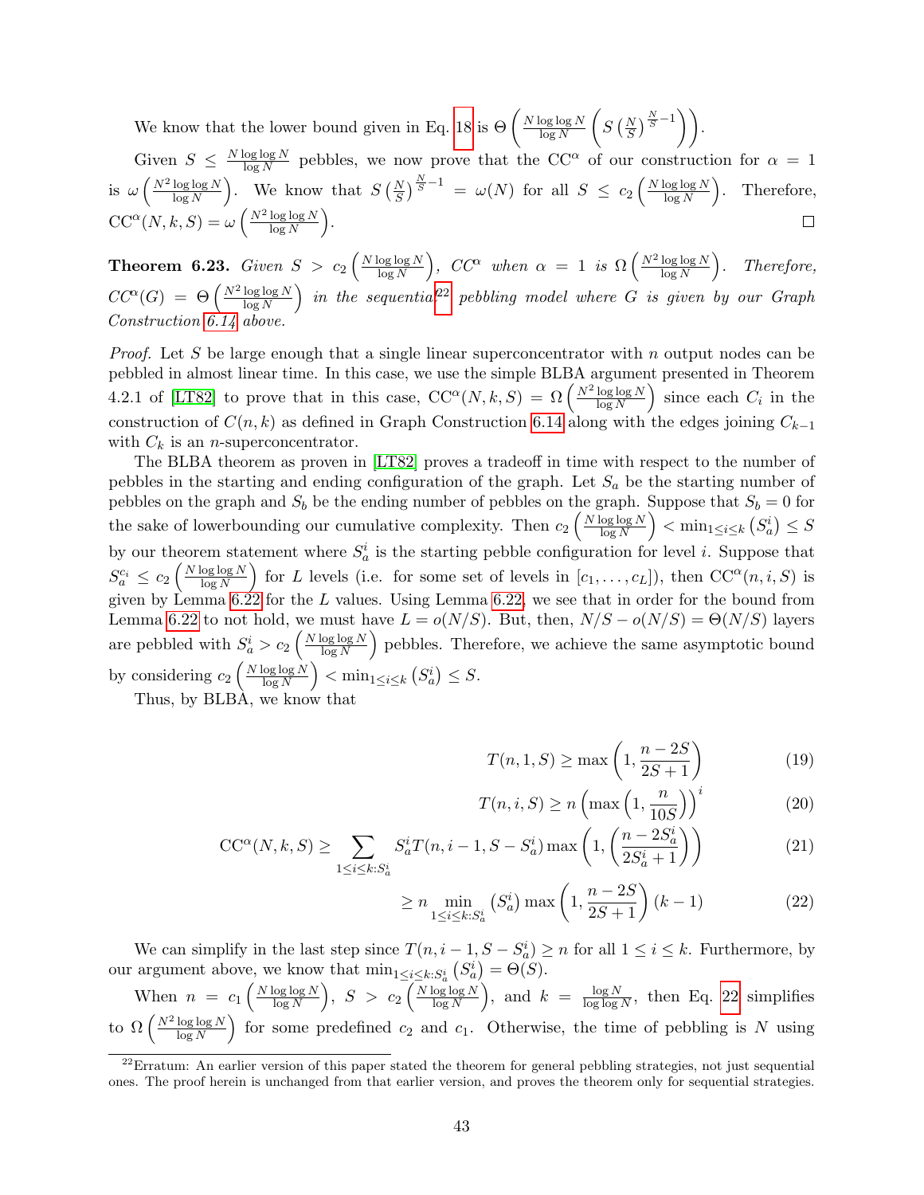We know that the lower bound given in Eq. 18 is $\Theta\left(\frac{N \log\log N}{\log N}\left(S\left(\frac{N}{S}\right)^{\frac{N}{S}-1}\right)\right)$.

Given $S \leq \frac{N \log\log N}{\log N}$ pebbles, we now prove that the $\mathrm{CC}^\alpha$ of our construction for $\alpha = 1$ is $\omega\left(\frac{N^2 \log\log N}{\log N}\right)$. We know that $S\left(\frac{N}{S}\right)^{\frac{N}{S}-1} = \omega(N)$ for all $S \leq c_2\left(\frac{N \log\log N}{\log N}\right)$. Therefore, $\mathrm{CC}^\alpha(N, k, S) = \omega\left(\frac{N^2 \log\log N}{\log N}\right)$. ☐

**Theorem 6.23.** *Given $S > c_2\left(\frac{N \log\log N}{\log N}\right)$, $CC^\alpha$ when $\alpha = 1$ is $\Omega\left(\frac{N^2 \log\log N}{\log N}\right)$. Therefore, $CC^\alpha(G) = \Theta\left(\frac{N^2 \log\log N}{\log N}\right)$ in the sequential[22] pebbling model where $G$ is given by our Graph Construction 6.14 above.*

*Proof.* Let $S$ be large enough that a single linear superconcentrator with $n$ output nodes can be pebbled in almost linear time. In this case, we use the simple BLBA argument presented in Theorem 4.2.1 of [LT82] to prove that in this case, $\mathrm{CC}^\alpha(N, k, S) = \Omega\left(\frac{N^2 \log\log N}{\log N}\right)$ since each $C_i$ in the construction of $C(n, k)$ as defined in Graph Construction 6.14 along with the edges joining $C_{k-1}$ with $C_k$ is an $n$-superconcentrator.

The BLBA theorem as proven in [LT82] proves a tradeoff in time with respect to the number of pebbles in the starting and ending configuration of the graph. Let $S_a$ be the starting number of pebbles on the graph and $S_b$ be the ending number of pebbles on the graph. Suppose that $S_b = 0$ for the sake of lowerbounding our cumulative complexity. Then $c_2\left(\frac{N \log\log N}{\log N}\right) < \min_{1 \leq i \leq k}\left(S_a^i\right) \leq S$ by our theorem statement where $S_a^i$ is the starting pebble configuration for level $i$. Suppose that $S_a^{c_i} \leq c_2\left(\frac{N \log\log N}{\log N}\right)$ for $L$ levels (i.e. for some set of levels in $[c_1, \ldots, c_L]$), then $\mathrm{CC}^\alpha(n, i, S)$ is given by Lemma 6.22 for the $L$ values. Using Lemma 6.22, we see that in order for the bound from Lemma 6.22 to not hold, we must have $L = o(N/S)$. But, then, $N/S - o(N/S) = \Theta(N/S)$ layers are pebbled with $S_a^i > c_2\left(\frac{N \log\log N}{\log N}\right)$ pebbles. Therefore, we achieve the same asymptotic bound by considering $c_2\left(\frac{N \log\log N}{\log N}\right) < \min_{1 \leq i \leq k}\left(S_a^i\right) \leq S$.

Thus, by BLBA, we know that

$$T(n, 1, S) \geq \max\left(1, \frac{n - 2S}{2S + 1}\right) \tag{19}$$

$$T(n, i, S) \geq n\left(\max\left(1, \frac{n}{10S}\right)\right)^i \tag{20}$$

$$\mathrm{CC}^\alpha(N, k, S) \geq \sum_{1 \leq i \leq k : S_a^i} S_a^i T(n, i-1, S - S_a^i) \max\left(1, \left(\frac{n - 2S_a^i}{2S_a^i + 1}\right)\right) \tag{21}$$

$$\geq n \min_{1 \leq i \leq k : S_a^i}\left(S_a^i\right) \max\left(1, \frac{n - 2S}{2S + 1}\right)(k - 1) \tag{22}$$

We can simplify in the last step since $T(n, i-1, S - S_a^i) \geq n$ for all $1 \leq i \leq k$. Furthermore, by our argument above, we know that $\min_{1 \leq i \leq k : S_a^i}\left(S_a^i\right) = \Theta(S)$.

When $n = c_1\left(\frac{N \log\log N}{\log N}\right)$, $S > c_2\left(\frac{N \log\log N}{\log N}\right)$, and $k = \frac{\log N}{\log\log N}$, then Eq. 22 simplifies to $\Omega\left(\frac{N^2 \log\log N}{\log N}\right)$ for some predefined $c_2$ and $c_1$. Otherwise, the time of pebbling is $N$ using

[22] Erratum: An earlier version of this paper stated the theorem for general pebbling strategies, not just sequential ones. The proof herein is unchanged from that earlier version, and proves the theorem only for sequential strategies.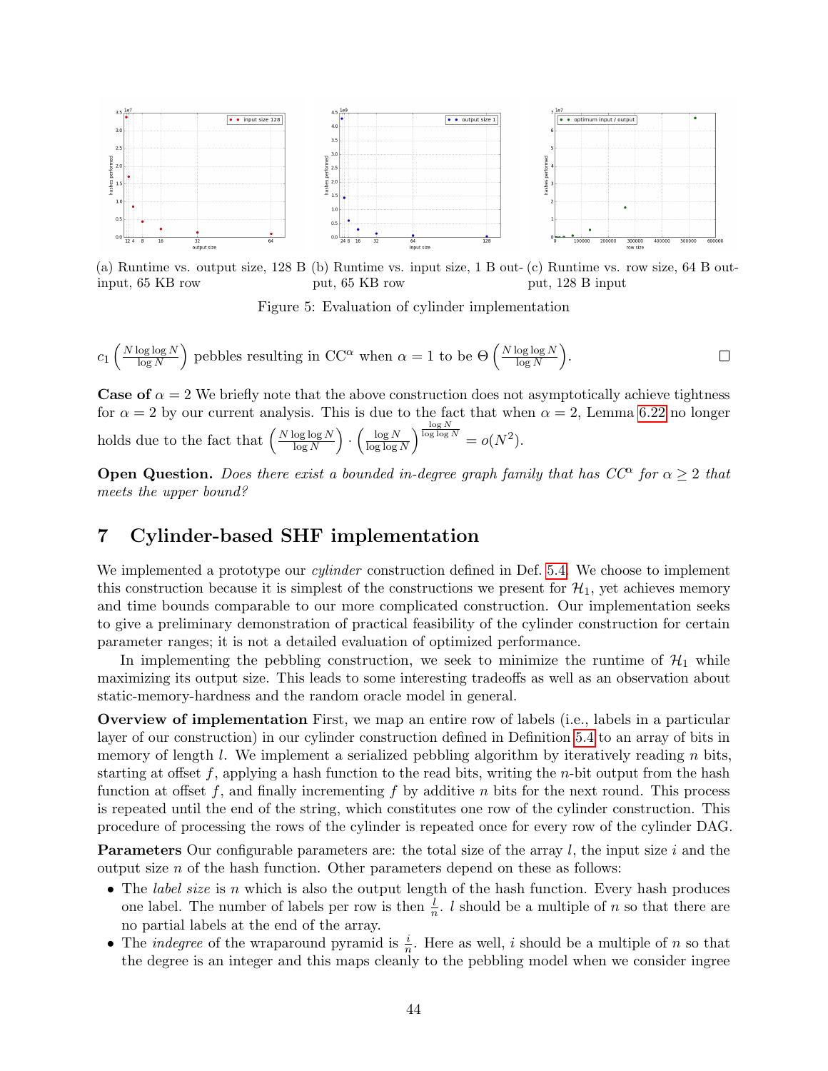(a) Runtime vs. output size, 128 B input, 65 KB row

(b) Runtime vs. input size, 1 B output, 65 KB row

(c) Runtime vs. row size, 64 B output, 128 B input

Figure 5: Evaluation of cylinder implementation

$c_1\left(\frac{N \log\log N}{\log N}\right)$ pebbles resulting in $\mathrm{CC}^\alpha$ when $\alpha = 1$ to be $\Theta\left(\frac{N \log\log N}{\log N}\right)$. □

**Case of $\alpha = 2$** We briefly note that the above construction does not asymptotically achieve tightness for $\alpha = 2$ by our current analysis. This is due to the fact that when $\alpha = 2$, Lemma 6.22 no longer holds due to the fact that $\left(\frac{N \log\log N}{\log N}\right) \cdot \left(\frac{\log N}{\log\log N}\right)^{\frac{\log N}{\log\log N}} = o(N^2)$.

**Open Question.** *Does there exist a bounded in-degree graph family that has $CC^\alpha$ for $\alpha \geq 2$ that meets the upper bound?*

# 7 Cylinder-based SHF implementation

We implemented a prototype our *cylinder* construction defined in Def. 5.4. We choose to implement this construction because it is simplest of the constructions we present for $\mathcal{H}_1$, yet achieves memory and time bounds comparable to our more complicated construction. Our implementation seeks to give a preliminary demonstration of practical feasibility of the cylinder construction for certain parameter ranges; it is not a detailed evaluation of optimized performance.

In implementing the pebbling construction, we seek to minimize the runtime of $\mathcal{H}_1$ while maximizing its output size. This leads to some interesting tradeoffs as well as an observation about static-memory-hardness and the random oracle model in general.

**Overview of implementation** First, we map an entire row of labels (i.e., labels in a particular layer of our construction) in our cylinder construction defined in Definition 5.4 to an array of bits in memory of length $l$. We implement a serialized pebbling algorithm by iteratively reading $n$ bits, starting at offset $f$, applying a hash function to the read bits, writing the $n$-bit output from the hash function at offset $f$, and finally incrementing $f$ by additive $n$ bits for the next round. This process is repeated until the end of the string, which constitutes one row of the cylinder construction. This procedure of processing the rows of the cylinder is repeated once for every row of the cylinder DAG.

**Parameters** Our configurable parameters are: the total size of the array $l$, the input size $i$ and the output size $n$ of the hash function. Other parameters depend on these as follows:

- The *label size* is $n$ which is also the output length of the hash function. Every hash produces one label. The number of labels per row is then $\frac{l}{n}$. $l$ should be a multiple of $n$ so that there are no partial labels at the end of the array.
- The *indegree* of the wraparound pyramid is $\frac{i}{n}$. Here as well, $i$ should be a multiple of $n$ so that the degree is an integer and this maps cleanly to the pebbling model when we consider ingree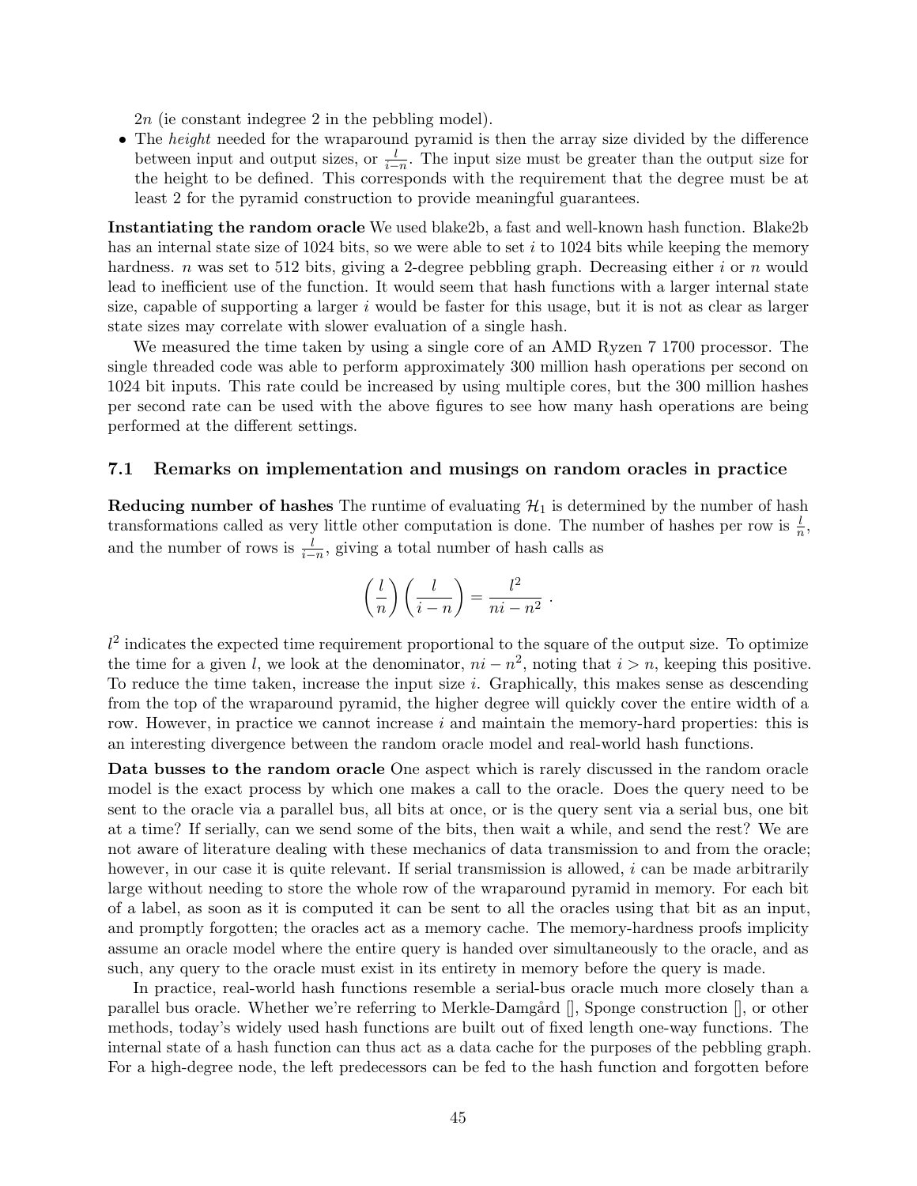2n (ie constant indegree 2 in the pebbling model).

- The *height* needed for the wraparound pyramid is then the array size divided by the difference between input and output sizes, or $\frac{l}{i-n}$. The input size must be greater than the output size for the height to be defined. This corresponds with the requirement that the degree must be at least 2 for the pyramid construction to provide meaningful guarantees.

**Instantiating the random oracle** We used blake2b, a fast and well-known hash function. Blake2b has an internal state size of 1024 bits, so we were able to set $i$ to 1024 bits while keeping the memory hardness. $n$ was set to 512 bits, giving a 2-degree pebbling graph. Decreasing either $i$ or $n$ would lead to inefficient use of the function. It would seem that hash functions with a larger internal state size, capable of supporting a larger $i$ would be faster for this usage, but it is not as clear as larger state sizes may correlate with slower evaluation of a single hash.

We measured the time taken by using a single core of an AMD Ryzen 7 1700 processor. The single threaded code was able to perform approximately 300 million hash operations per second on 1024 bit inputs. This rate could be increased by using multiple cores, but the 300 million hashes per second rate can be used with the above figures to see how many hash operations are being performed at the different settings.

## 7.1 Remarks on implementation and musings on random oracles in practice

**Reducing number of hashes** The runtime of evaluating $\mathcal{H}_1$ is determined by the number of hash transformations called as very little other computation is done. The number of hashes per row is $\frac{l}{n}$, and the number of rows is $\frac{l}{i-n}$, giving a total number of hash calls as

$$\left(\frac{l}{n}\right)\left(\frac{l}{i-n}\right) = \frac{l^2}{ni - n^2} \ .$$

$l^2$ indicates the expected time requirement proportional to the square of the output size. To optimize the time for a given $l$, we look at the denominator, $ni - n^2$, noting that $i > n$, keeping this positive. To reduce the time taken, increase the input size $i$. Graphically, this makes sense as descending from the top of the wraparound pyramid, the higher degree will quickly cover the entire width of a row. However, in practice we cannot increase $i$ and maintain the memory-hard properties: this is an interesting divergence between the random oracle model and real-world hash functions.

**Data busses to the random oracle** One aspect which is rarely discussed in the random oracle model is the exact process by which one makes a call to the oracle. Does the query need to be sent to the oracle via a parallel bus, all bits at once, or is the query sent via a serial bus, one bit at a time? If serially, can we send some of the bits, then wait a while, and send the rest? We are not aware of literature dealing with these mechanics of data transmission to and from the oracle; however, in our case it is quite relevant. If serial transmission is allowed, $i$ can be made arbitrarily large without needing to store the whole row of the wraparound pyramid in memory. For each bit of a label, as soon as it is computed it can be sent to all the oracles using that bit as an input, and promptly forgotten; the oracles act as a memory cache. The memory-hardness proofs implicity assume an oracle model where the entire query is handed over simultaneously to the oracle, and as such, any query to the oracle must exist in its entirety in memory before the query is made.

In practice, real-world hash functions resemble a serial-bus oracle much more closely than a parallel bus oracle. Whether we're referring to Merkle-Damgård [], Sponge construction [], or other methods, today's widely used hash functions are built out of fixed length one-way functions. The internal state of a hash function can thus act as a data cache for the purposes of the pebbling graph. For a high-degree node, the left predecessors can be fed to the hash function and forgotten before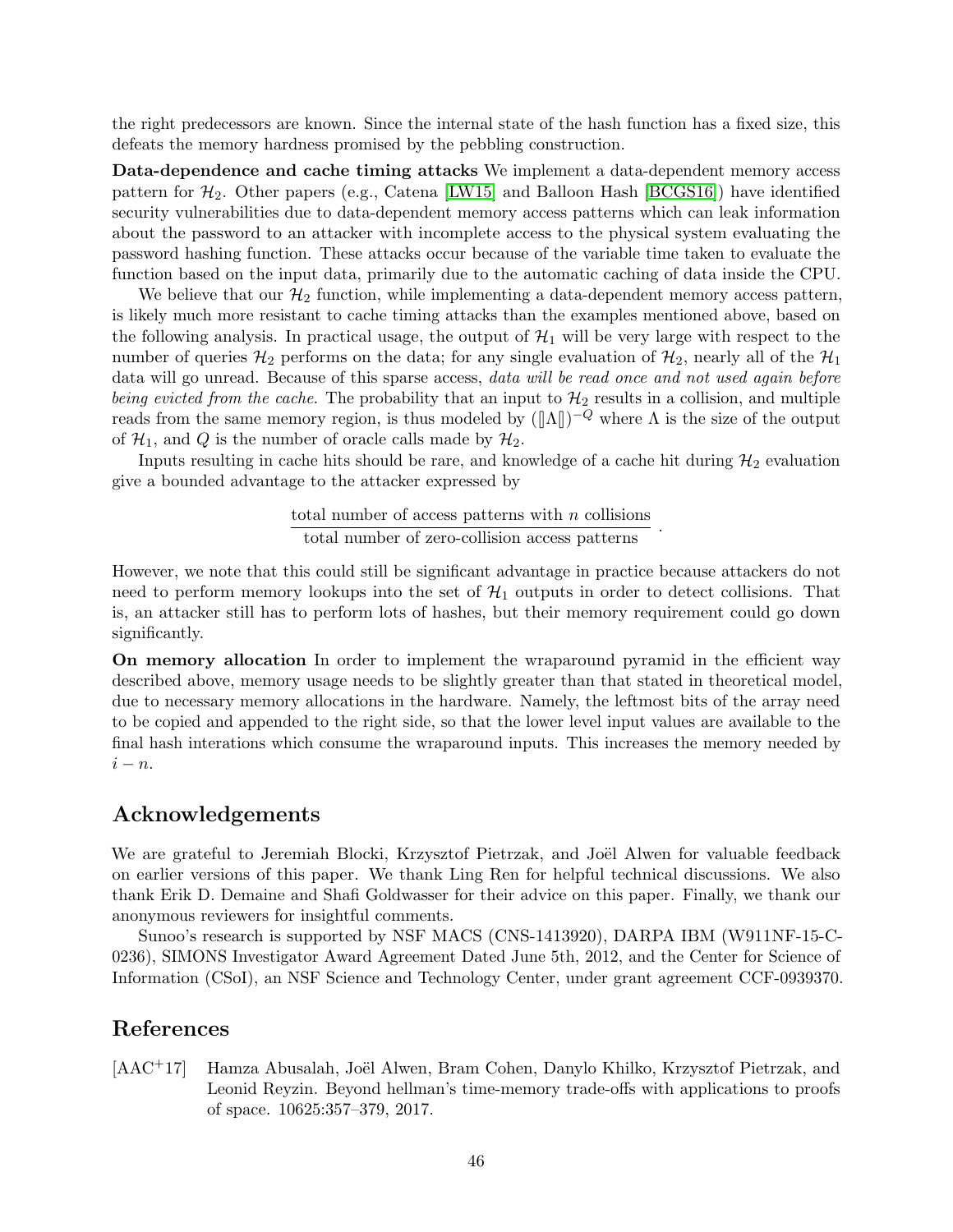the right predecessors are known. Since the internal state of the hash function has a fixed size, this defeats the memory hardness promised by the pebbling construction.

**Data-dependence and cache timing attacks** We implement a data-dependent memory access pattern for $\mathcal{H}_2$. Other papers (e.g., Catena [LW15] and Balloon Hash [BCGS16]) have identified security vulnerabilities due to data-dependent memory access patterns which can leak information about the password to an attacker with incomplete access to the physical system evaluating the password hashing function. These attacks occur because of the variable time taken to evaluate the function based on the input data, primarily due to the automatic caching of data inside the CPU.

We believe that our $\mathcal{H}_2$ function, while implementing a data-dependent memory access pattern, is likely much more resistant to cache timing attacks than the examples mentioned above, based on the following analysis. In practical usage, the output of $\mathcal{H}_1$ will be very large with respect to the number of queries $\mathcal{H}_2$ performs on the data; for any single evaluation of $\mathcal{H}_2$, nearly all of the $\mathcal{H}_1$ data will go unread. Because of this sparse access, *data will be read once and not used again before being evicted from the cache*. The probability that an input to $\mathcal{H}_2$ results in a collision, and multiple reads from the same memory region, is thus modeled by $(\llbracket\Lambda\rrbracket)^{-Q}$ where $\Lambda$ is the size of the output of $\mathcal{H}_1$, and $Q$ is the number of oracle calls made by $\mathcal{H}_2$.

Inputs resulting in cache hits should be rare, and knowledge of a cache hit during $\mathcal{H}_2$ evaluation give a bounded advantage to the attacker expressed by

$$\frac{\text{total number of access patterns with } n \text{ collisions}}{\text{total number of zero-collision access patterns}} \ .$$

However, we note that this could still be significant advantage in practice because attackers do not need to perform memory lookups into the set of $\mathcal{H}_1$ outputs in order to detect collisions. That is, an attacker still has to perform lots of hashes, but their memory requirement could go down significantly.

**On memory allocation** In order to implement the wraparound pyramid in the efficient way described above, memory usage needs to be slightly greater than that stated in theoretical model, due to necessary memory allocations in the hardware. Namely, the leftmost bits of the array need to be copied and appended to the right side, so that the lower level input values are available to the final hash interations which consume the wraparound inputs. This increases the memory needed by $i - n$.

## Acknowledgements

We are grateful to Jeremiah Blocki, Krzysztof Pietrzak, and Joël Alwen for valuable feedback on earlier versions of this paper. We thank Ling Ren for helpful technical discussions. We also thank Erik D. Demaine and Shafi Goldwasser for their advice on this paper. Finally, we thank our anonymous reviewers for insightful comments.

Sunoo's research is supported by NSF MACS (CNS-1413920), DARPA IBM (W911NF-15-C-0236), SIMONS Investigator Award Agreement Dated June 5th, 2012, and the Center for Science of Information (CSoI), an NSF Science and Technology Center, under grant agreement CCF-0939370.

## References

[AAC+17] Hamza Abusalah, Joël Alwen, Bram Cohen, Danylo Khilko, Krzysztof Pietrzak, and Leonid Reyzin. Beyond hellman's time-memory trade-offs with applications to proofs of space. 10625:357–379, 2017.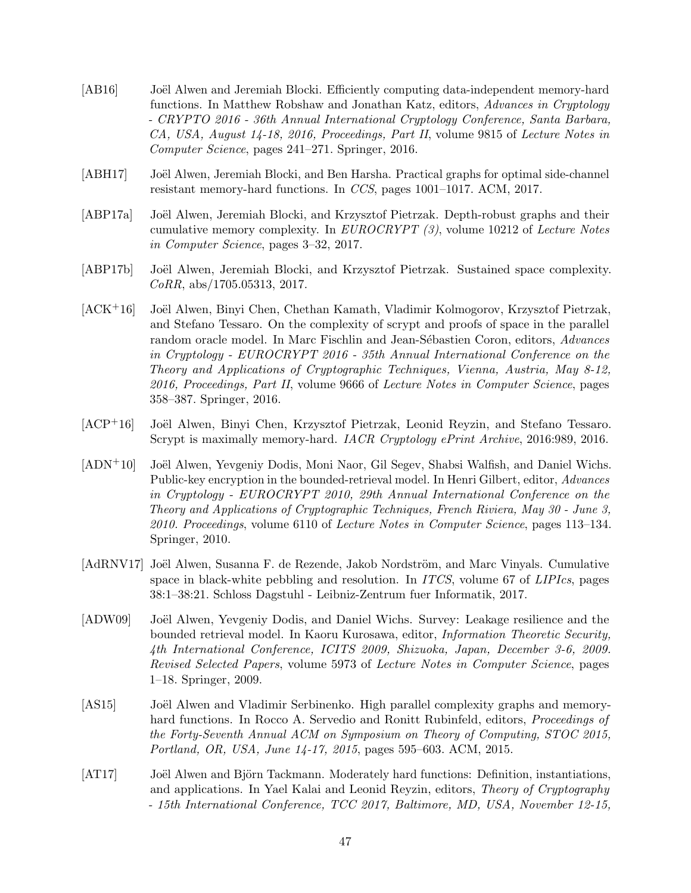[AB16] Joël Alwen and Jeremiah Blocki. Efficiently computing data-independent memory-hard functions. In Matthew Robshaw and Jonathan Katz, editors, *Advances in Cryptology - CRYPTO 2016 - 36th Annual International Cryptology Conference, Santa Barbara, CA, USA, August 14-18, 2016, Proceedings, Part II*, volume 9815 of *Lecture Notes in Computer Science*, pages 241–271. Springer, 2016.

[ABH17] Joël Alwen, Jeremiah Blocki, and Ben Harsha. Practical graphs for optimal side-channel resistant memory-hard functions. In *CCS*, pages 1001–1017. ACM, 2017.

[ABP17a] Joël Alwen, Jeremiah Blocki, and Krzysztof Pietrzak. Depth-robust graphs and their cumulative memory complexity. In *EUROCRYPT (3)*, volume 10212 of *Lecture Notes in Computer Science*, pages 3–32, 2017.

[ABP17b] Joël Alwen, Jeremiah Blocki, and Krzysztof Pietrzak. Sustained space complexity. *CoRR*, abs/1705.05313, 2017.

[ACK+16] Joël Alwen, Binyi Chen, Chethan Kamath, Vladimir Kolmogorov, Krzysztof Pietrzak, and Stefano Tessaro. On the complexity of scrypt and proofs of space in the parallel random oracle model. In Marc Fischlin and Jean-Sébastien Coron, editors, *Advances in Cryptology - EUROCRYPT 2016 - 35th Annual International Conference on the Theory and Applications of Cryptographic Techniques, Vienna, Austria, May 8-12, 2016, Proceedings, Part II*, volume 9666 of *Lecture Notes in Computer Science*, pages 358–387. Springer, 2016.

[ACP+16] Joël Alwen, Binyi Chen, Krzysztof Pietrzak, Leonid Reyzin, and Stefano Tessaro. Scrypt is maximally memory-hard. *IACR Cryptology ePrint Archive*, 2016:989, 2016.

[ADN+10] Joël Alwen, Yevgeniy Dodis, Moni Naor, Gil Segev, Shabsi Walfish, and Daniel Wichs. Public-key encryption in the bounded-retrieval model. In Henri Gilbert, editor, *Advances in Cryptology - EUROCRYPT 2010, 29th Annual International Conference on the Theory and Applications of Cryptographic Techniques, French Riviera, May 30 - June 3, 2010. Proceedings*, volume 6110 of *Lecture Notes in Computer Science*, pages 113–134. Springer, 2010.

[AdRNV17] Joël Alwen, Susanna F. de Rezende, Jakob Nordström, and Marc Vinyals. Cumulative space in black-white pebbling and resolution. In *ITCS*, volume 67 of *LIPIcs*, pages 38:1–38:21. Schloss Dagstuhl - Leibniz-Zentrum fuer Informatik, 2017.

[ADW09] Joël Alwen, Yevgeniy Dodis, and Daniel Wichs. Survey: Leakage resilience and the bounded retrieval model. In Kaoru Kurosawa, editor, *Information Theoretic Security, 4th International Conference, ICITS 2009, Shizuoka, Japan, December 3-6, 2009. Revised Selected Papers*, volume 5973 of *Lecture Notes in Computer Science*, pages 1–18. Springer, 2009.

[AS15] Joël Alwen and Vladimir Serbinenko. High parallel complexity graphs and memory-hard functions. In Rocco A. Servedio and Ronitt Rubinfeld, editors, *Proceedings of the Forty-Seventh Annual ACM on Symposium on Theory of Computing, STOC 2015, Portland, OR, USA, June 14-17, 2015*, pages 595–603. ACM, 2015.

[AT17] Joël Alwen and Björn Tackmann. Moderately hard functions: Definition, instantiations, and applications. In Yael Kalai and Leonid Reyzin, editors, *Theory of Cryptography - 15th International Conference, TCC 2017, Baltimore, MD, USA, November 12-15,*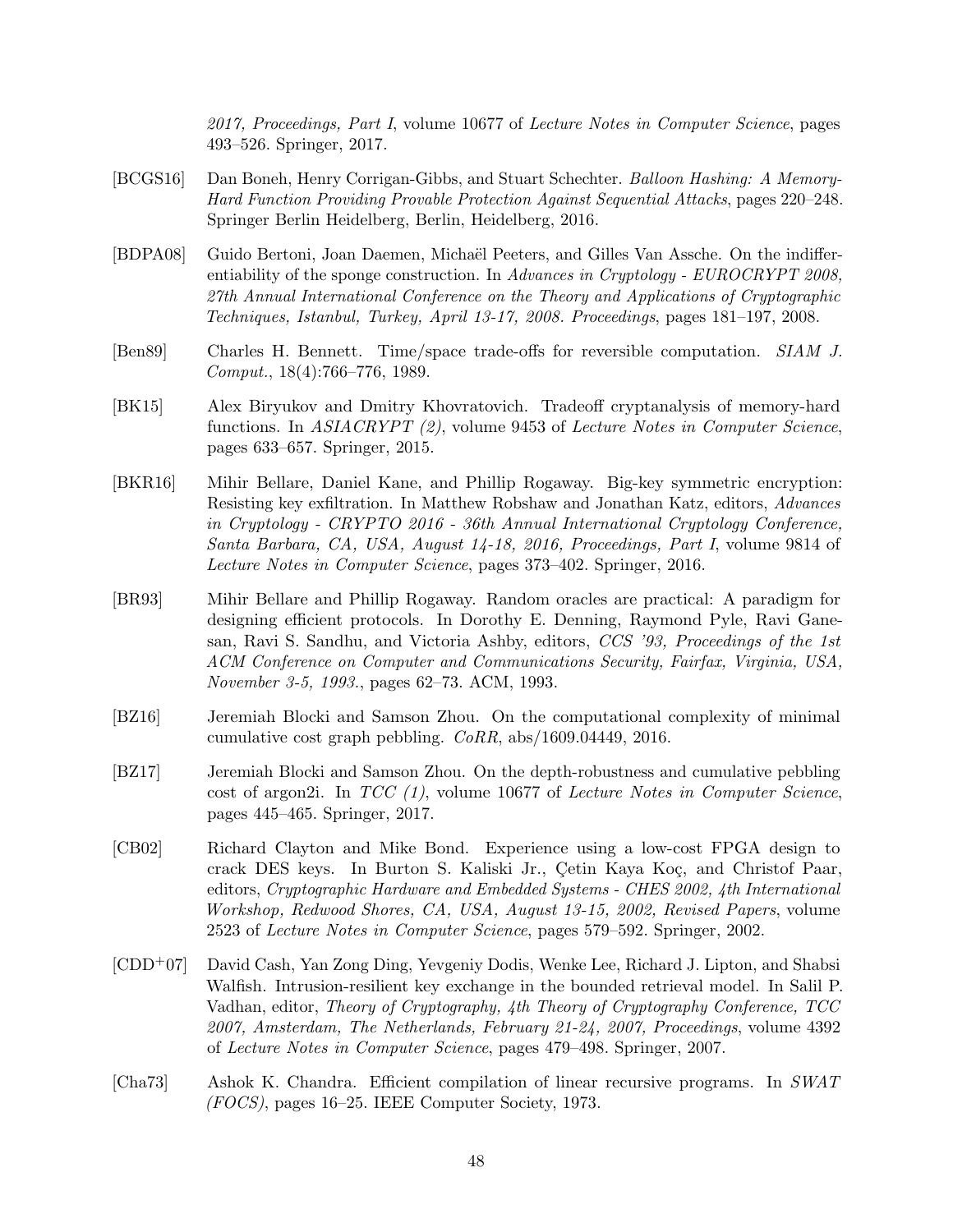*2017, Proceedings, Part I*, volume 10677 of *Lecture Notes in Computer Science*, pages 493–526. Springer, 2017.

[BCGS16] Dan Boneh, Henry Corrigan-Gibbs, and Stuart Schechter. *Balloon Hashing: A Memory-Hard Function Providing Provable Protection Against Sequential Attacks*, pages 220–248. Springer Berlin Heidelberg, Berlin, Heidelberg, 2016.

[BDPA08] Guido Bertoni, Joan Daemen, Michaël Peeters, and Gilles Van Assche. On the indifferentiability of the sponge construction. In *Advances in Cryptology - EUROCRYPT 2008, 27th Annual International Conference on the Theory and Applications of Cryptographic Techniques, Istanbul, Turkey, April 13-17, 2008. Proceedings*, pages 181–197, 2008.

[Ben89] Charles H. Bennett. Time/space trade-offs for reversible computation. *SIAM J. Comput.*, 18(4):766–776, 1989.

[BK15] Alex Biryukov and Dmitry Khovratovich. Tradeoff cryptanalysis of memory-hard functions. In *ASIACRYPT (2)*, volume 9453 of *Lecture Notes in Computer Science*, pages 633–657. Springer, 2015.

[BKR16] Mihir Bellare, Daniel Kane, and Phillip Rogaway. Big-key symmetric encryption: Resisting key exfiltration. In Matthew Robshaw and Jonathan Katz, editors, *Advances in Cryptology - CRYPTO 2016 - 36th Annual International Cryptology Conference, Santa Barbara, CA, USA, August 14-18, 2016, Proceedings, Part I*, volume 9814 of *Lecture Notes in Computer Science*, pages 373–402. Springer, 2016.

[BR93] Mihir Bellare and Phillip Rogaway. Random oracles are practical: A paradigm for designing efficient protocols. In Dorothy E. Denning, Raymond Pyle, Ravi Ganesan, Ravi S. Sandhu, and Victoria Ashby, editors, *CCS '93, Proceedings of the 1st ACM Conference on Computer and Communications Security, Fairfax, Virginia, USA, November 3-5, 1993.*, pages 62–73. ACM, 1993.

[BZ16] Jeremiah Blocki and Samson Zhou. On the computational complexity of minimal cumulative cost graph pebbling. *CoRR*, abs/1609.04449, 2016.

[BZ17] Jeremiah Blocki and Samson Zhou. On the depth-robustness and cumulative pebbling cost of argon2i. In *TCC (1)*, volume 10677 of *Lecture Notes in Computer Science*, pages 445–465. Springer, 2017.

[CB02] Richard Clayton and Mike Bond. Experience using a low-cost FPGA design to crack DES keys. In Burton S. Kaliski Jr., Çetin Kaya Koç, and Christof Paar, editors, *Cryptographic Hardware and Embedded Systems - CHES 2002, 4th International Workshop, Redwood Shores, CA, USA, August 13-15, 2002, Revised Papers*, volume 2523 of *Lecture Notes in Computer Science*, pages 579–592. Springer, 2002.

[CDD+07] David Cash, Yan Zong Ding, Yevgeniy Dodis, Wenke Lee, Richard J. Lipton, and Shabsi Walfish. Intrusion-resilient key exchange in the bounded retrieval model. In Salil P. Vadhan, editor, *Theory of Cryptography, 4th Theory of Cryptography Conference, TCC 2007, Amsterdam, The Netherlands, February 21-24, 2007, Proceedings*, volume 4392 of *Lecture Notes in Computer Science*, pages 479–498. Springer, 2007.

[Cha73] Ashok K. Chandra. Efficient compilation of linear recursive programs. In *SWAT (FOCS)*, pages 16–25. IEEE Computer Society, 1973.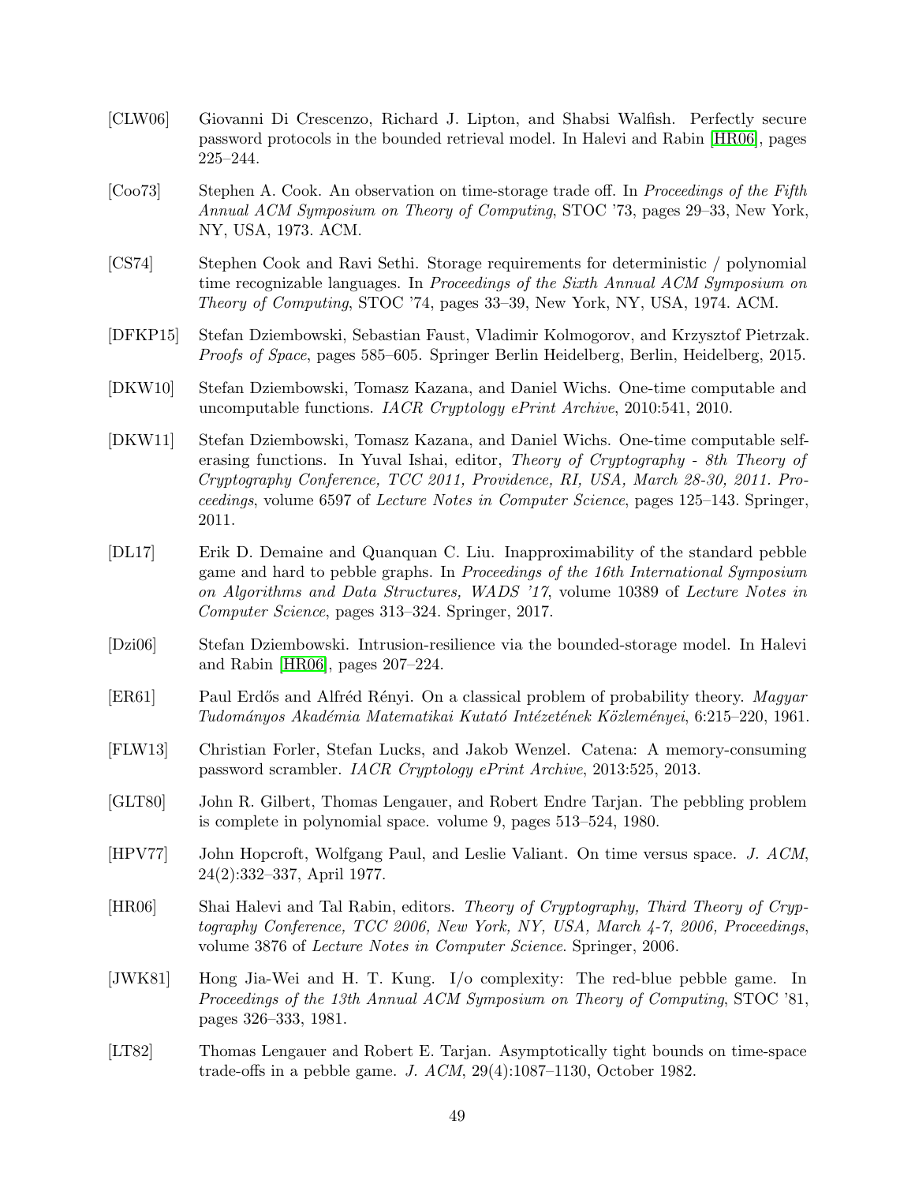[CLW06] Giovanni Di Crescenzo, Richard J. Lipton, and Shabsi Walfish. Perfectly secure password protocols in the bounded retrieval model. In Halevi and Rabin [HR06], pages 225–244.

[Coo73] Stephen A. Cook. An observation on time-storage trade off. In *Proceedings of the Fifth Annual ACM Symposium on Theory of Computing*, STOC '73, pages 29–33, New York, NY, USA, 1973. ACM.

[CS74] Stephen Cook and Ravi Sethi. Storage requirements for deterministic / polynomial time recognizable languages. In *Proceedings of the Sixth Annual ACM Symposium on Theory of Computing*, STOC '74, pages 33–39, New York, NY, USA, 1974. ACM.

[DFKP15] Stefan Dziembowski, Sebastian Faust, Vladimir Kolmogorov, and Krzysztof Pietrzak. *Proofs of Space*, pages 585–605. Springer Berlin Heidelberg, Berlin, Heidelberg, 2015.

[DKW10] Stefan Dziembowski, Tomasz Kazana, and Daniel Wichs. One-time computable and uncomputable functions. *IACR Cryptology ePrint Archive*, 2010:541, 2010.

[DKW11] Stefan Dziembowski, Tomasz Kazana, and Daniel Wichs. One-time computable self-erasing functions. In Yuval Ishai, editor, *Theory of Cryptography - 8th Theory of Cryptography Conference, TCC 2011, Providence, RI, USA, March 28-30, 2011. Proceedings*, volume 6597 of *Lecture Notes in Computer Science*, pages 125–143. Springer, 2011.

[DL17] Erik D. Demaine and Quanquan C. Liu. Inapproximability of the standard pebble game and hard to pebble graphs. In *Proceedings of the 16th International Symposium on Algorithms and Data Structures, WADS '17*, volume 10389 of *Lecture Notes in Computer Science*, pages 313–324. Springer, 2017.

[Dzi06] Stefan Dziembowski. Intrusion-resilience via the bounded-storage model. In Halevi and Rabin [HR06], pages 207–224.

[ER61] Paul Erdős and Alfréd Rényi. On a classical problem of probability theory. *Magyar Tudományos Akadémia Matematikai Kutató Intézetének Közleményei*, 6:215–220, 1961.

[FLW13] Christian Forler, Stefan Lucks, and Jakob Wenzel. Catena: A memory-consuming password scrambler. *IACR Cryptology ePrint Archive*, 2013:525, 2013.

[GLT80] John R. Gilbert, Thomas Lengauer, and Robert Endre Tarjan. The pebbling problem is complete in polynomial space. volume 9, pages 513–524, 1980.

[HPV77] John Hopcroft, Wolfgang Paul, and Leslie Valiant. On time versus space. *J. ACM*, 24(2):332–337, April 1977.

[HR06] Shai Halevi and Tal Rabin, editors. *Theory of Cryptography, Third Theory of Cryptography Conference, TCC 2006, New York, NY, USA, March 4-7, 2006, Proceedings*, volume 3876 of *Lecture Notes in Computer Science*. Springer, 2006.

[JWK81] Hong Jia-Wei and H. T. Kung. I/o complexity: The red-blue pebble game. In *Proceedings of the 13th Annual ACM Symposium on Theory of Computing*, STOC '81, pages 326–333, 1981.

[LT82] Thomas Lengauer and Robert E. Tarjan. Asymptotically tight bounds on time-space trade-offs in a pebble game. *J. ACM*, 29(4):1087–1130, October 1982.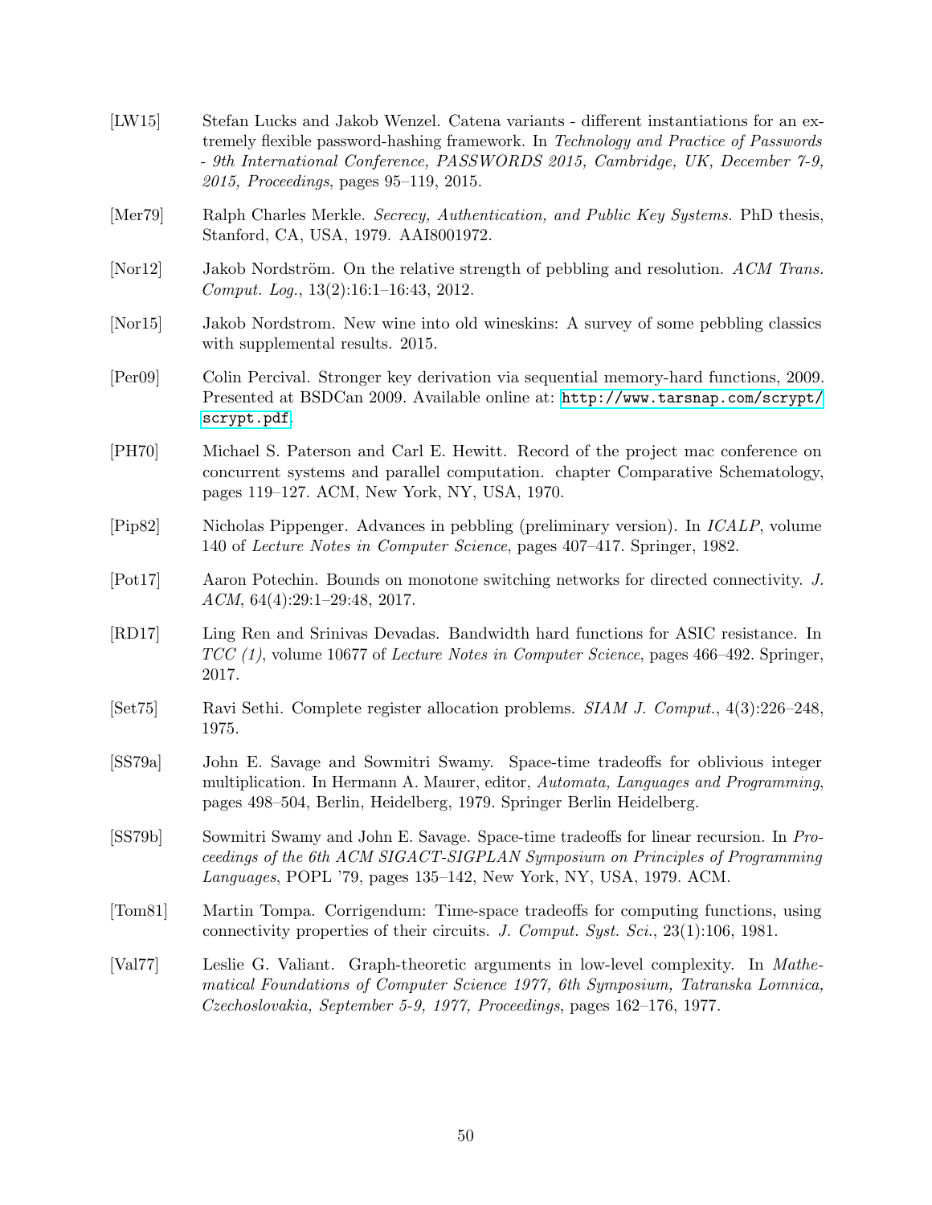[LW15] Stefan Lucks and Jakob Wenzel. Catena variants - different instantiations for an extremely flexible password-hashing framework. In *Technology and Practice of Passwords - 9th International Conference, PASSWORDS 2015, Cambridge, UK, December 7-9, 2015, Proceedings*, pages 95–119, 2015.

[Mer79] Ralph Charles Merkle. *Secrecy, Authentication, and Public Key Systems.* PhD thesis, Stanford, CA, USA, 1979. AAI8001972.

[Nor12] Jakob Nordström. On the relative strength of pebbling and resolution. *ACM Trans. Comput. Log.*, 13(2):16:1–16:43, 2012.

[Nor15] Jakob Nordstrom. New wine into old wineskins: A survey of some pebbling classics with supplemental results. 2015.

[Per09] Colin Percival. Stronger key derivation via sequential memory-hard functions, 2009. Presented at BSDCan 2009. Available online at: http://www.tarsnap.com/scrypt/scrypt.pdf.

[PH70] Michael S. Paterson and Carl E. Hewitt. Record of the project mac conference on concurrent systems and parallel computation. chapter Comparative Schematology, pages 119–127. ACM, New York, NY, USA, 1970.

[Pip82] Nicholas Pippenger. Advances in pebbling (preliminary version). In *ICALP*, volume 140 of *Lecture Notes in Computer Science*, pages 407–417. Springer, 1982.

[Pot17] Aaron Potechin. Bounds on monotone switching networks for directed connectivity. *J. ACM*, 64(4):29:1–29:48, 2017.

[RD17] Ling Ren and Srinivas Devadas. Bandwidth hard functions for ASIC resistance. In *TCC (1)*, volume 10677 of *Lecture Notes in Computer Science*, pages 466–492. Springer, 2017.

[Set75] Ravi Sethi. Complete register allocation problems. *SIAM J. Comput.*, 4(3):226–248, 1975.

[SS79a] John E. Savage and Sowmitri Swamy. Space-time tradeoffs for oblivious integer multiplication. In Hermann A. Maurer, editor, *Automata, Languages and Programming*, pages 498–504, Berlin, Heidelberg, 1979. Springer Berlin Heidelberg.

[SS79b] Sowmitri Swamy and John E. Savage. Space-time tradeoffs for linear recursion. In *Proceedings of the 6th ACM SIGACT-SIGPLAN Symposium on Principles of Programming Languages*, POPL '79, pages 135–142, New York, NY, USA, 1979. ACM.

[Tom81] Martin Tompa. Corrigendum: Time-space tradeoffs for computing functions, using connectivity properties of their circuits. *J. Comput. Syst. Sci.*, 23(1):106, 1981.

[Val77] Leslie G. Valiant. Graph-theoretic arguments in low-level complexity. In *Mathematical Foundations of Computer Science 1977, 6th Symposium, Tatranska Lomnica, Czechoslovakia, September 5-9, 1977, Proceedings*, pages 162–176, 1977.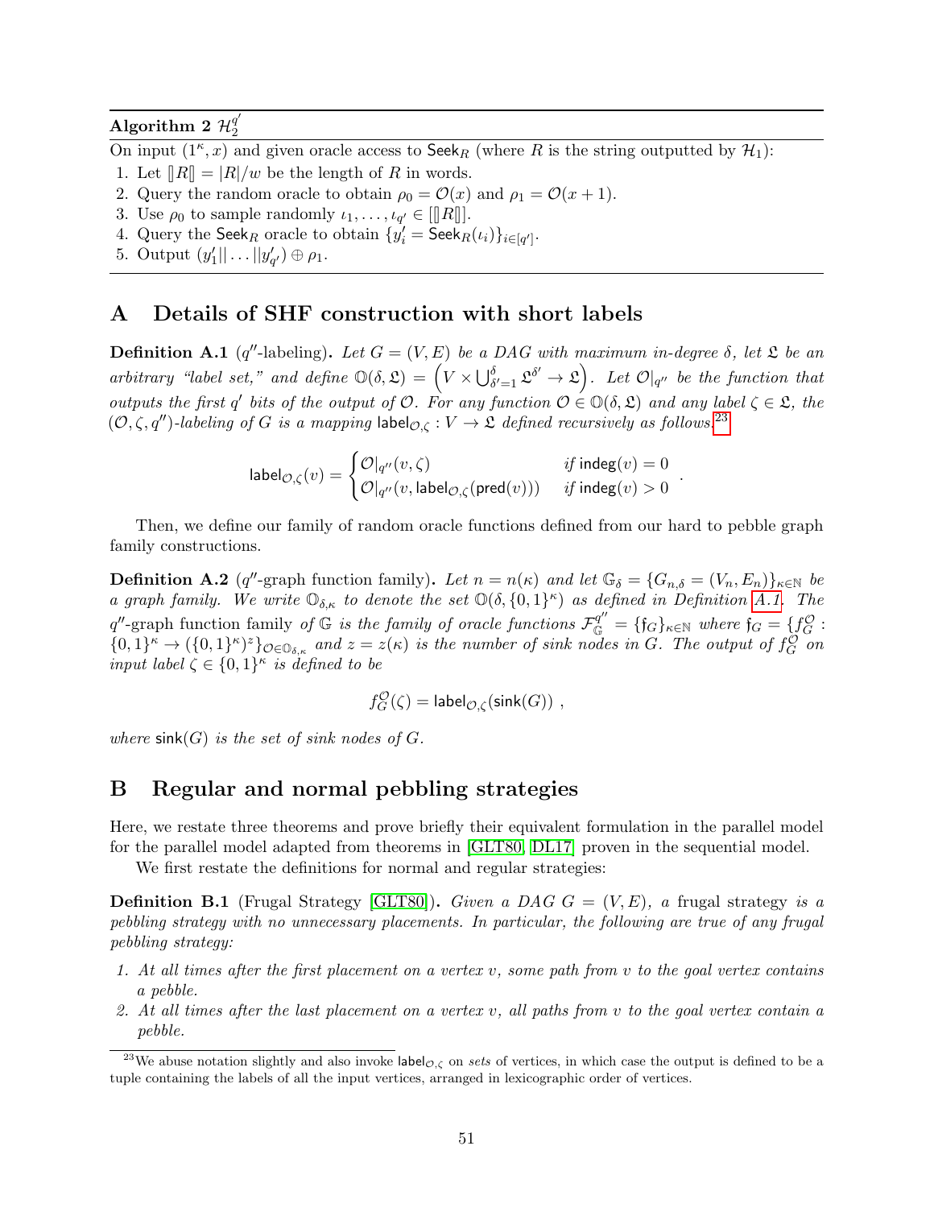**Algorithm 2** $\mathcal{H}_2^{q'}$

On input $(1^\kappa, x)$ and given oracle access to $\mathsf{Seek}_R$ (where $R$ is the string outputted by $\mathcal{H}_1$):

1. Let $[\![R]\!] = |R|/w$ be the length of $R$ in words.
2. Query the random oracle to obtain $\rho_0 = \mathcal{O}(x)$ and $\rho_1 = \mathcal{O}(x+1)$.
3. Use $\rho_0$ to sample randomly $\iota_1, \ldots, \iota_{q'} \in [[\![R]\!]]$.
4. Query the $\mathsf{Seek}_R$ oracle to obtain $\{y'_i = \mathsf{Seek}_R(\iota_i)\}_{i \in [q']}$.
5. Output $(y'_1 || \ldots || y'_{q'}) \oplus \rho_1$.

## A Details of SHF construction with short labels

**Definition A.1** ($q''$-labeling). *Let $G = (V, E)$ be a DAG with maximum in-degree $\delta$, let $\mathfrak{L}$ be an arbitrary "label set," and define $\mathbb{O}(\delta, \mathfrak{L}) = \left(V \times \bigcup_{\delta'=1}^{\delta} \mathfrak{L}^{\delta'} \to \mathfrak{L}\right)$. Let $\mathcal{O}|_{q''}$ be the function that outputs the first $q'$ bits of the output of $\mathcal{O}$. For any function $\mathcal{O} \in \mathbb{O}(\delta, \mathfrak{L})$ and any label $\zeta \in \mathfrak{L}$, the $(\mathcal{O}, \zeta, q'')$-labeling of $G$ is a mapping $\mathsf{label}_{\mathcal{O},\zeta} : V \to \mathfrak{L}$ defined recursively as follows.*[23]

$$\mathsf{label}_{\mathcal{O},\zeta}(v) = \begin{cases} \mathcal{O}|_{q''}(v, \zeta) & \text{if } \mathsf{indeg}(v) = 0 \\ \mathcal{O}|_{q''}(v, \mathsf{label}_{\mathcal{O},\zeta}(\mathsf{pred}(v))) & \text{if } \mathsf{indeg}(v) > 0 \end{cases} .$$

Then, we define our family of random oracle functions defined from our hard to pebble graph family constructions.

**Definition A.2** ($q''$-graph function family). *Let $n = n(\kappa)$ and let $\mathbb{G}_\delta = \{G_{n,\delta} = (V_n, E_n)\}_{\kappa \in \mathbb{N}}$ be a graph family. We write $\mathbb{O}_{\delta,\kappa}$ to denote the set $\mathbb{O}(\delta, \{0,1\}^\kappa)$ as defined in Definition A.1. The $q''$-graph function family of $\mathbb{G}$ is the family of oracle functions $\mathcal{F}_{\mathbb{G}}^{q''} = \{\mathfrak{f}_G\}_{\kappa \in \mathbb{N}}$ where $\mathfrak{f}_G = \{f_G^{\mathcal{O}} : \{0,1\}^\kappa \to (\{0,1\}^\kappa)^z\}_{\mathcal{O} \in \mathbb{O}_{\delta,\kappa}}$ and $z = z(\kappa)$ is the number of sink nodes in $G$. The output of $f_G^{\mathcal{O}}$ on input label $\zeta \in \{0,1\}^\kappa$ is defined to be*

$$f_G^{\mathcal{O}}(\zeta) = \mathsf{label}_{\mathcal{O},\zeta}(\mathsf{sink}(G)) ,$$

*where $\mathsf{sink}(G)$ is the set of sink nodes of $G$.*

## B Regular and normal pebbling strategies

Here, we restate three theorems and prove briefly their equivalent formulation in the parallel model for the parallel model adapted from theorems in [GLT80, DL17] proven in the sequential model.

We first restate the definitions for normal and regular strategies:

**Definition B.1** (Frugal Strategy [GLT80]). *Given a DAG $G = (V, E)$,* a frugal strategy *is a pebbling strategy with no unnecessary placements. In particular, the following are true of any frugal pebbling strategy:*

1. *At all times after the first placement on a vertex $v$, some path from $v$ to the goal vertex contains a pebble.*
2. *At all times after the last placement on a vertex $v$, all paths from $v$ to the goal vertex contain a pebble.*

[23] We abuse notation slightly and also invoke $\mathsf{label}_{\mathcal{O},\zeta}$ on *sets* of vertices, in which case the output is defined to be a tuple containing the labels of all the input vertices, arranged in lexicographic order of vertices.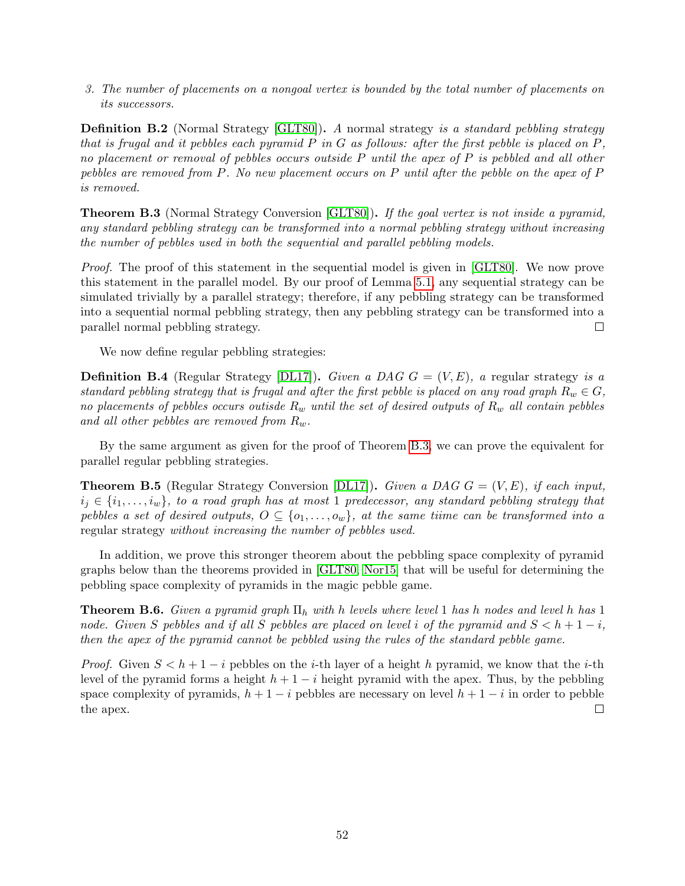3. *The number of placements on a nongoal vertex is bounded by the total number of placements on its successors.*

**Definition B.2** (Normal Strategy [GLT80]). *A* normal strategy *is a standard pebbling strategy that is frugal and it pebbles each pyramid $P$ in $G$ as follows: after the first pebble is placed on $P$, no placement or removal of pebbles occurs outside $P$ until the apex of $P$ is pebbled and all other pebbles are removed from $P$. No new placement occurs on $P$ until after the pebble on the apex of $P$ is removed.*

**Theorem B.3** (Normal Strategy Conversion [GLT80]). *If the goal vertex is not inside a pyramid, any standard pebbling strategy can be transformed into a normal pebbling strategy without increasing the number of pebbles used in both the sequential and parallel pebbling models.*

*Proof.* The proof of this statement in the sequential model is given in [GLT80]. We now prove this statement in the parallel model. By our proof of Lemma 5.1, any sequential strategy can be simulated trivially by a parallel strategy; therefore, if any pebbling strategy can be transformed into a sequential normal pebbling strategy, then any pebbling strategy can be transformed into a parallel normal pebbling strategy. □

We now define regular pebbling strategies:

**Definition B.4** (Regular Strategy [DL17]). *Given a DAG $G = (V, E)$, a* regular strategy *is a standard pebbling strategy that is frugal and after the first pebble is placed on any road graph $R_w \in G$, no placements of pebbles occurs outisde $R_w$ until the set of desired outputs of $R_w$ all contain pebbles and all other pebbles are removed from $R_w$.*

By the same argument as given for the proof of Theorem B.3, we can prove the equivalent for parallel regular pebbling strategies.

**Theorem B.5** (Regular Strategy Conversion [DL17]). *Given a DAG $G = (V, E)$, if each input, $i_j \in \{i_1, \dots, i_w\}$, to a road graph has at most 1 predecessor, any standard pebbling strategy that pebbles a set of desired outputs, $O \subseteq \{o_1, \dots, o_w\}$, at the same tiime can be transformed into a* regular strategy *without increasing the number of pebbles used.*

In addition, we prove this stronger theorem about the pebbling space complexity of pyramid graphs below than the theorems provided in [GLT80, Nor15] that will be useful for determining the pebbling space complexity of pyramids in the magic pebble game.

**Theorem B.6.** *Given a pyramid graph $\Pi_h$ with $h$ levels where level 1 has $h$ nodes and level $h$ has 1 node. Given $S$ pebbles and if all $S$ pebbles are placed on level $i$ of the pyramid and $S < h + 1 - i$, then the apex of the pyramid cannot be pebbled using the rules of the standard pebble game.*

*Proof.* Given $S < h + 1 - i$ pebbles on the $i$-th layer of a height $h$ pyramid, we know that the $i$-th level of the pyramid forms a height $h + 1 - i$ height pyramid with the apex. Thus, by the pebbling space complexity of pyramids, $h + 1 - i$ pebbles are necessary on level $h + 1 - i$ in order to pebble the apex. □